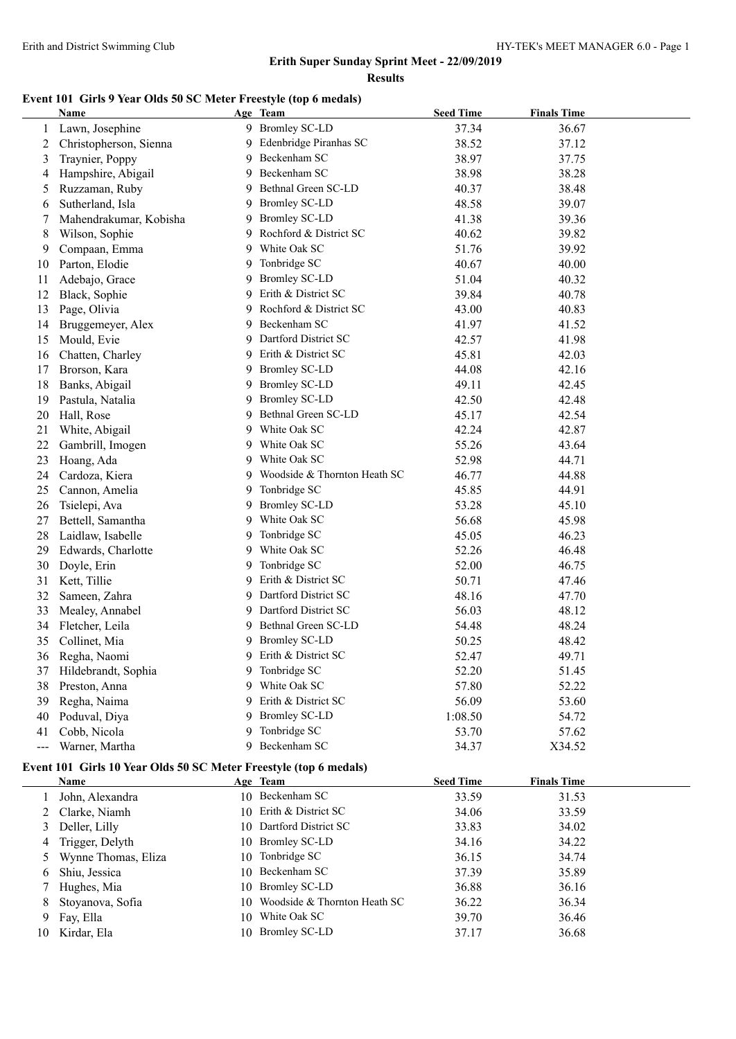# Erith Super Sunday Sprint Meet - 22/09/2019

## Results

### Event 101 Girls 9 Year Olds 50 SC Meter Freestyle (top 6 medals)

| | Name | Age | Team | Seed Time | Finals Time |
|---|---|---|---|---|---|
| 1 | Lawn, Josephine | 9 | Bromley SC-LD | 37.34 | 36.67 |
| 2 | Christopherson, Sienna | 9 | Edenbridge Piranhas SC | 38.52 | 37.12 |
| 3 | Traynier, Poppy | 9 | Beckenham SC | 38.97 | 37.75 |
| 4 | Hampshire, Abigail | 9 | Beckenham SC | 38.98 | 38.28 |
| 5 | Ruzzaman, Ruby | 9 | Bethnal Green SC-LD | 40.37 | 38.48 |
| 6 | Sutherland, Isla | 9 | Bromley SC-LD | 48.58 | 39.07 |
| 7 | Mahendrakumar, Kobisha | 9 | Bromley SC-LD | 41.38 | 39.36 |
| 8 | Wilson, Sophie | 9 | Rochford & District SC | 40.62 | 39.82 |
| 9 | Compaan, Emma | 9 | White Oak SC | 51.76 | 39.92 |
| 10 | Parton, Elodie | 9 | Tonbridge SC | 40.67 | 40.00 |
| 11 | Adebajo, Grace | 9 | Bromley SC-LD | 51.04 | 40.32 |
| 12 | Black, Sophie | 9 | Erith & District SC | 39.84 | 40.78 |
| 13 | Page, Olivia | 9 | Rochford & District SC | 43.00 | 40.83 |
| 14 | Bruggemeyer, Alex | 9 | Beckenham SC | 41.97 | 41.52 |
| 15 | Mould, Evie | 9 | Dartford District SC | 42.57 | 41.98 |
| 16 | Chatten, Charley | 9 | Erith & District SC | 45.81 | 42.03 |
| 17 | Brorson, Kara | 9 | Bromley SC-LD | 44.08 | 42.16 |
| 18 | Banks, Abigail | 9 | Bromley SC-LD | 49.11 | 42.45 |
| 19 | Pastula, Natalia | 9 | Bromley SC-LD | 42.50 | 42.48 |
| 20 | Hall, Rose | 9 | Bethnal Green SC-LD | 45.17 | 42.54 |
| 21 | White, Abigail | 9 | White Oak SC | 42.24 | 42.87 |
| 22 | Gambrill, Imogen | 9 | White Oak SC | 55.26 | 43.64 |
| 23 | Hoang, Ada | 9 | White Oak SC | 52.98 | 44.71 |
| 24 | Cardoza, Kiera | 9 | Woodside & Thornton Heath SC | 46.77 | 44.88 |
| 25 | Cannon, Amelia | 9 | Tonbridge SC | 45.85 | 44.91 |
| 26 | Tsielepi, Ava | 9 | Bromley SC-LD | 53.28 | 45.10 |
| 27 | Bettell, Samantha | 9 | White Oak SC | 56.68 | 45.98 |
| 28 | Laidlaw, Isabelle | 9 | Tonbridge SC | 45.05 | 46.23 |
| 29 | Edwards, Charlotte | 9 | White Oak SC | 52.26 | 46.48 |
| 30 | Doyle, Erin | 9 | Tonbridge SC | 52.00 | 46.75 |
| 31 | Kett, Tillie | 9 | Erith & District SC | 50.71 | 47.46 |
| 32 | Sameen, Zahra | 9 | Dartford District SC | 48.16 | 47.70 |
| 33 | Mealey, Annabel | 9 | Dartford District SC | 56.03 | 48.12 |
| 34 | Fletcher, Leila | 9 | Bethnal Green SC-LD | 54.48 | 48.24 |
| 35 | Collinet, Mia | 9 | Bromley SC-LD | 50.25 | 48.42 |
| 36 | Regha, Naomi | 9 | Erith & District SC | 52.47 | 49.71 |
| 37 | Hildebrandt, Sophia | 9 | Tonbridge SC | 52.20 | 51.45 |
| 38 | Preston, Anna | 9 | White Oak SC | 57.80 | 52.22 |
| 39 | Regha, Naima | 9 | Erith & District SC | 56.09 | 53.60 |
| 40 | Poduval, Diya | 9 | Bromley SC-LD | 1:08.50 | 54.72 |
| 41 | Cobb, Nicola | 9 | Tonbridge SC | 53.70 | 57.62 |
| --- | Warner, Martha | 9 | Beckenham SC | 34.37 | X34.52 |

### Event 101 Girls 10 Year Olds 50 SC Meter Freestyle (top 6 medals)

| | Name | Age | Team | Seed Time | Finals Time |
|---|---|---|---|---|---|
| 1 | John, Alexandra | 10 | Beckenham SC | 33.59 | 31.53 |
| 2 | Clarke, Niamh | 10 | Erith & District SC | 34.06 | 33.59 |
| 3 | Deller, Lilly | 10 | Dartford District SC | 33.83 | 34.02 |
| 4 | Trigger, Delyth | 10 | Bromley SC-LD | 34.16 | 34.22 |
| 5 | Wynne Thomas, Eliza | 10 | Tonbridge SC | 36.15 | 34.74 |
| 6 | Shiu, Jessica | 10 | Beckenham SC | 37.39 | 35.89 |
| 7 | Hughes, Mia | 10 | Bromley SC-LD | 36.88 | 36.16 |
| 8 | Stoyanova, Sofia | 10 | Woodside & Thornton Heath SC | 36.22 | 36.34 |
| 9 | Fay, Ella | 10 | White Oak SC | 39.70 | 36.46 |
| 10 | Kirdar, Ela | 10 | Bromley SC-LD | 37.17 | 36.68 |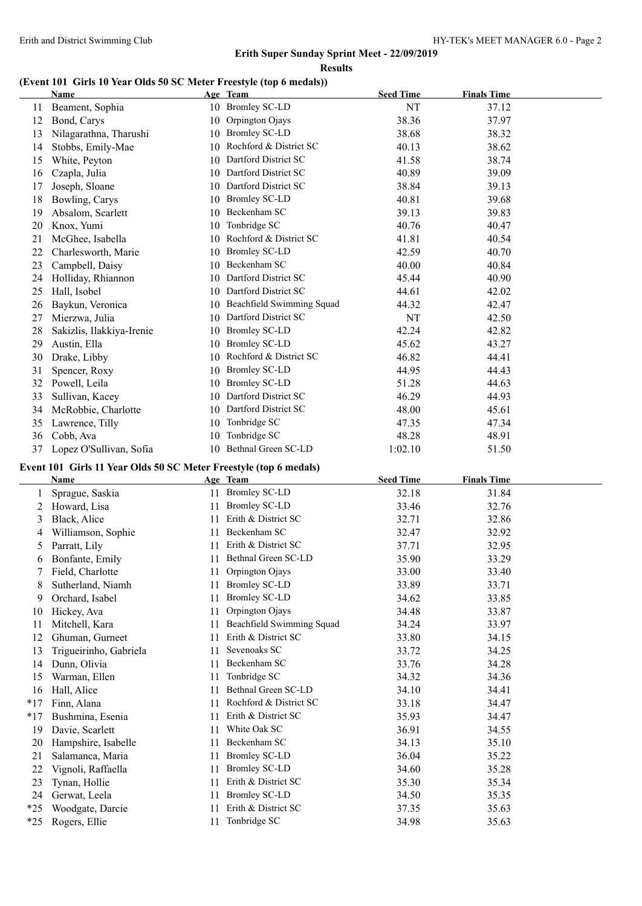# Erith Super Sunday Sprint Meet - 22/09/2019

## Results

### (Event 101 Girls 10 Year Olds 50 SC Meter Freestyle (top 6 medals))

| | Name | Age | Team | Seed Time | Finals Time |
|---|---|---|---|---|---|
| 11 | Beament, Sophia | 10 | Bromley SC-LD | NT | 37.12 |
| 12 | Bond, Carys | 10 | Orpington Ojays | 38.36 | 37.97 |
| 13 | Nilagarathna, Tharushi | 10 | Bromley SC-LD | 38.68 | 38.32 |
| 14 | Stobbs, Emily-Mae | 10 | Rochford & District SC | 40.13 | 38.62 |
| 15 | White, Peyton | 10 | Dartford District SC | 41.58 | 38.74 |
| 16 | Czapla, Julia | 10 | Dartford District SC | 40.89 | 39.09 |
| 17 | Joseph, Sloane | 10 | Dartford District SC | 38.84 | 39.13 |
| 18 | Bowling, Carys | 10 | Bromley SC-LD | 40.81 | 39.68 |
| 19 | Absalom, Scarlett | 10 | Beckenham SC | 39.13 | 39.83 |
| 20 | Knox, Yumi | 10 | Tonbridge SC | 40.76 | 40.47 |
| 21 | McGhee, Isabella | 10 | Rochford & District SC | 41.81 | 40.54 |
| 22 | Charlesworth, Marie | 10 | Bromley SC-LD | 42.59 | 40.70 |
| 23 | Campbell, Daisy | 10 | Beckenham SC | 40.00 | 40.84 |
| 24 | Holliday, Rhiannon | 10 | Dartford District SC | 45.44 | 40.90 |
| 25 | Hall, Isobel | 10 | Dartford District SC | 44.61 | 42.02 |
| 26 | Baykun, Veronica | 10 | Beachfield Swimming Squad | 44.32 | 42.47 |
| 27 | Mierzwa, Julia | 10 | Dartford District SC | NT | 42.50 |
| 28 | Sakizlis, Ilakkiya-Irenie | 10 | Bromley SC-LD | 42.24 | 42.82 |
| 29 | Austin, Ella | 10 | Bromley SC-LD | 45.62 | 43.27 |
| 30 | Drake, Libby | 10 | Rochford & District SC | 46.82 | 44.41 |
| 31 | Spencer, Roxy | 10 | Bromley SC-LD | 44.95 | 44.43 |
| 32 | Powell, Leila | 10 | Bromley SC-LD | 51.28 | 44.63 |
| 33 | Sullivan, Kacey | 10 | Dartford District SC | 46.29 | 44.93 |
| 34 | McRobbie, Charlotte | 10 | Dartford District SC | 48.00 | 45.61 |
| 35 | Lawrence, Tilly | 10 | Tonbridge SC | 47.35 | 47.34 |
| 36 | Cobb, Ava | 10 | Tonbridge SC | 48.28 | 48.91 |
| 37 | Lopez O'Sullivan, Sofia | 10 | Bethnal Green SC-LD | 1:02.10 | 51.50 |

### Event 101 Girls 11 Year Olds 50 SC Meter Freestyle (top 6 medals)

| | Name | Age | Team | Seed Time | Finals Time |
|---|---|---|---|---|---|
| 1 | Sprague, Saskia | 11 | Bromley SC-LD | 32.18 | 31.84 |
| 2 | Howard, Lisa | 11 | Bromley SC-LD | 33.46 | 32.76 |
| 3 | Black, Alice | 11 | Erith & District SC | 32.71 | 32.86 |
| 4 | Williamson, Sophie | 11 | Beckenham SC | 32.47 | 32.92 |
| 5 | Parratt, Lily | 11 | Erith & District SC | 37.71 | 32.95 |
| 6 | Bonfante, Emily | 11 | Bethnal Green SC-LD | 35.90 | 33.29 |
| 7 | Field, Charlotte | 11 | Orpington Ojays | 33.00 | 33.40 |
| 8 | Sutherland, Niamh | 11 | Bromley SC-LD | 33.89 | 33.71 |
| 9 | Orchard, Isabel | 11 | Bromley SC-LD | 34.62 | 33.85 |
| 10 | Hickey, Ava | 11 | Orpington Ojays | 34.48 | 33.87 |
| 11 | Mitchell, Kara | 11 | Beachfield Swimming Squad | 34.24 | 33.97 |
| 12 | Ghuman, Gurneet | 11 | Erith & District SC | 33.80 | 34.15 |
| 13 | Trigueirinho, Gabriela | 11 | Sevenoaks SC | 33.72 | 34.25 |
| 14 | Dunn, Olivia | 11 | Beckenham SC | 33.76 | 34.28 |
| 15 | Warman, Ellen | 11 | Tonbridge SC | 34.32 | 34.36 |
| 16 | Hall, Alice | 11 | Bethnal Green SC-LD | 34.10 | 34.41 |
| *17 | Finn, Alana | 11 | Rochford & District SC | 33.18 | 34.47 |
| *17 | Bushmina, Esenia | 11 | Erith & District SC | 35.93 | 34.47 |
| 19 | Davie, Scarlett | 11 | White Oak SC | 36.91 | 34.55 |
| 20 | Hampshire, Isabelle | 11 | Beckenham SC | 34.13 | 35.10 |
| 21 | Salamanca, Maria | 11 | Bromley SC-LD | 36.04 | 35.22 |
| 22 | Vignoli, Raffaella | 11 | Bromley SC-LD | 34.60 | 35.28 |
| 23 | Tynan, Hollie | 11 | Erith & District SC | 35.30 | 35.34 |
| 24 | Gerwat, Leela | 11 | Bromley SC-LD | 34.50 | 35.35 |
| *25 | Woodgate, Darcie | 11 | Erith & District SC | 37.35 | 35.63 |
| *25 | Rogers, Ellie | 11 | Tonbridge SC | 34.98 | 35.63 |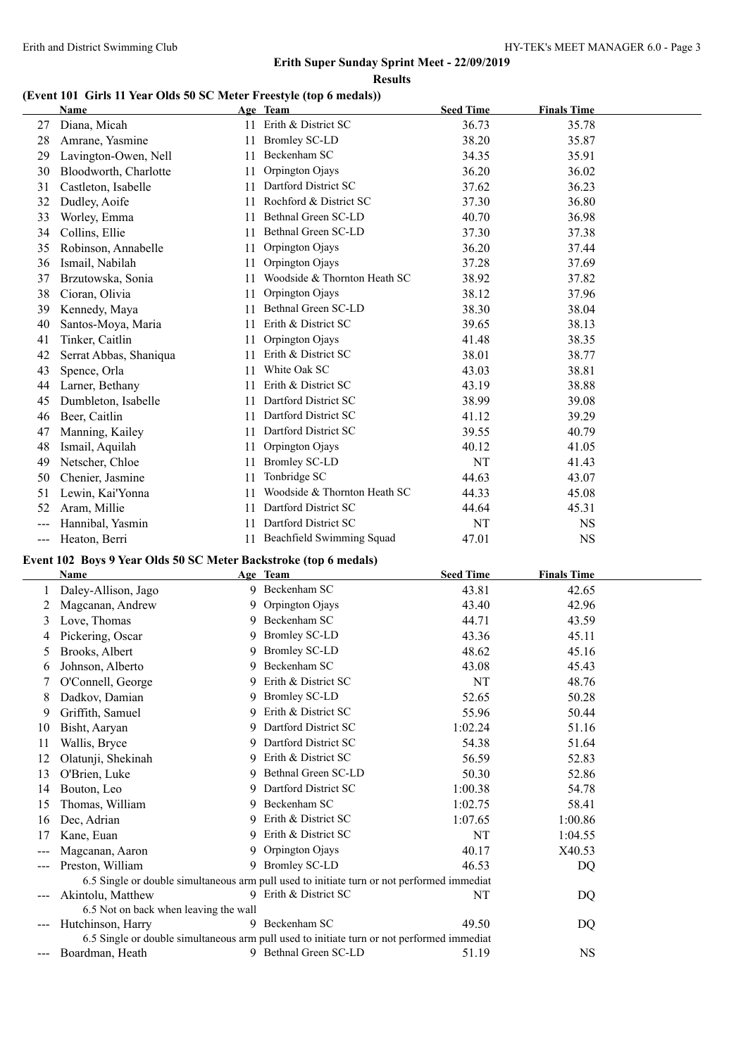## Erith Super Sunday Sprint Meet - 22/09/2019

**Results**

### (Event 101 Girls 11 Year Olds 50 SC Meter Freestyle (top 6 medals))

| | Name | Age | Team | Seed Time | Finals Time |
|---|---|---|---|---|---|
| 27 | Diana, Micah | 11 | Erith & District SC | 36.73 | 35.78 |
| 28 | Amrane, Yasmine | 11 | Bromley SC-LD | 38.20 | 35.87 |
| 29 | Lavington-Owen, Nell | 11 | Beckenham SC | 34.35 | 35.91 |
| 30 | Bloodworth, Charlotte | 11 | Orpington Ojays | 36.20 | 36.02 |
| 31 | Castleton, Isabelle | 11 | Dartford District SC | 37.62 | 36.23 |
| 32 | Dudley, Aoife | 11 | Rochford & District SC | 37.30 | 36.80 |
| 33 | Worley, Emma | 11 | Bethnal Green SC-LD | 40.70 | 36.98 |
| 34 | Collins, Ellie | 11 | Bethnal Green SC-LD | 37.30 | 37.38 |
| 35 | Robinson, Annabelle | 11 | Orpington Ojays | 36.20 | 37.44 |
| 36 | Ismail, Nabilah | 11 | Orpington Ojays | 37.28 | 37.69 |
| 37 | Brzutowska, Sonia | 11 | Woodside & Thornton Heath SC | 38.92 | 37.82 |
| 38 | Cioran, Olivia | 11 | Orpington Ojays | 38.12 | 37.96 |
| 39 | Kennedy, Maya | 11 | Bethnal Green SC-LD | 38.30 | 38.04 |
| 40 | Santos-Moya, Maria | 11 | Erith & District SC | 39.65 | 38.13 |
| 41 | Tinker, Caitlin | 11 | Orpington Ojays | 41.48 | 38.35 |
| 42 | Serrat Abbas, Shaniqua | 11 | Erith & District SC | 38.01 | 38.77 |
| 43 | Spence, Orla | 11 | White Oak SC | 43.03 | 38.81 |
| 44 | Larner, Bethany | 11 | Erith & District SC | 43.19 | 38.88 |
| 45 | Dumbleton, Isabelle | 11 | Dartford District SC | 38.99 | 39.08 |
| 46 | Beer, Caitlin | 11 | Dartford District SC | 41.12 | 39.29 |
| 47 | Manning, Kailey | 11 | Dartford District SC | 39.55 | 40.79 |
| 48 | Ismail, Aquilah | 11 | Orpington Ojays | 40.12 | 41.05 |
| 49 | Netscher, Chloe | 11 | Bromley SC-LD | NT | 41.43 |
| 50 | Chenier, Jasmine | 11 | Tonbridge SC | 44.63 | 43.07 |
| 51 | Lewin, Kai'Yonna | 11 | Woodside & Thornton Heath SC | 44.33 | 45.08 |
| 52 | Aram, Millie | 11 | Dartford District SC | 44.64 | 45.31 |
| --- | Hannibal, Yasmin | 11 | Dartford District SC | NT | NS |
| --- | Heaton, Berri | 11 | Beachfield Swimming Squad | 47.01 | NS |

### Event 102 Boys 9 Year Olds 50 SC Meter Backstroke (top 6 medals)

| | Name | Age | Team | Seed Time | Finals Time |
|---|---|---|---|---|---|
| 1 | Daley-Allison, Jago | 9 | Beckenham SC | 43.81 | 42.65 |
| 2 | Magcanan, Andrew | 9 | Orpington Ojays | 43.40 | 42.96 |
| 3 | Love, Thomas | 9 | Beckenham SC | 44.71 | 43.59 |
| 4 | Pickering, Oscar | 9 | Bromley SC-LD | 43.36 | 45.11 |
| 5 | Brooks, Albert | 9 | Bromley SC-LD | 48.62 | 45.16 |
| 6 | Johnson, Alberto | 9 | Beckenham SC | 43.08 | 45.43 |
| 7 | O'Connell, George | 9 | Erith & District SC | NT | 48.76 |
| 8 | Dadkov, Damian | 9 | Bromley SC-LD | 52.65 | 50.28 |
| 9 | Griffith, Samuel | 9 | Erith & District SC | 55.96 | 50.44 |
| 10 | Bisht, Aaryan | 9 | Dartford District SC | 1:02.24 | 51.16 |
| 11 | Wallis, Bryce | 9 | Dartford District SC | 54.38 | 51.64 |
| 12 | Olatunji, Shekinah | 9 | Erith & District SC | 56.59 | 52.83 |
| 13 | O'Brien, Luke | 9 | Bethnal Green SC-LD | 50.30 | 52.86 |
| 14 | Bouton, Leo | 9 | Dartford District SC | 1:00.38 | 54.78 |
| 15 | Thomas, William | 9 | Beckenham SC | 1:02.75 | 58.41 |
| 16 | Dec, Adrian | 9 | Erith & District SC | 1:07.65 | 1:00.86 |
| 17 | Kane, Euan | 9 | Erith & District SC | NT | 1:04.55 |
| --- | Magcanan, Aaron | 9 | Orpington Ojays | 40.17 | X40.53 |
| --- | Preston, William | 9 | Bromley SC-LD | 46.53 | DQ |
| | 6.5 Single or double simultaneous arm pull used to initiate turn or not performed immediat | | | | |
| --- | Akintolu, Matthew | 9 | Erith & District SC | NT | DQ |
| | 6.5 Not on back when leaving the wall | | | | |
| --- | Hutchinson, Harry | 9 | Beckenham SC | 49.50 | DQ |
| | 6.5 Single or double simultaneous arm pull used to initiate turn or not performed immediat | | | | |
| --- | Boardman, Heath | 9 | Bethnal Green SC-LD | 51.19 | NS |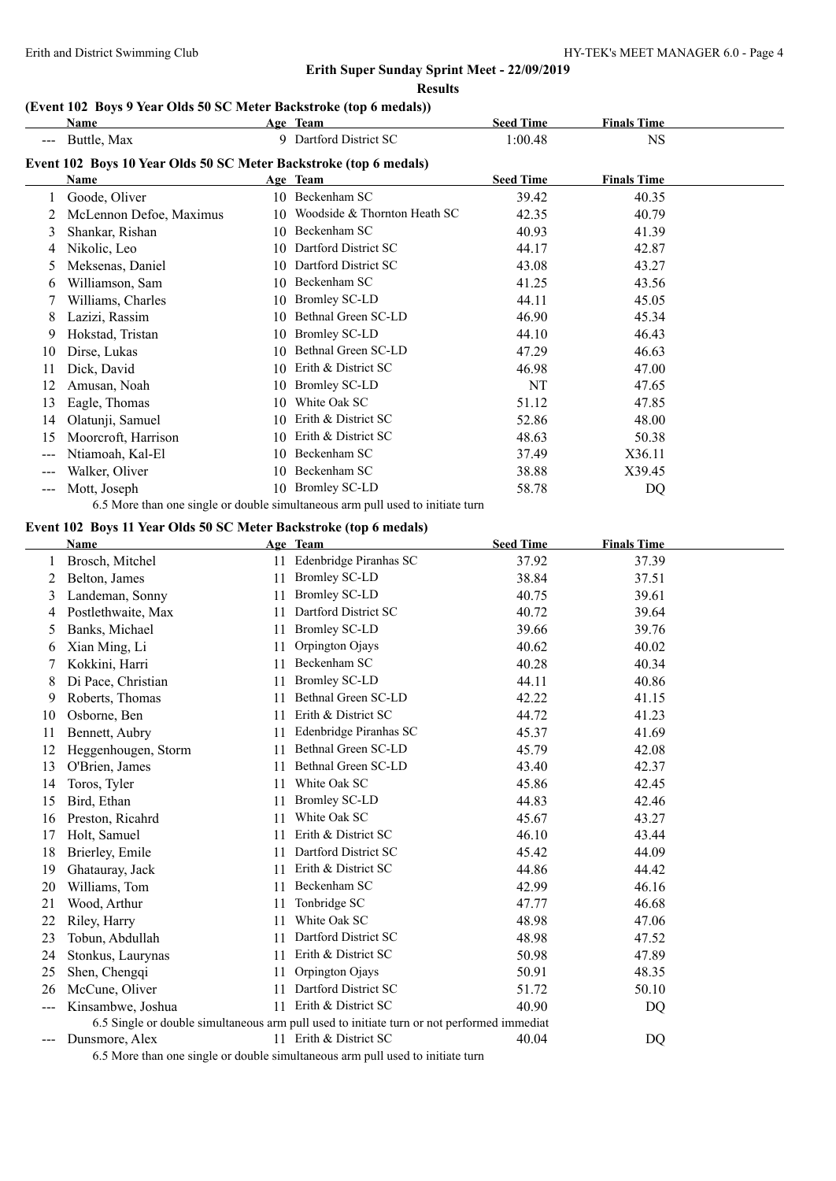**Erith Super Sunday Sprint Meet - 22/09/2019**

**Results**

### (Event 102 Boys 9 Year Olds 50 SC Meter Backstroke (top 6 medals))

| | Name | Age | Team | Seed Time | Finals Time |
|---|---|---|---|---|---|
| --- | Buttle, Max | 9 | Dartford District SC | 1:00.48 | NS |

### Event 102 Boys 10 Year Olds 50 SC Meter Backstroke (top 6 medals)

| | Name | Age | Team | Seed Time | Finals Time |
|---|---|---|---|---|---|
| 1 | Goode, Oliver | 10 | Beckenham SC | 39.42 | 40.35 |
| 2 | McLennon Defoe, Maximus | 10 | Woodside & Thornton Heath SC | 42.35 | 40.79 |
| 3 | Shankar, Rishan | 10 | Beckenham SC | 40.93 | 41.39 |
| 4 | Nikolic, Leo | 10 | Dartford District SC | 44.17 | 42.87 |
| 5 | Meksenas, Daniel | 10 | Dartford District SC | 43.08 | 43.27 |
| 6 | Williamson, Sam | 10 | Beckenham SC | 41.25 | 43.56 |
| 7 | Williams, Charles | 10 | Bromley SC-LD | 44.11 | 45.05 |
| 8 | Lazizi, Rassim | 10 | Bethnal Green SC-LD | 46.90 | 45.34 |
| 9 | Hokstad, Tristan | 10 | Bromley SC-LD | 44.10 | 46.43 |
| 10 | Dirse, Lukas | 10 | Bethnal Green SC-LD | 47.29 | 46.63 |
| 11 | Dick, David | 10 | Erith & District SC | 46.98 | 47.00 |
| 12 | Amusan, Noah | 10 | Bromley SC-LD | NT | 47.65 |
| 13 | Eagle, Thomas | 10 | White Oak SC | 51.12 | 47.85 |
| 14 | Olatunji, Samuel | 10 | Erith & District SC | 52.86 | 48.00 |
| 15 | Moorcroft, Harrison | 10 | Erith & District SC | 48.63 | 50.38 |
| --- | Ntiamoah, Kal-El | 10 | Beckenham SC | 37.49 | X36.11 |
| --- | Walker, Oliver | 10 | Beckenham SC | 38.88 | X39.45 |
| --- | Mott, Joseph | 10 | Bromley SC-LD | 58.78 | DQ |
| | 6.5 More than one single or double simultaneous arm pull used to initiate turn | | | | |

### Event 102 Boys 11 Year Olds 50 SC Meter Backstroke (top 6 medals)

| | Name | Age | Team | Seed Time | Finals Time |
|---|---|---|---|---|---|
| 1 | Brosch, Mitchel | 11 | Edenbridge Piranhas SC | 37.92 | 37.39 |
| 2 | Belton, James | 11 | Bromley SC-LD | 38.84 | 37.51 |
| 3 | Landeman, Sonny | 11 | Bromley SC-LD | 40.75 | 39.61 |
| 4 | Postlethwaite, Max | 11 | Dartford District SC | 40.72 | 39.64 |
| 5 | Banks, Michael | 11 | Bromley SC-LD | 39.66 | 39.76 |
| 6 | Xian Ming, Li | 11 | Orpington Ojays | 40.62 | 40.02 |
| 7 | Kokkini, Harri | 11 | Beckenham SC | 40.28 | 40.34 |
| 8 | Di Pace, Christian | 11 | Bromley SC-LD | 44.11 | 40.86 |
| 9 | Roberts, Thomas | 11 | Bethnal Green SC-LD | 42.22 | 41.15 |
| 10 | Osborne, Ben | 11 | Erith & District SC | 44.72 | 41.23 |
| 11 | Bennett, Aubry | 11 | Edenbridge Piranhas SC | 45.37 | 41.69 |
| 12 | Heggenhougen, Storm | 11 | Bethnal Green SC-LD | 45.79 | 42.08 |
| 13 | O'Brien, James | 11 | Bethnal Green SC-LD | 43.40 | 42.37 |
| 14 | Toros, Tyler | 11 | White Oak SC | 45.86 | 42.45 |
| 15 | Bird, Ethan | 11 | Bromley SC-LD | 44.83 | 42.46 |
| 16 | Preston, Ricahrd | 11 | White Oak SC | 45.67 | 43.27 |
| 17 | Holt, Samuel | 11 | Erith & District SC | 46.10 | 43.44 |
| 18 | Brierley, Emile | 11 | Dartford District SC | 45.42 | 44.09 |
| 19 | Ghatauray, Jack | 11 | Erith & District SC | 44.86 | 44.42 |
| 20 | Williams, Tom | 11 | Beckenham SC | 42.99 | 46.16 |
| 21 | Wood, Arthur | 11 | Tonbridge SC | 47.77 | 46.68 |
| 22 | Riley, Harry | 11 | White Oak SC | 48.98 | 47.06 |
| 23 | Tobun, Abdullah | 11 | Dartford District SC | 48.98 | 47.52 |
| 24 | Stonkus, Laurynas | 11 | Erith & District SC | 50.98 | 47.89 |
| 25 | Shen, Chengqi | 11 | Orpington Ojays | 50.91 | 48.35 |
| 26 | McCune, Oliver | 11 | Dartford District SC | 51.72 | 50.10 |
| --- | Kinsambwe, Joshua | 11 | Erith & District SC | 40.90 | DQ |
| | 6.5 Single or double simultaneous arm pull used to initiate turn or not performed immediat | | | | |
| --- | Dunsmore, Alex | 11 | Erith & District SC | 40.04 | DQ |
| | 6.5 More than one single or double simultaneous arm pull used to initiate turn | | | | |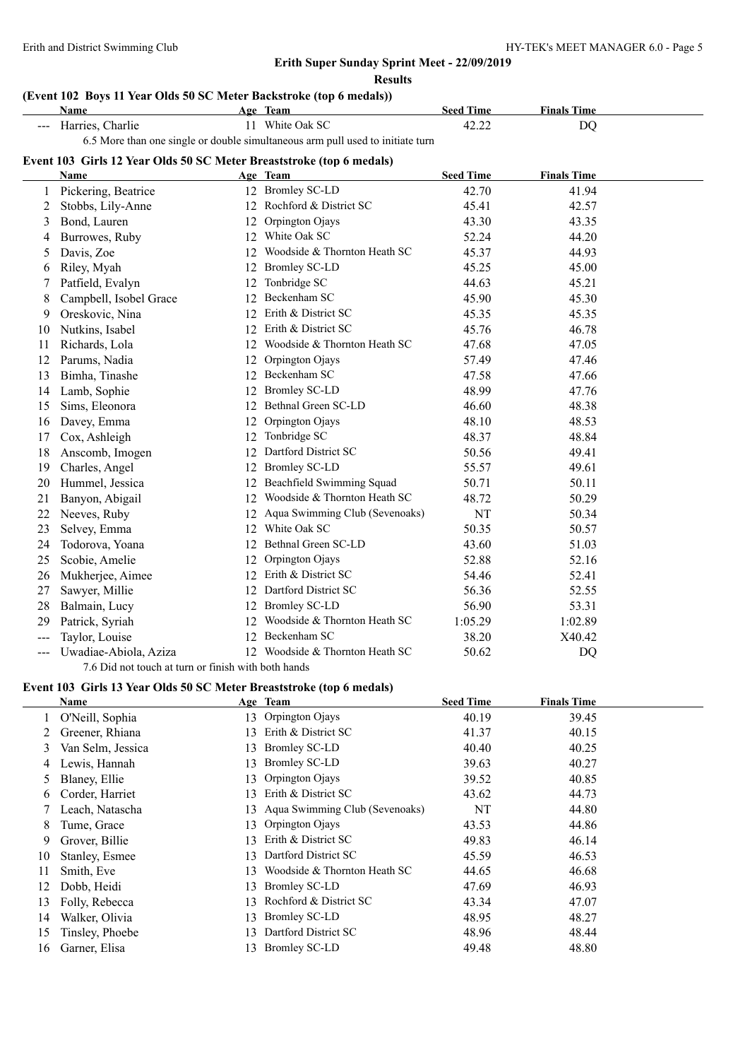**Erith Super Sunday Sprint Meet - 22/09/2019**

**Results**

### (Event 102 Boys 11 Year Olds 50 SC Meter Backstroke (top 6 medals))

| | Name | Age | Team | Seed Time | Finals Time |
|---|---|---|---|---|---|
| --- | Harries, Charlie | 11 | White Oak SC | 42.22 | DQ |

6.5 More than one single or double simultaneous arm pull used to initiate turn

### Event 103 Girls 12 Year Olds 50 SC Meter Breaststroke (top 6 medals)

| | Name | Age | Team | Seed Time | Finals Time |
|---|---|---|---|---|---|
| 1 | Pickering, Beatrice | 12 | Bromley SC-LD | 42.70 | 41.94 |
| 2 | Stobbs, Lily-Anne | 12 | Rochford & District SC | 45.41 | 42.57 |
| 3 | Bond, Lauren | 12 | Orpington Ojays | 43.30 | 43.35 |
| 4 | Burrowes, Ruby | 12 | White Oak SC | 52.24 | 44.20 |
| 5 | Davis, Zoe | 12 | Woodside & Thornton Heath SC | 45.37 | 44.93 |
| 6 | Riley, Myah | 12 | Bromley SC-LD | 45.25 | 45.00 |
| 7 | Patfield, Evalyn | 12 | Tonbridge SC | 44.63 | 45.21 |
| 8 | Campbell, Isobel Grace | 12 | Beckenham SC | 45.90 | 45.30 |
| 9 | Oreskovic, Nina | 12 | Erith & District SC | 45.35 | 45.35 |
| 10 | Nutkins, Isabel | 12 | Erith & District SC | 45.76 | 46.78 |
| 11 | Richards, Lola | 12 | Woodside & Thornton Heath SC | 47.68 | 47.05 |
| 12 | Parums, Nadia | 12 | Orpington Ojays | 57.49 | 47.46 |
| 13 | Bimha, Tinashe | 12 | Beckenham SC | 47.58 | 47.66 |
| 14 | Lamb, Sophie | 12 | Bromley SC-LD | 48.99 | 47.76 |
| 15 | Sims, Eleonora | 12 | Bethnal Green SC-LD | 46.60 | 48.38 |
| 16 | Davey, Emma | 12 | Orpington Ojays | 48.10 | 48.53 |
| 17 | Cox, Ashleigh | 12 | Tonbridge SC | 48.37 | 48.84 |
| 18 | Anscomb, Imogen | 12 | Dartford District SC | 50.56 | 49.41 |
| 19 | Charles, Angel | 12 | Bromley SC-LD | 55.57 | 49.61 |
| 20 | Hummel, Jessica | 12 | Beachfield Swimming Squad | 50.71 | 50.11 |
| 21 | Banyon, Abigail | 12 | Woodside & Thornton Heath SC | 48.72 | 50.29 |
| 22 | Neeves, Ruby | 12 | Aqua Swimming Club (Sevenoaks) | NT | 50.34 |
| 23 | Selvey, Emma | 12 | White Oak SC | 50.35 | 50.57 |
| 24 | Todorova, Yoana | 12 | Bethnal Green SC-LD | 43.60 | 51.03 |
| 25 | Scobie, Amelie | 12 | Orpington Ojays | 52.88 | 52.16 |
| 26 | Mukherjee, Aimee | 12 | Erith & District SC | 54.46 | 52.41 |
| 27 | Sawyer, Millie | 12 | Dartford District SC | 56.36 | 52.55 |
| 28 | Balmain, Lucy | 12 | Bromley SC-LD | 56.90 | 53.31 |
| 29 | Patrick, Syriah | 12 | Woodside & Thornton Heath SC | 1:05.29 | 1:02.89 |
| --- | Taylor, Louise | 12 | Beckenham SC | 38.20 | X40.42 |
| --- | Uwadiae-Abiola, Aziza | 12 | Woodside & Thornton Heath SC | 50.62 | DQ |

7.6 Did not touch at turn or finish with both hands

### Event 103 Girls 13 Year Olds 50 SC Meter Breaststroke (top 6 medals)

| | Name | Age | Team | Seed Time | Finals Time |
|---|---|---|---|---|---|
| 1 | O'Neill, Sophia | 13 | Orpington Ojays | 40.19 | 39.45 |
| 2 | Greener, Rhiana | 13 | Erith & District SC | 41.37 | 40.15 |
| 3 | Van Selm, Jessica | 13 | Bromley SC-LD | 40.40 | 40.25 |
| 4 | Lewis, Hannah | 13 | Bromley SC-LD | 39.63 | 40.27 |
| 5 | Blaney, Ellie | 13 | Orpington Ojays | 39.52 | 40.85 |
| 6 | Corder, Harriet | 13 | Erith & District SC | 43.62 | 44.73 |
| 7 | Leach, Natascha | 13 | Aqua Swimming Club (Sevenoaks) | NT | 44.80 |
| 8 | Tume, Grace | 13 | Orpington Ojays | 43.53 | 44.86 |
| 9 | Grover, Billie | 13 | Erith & District SC | 49.83 | 46.14 |
| 10 | Stanley, Esmee | 13 | Dartford District SC | 45.59 | 46.53 |
| 11 | Smith, Eve | 13 | Woodside & Thornton Heath SC | 44.65 | 46.68 |
| 12 | Dobb, Heidi | 13 | Bromley SC-LD | 47.69 | 46.93 |
| 13 | Folly, Rebecca | 13 | Rochford & District SC | 43.34 | 47.07 |
| 14 | Walker, Olivia | 13 | Bromley SC-LD | 48.95 | 48.27 |
| 15 | Tinsley, Phoebe | 13 | Dartford District SC | 48.96 | 48.44 |
| 16 | Garner, Elisa | 13 | Bromley SC-LD | 49.48 | 48.80 |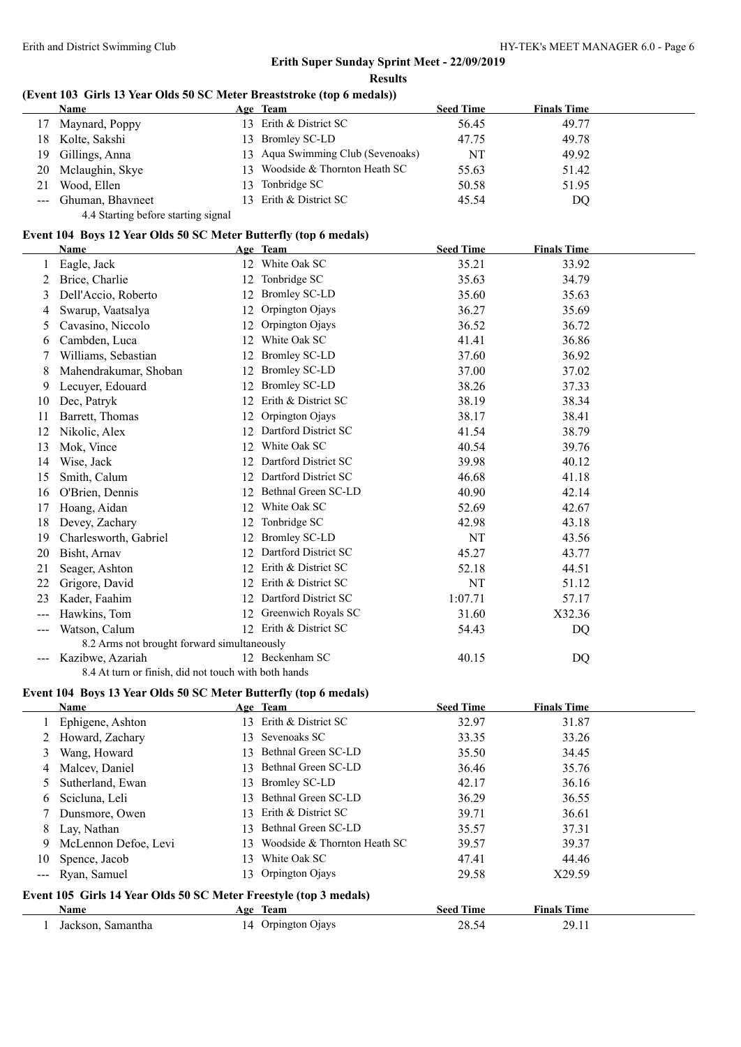## Erith Super Sunday Sprint Meet - 22/09/2019

### Results

### (Event 103 Girls 13 Year Olds 50 SC Meter Breaststroke (top 6 medals))

| | Name | Age | Team | Seed Time | Finals Time |
|---|---|---|---|---|---|
| 17 | Maynard, Poppy | 13 | Erith & District SC | 56.45 | 49.77 |
| 18 | Kolte, Sakshi | 13 | Bromley SC-LD | 47.75 | 49.78 |
| 19 | Gillings, Anna | 13 | Aqua Swimming Club (Sevenoaks) | NT | 49.92 |
| 20 | Mclaughin, Skye | 13 | Woodside & Thornton Heath SC | 55.63 | 51.42 |
| 21 | Wood, Ellen | 13 | Tonbridge SC | 50.58 | 51.95 |
| --- | Ghuman, Bhavneet | 13 | Erith & District SC | 45.54 | DQ |
| | 4.4 Starting before starting signal | | | | |

### Event 104 Boys 12 Year Olds 50 SC Meter Butterfly (top 6 medals)

| | Name | Age | Team | Seed Time | Finals Time |
|---|---|---|---|---|---|
| 1 | Eagle, Jack | 12 | White Oak SC | 35.21 | 33.92 |
| 2 | Brice, Charlie | 12 | Tonbridge SC | 35.63 | 34.79 |
| 3 | Dell'Accio, Roberto | 12 | Bromley SC-LD | 35.60 | 35.63 |
| 4 | Swarup, Vaatsalya | 12 | Orpington Ojays | 36.27 | 35.69 |
| 5 | Cavasino, Niccolo | 12 | Orpington Ojays | 36.52 | 36.72 |
| 6 | Cambden, Luca | 12 | White Oak SC | 41.41 | 36.86 |
| 7 | Williams, Sebastian | 12 | Bromley SC-LD | 37.60 | 36.92 |
| 8 | Mahendrakumar, Shoban | 12 | Bromley SC-LD | 37.00 | 37.02 |
| 9 | Lecuyer, Edouard | 12 | Bromley SC-LD | 38.26 | 37.33 |
| 10 | Dec, Patryk | 12 | Erith & District SC | 38.19 | 38.34 |
| 11 | Barrett, Thomas | 12 | Orpington Ojays | 38.17 | 38.41 |
| 12 | Nikolic, Alex | 12 | Dartford District SC | 41.54 | 38.79 |
| 13 | Mok, Vince | 12 | White Oak SC | 40.54 | 39.76 |
| 14 | Wise, Jack | 12 | Dartford District SC | 39.98 | 40.12 |
| 15 | Smith, Calum | 12 | Dartford District SC | 46.68 | 41.18 |
| 16 | O'Brien, Dennis | 12 | Bethnal Green SC-LD | 40.90 | 42.14 |
| 17 | Hoang, Aidan | 12 | White Oak SC | 52.69 | 42.67 |
| 18 | Devey, Zachary | 12 | Tonbridge SC | 42.98 | 43.18 |
| 19 | Charlesworth, Gabriel | 12 | Bromley SC-LD | NT | 43.56 |
| 20 | Bisht, Arnav | 12 | Dartford District SC | 45.27 | 43.77 |
| 21 | Seager, Ashton | 12 | Erith & District SC | 52.18 | 44.51 |
| 22 | Grigore, David | 12 | Erith & District SC | NT | 51.12 |
| 23 | Kader, Faahim | 12 | Dartford District SC | 1:07.71 | 57.17 |
| --- | Hawkins, Tom | 12 | Greenwich Royals SC | 31.60 | X32.36 |
| --- | Watson, Calum | 12 | Erith & District SC | 54.43 | DQ |
| | 8.2 Arms not brought forward simultaneously | | | | |
| --- | Kazibwe, Azariah | 12 | Beckenham SC | 40.15 | DQ |
| | 8.4 At turn or finish, did not touch with both hands | | | | |

### Event 104 Boys 13 Year Olds 50 SC Meter Butterfly (top 6 medals)

| | Name | Age | Team | Seed Time | Finals Time |
|---|---|---|---|---|---|
| 1 | Ephigene, Ashton | 13 | Erith & District SC | 32.97 | 31.87 |
| 2 | Howard, Zachary | 13 | Sevenoaks SC | 33.35 | 33.26 |
| 3 | Wang, Howard | 13 | Bethnal Green SC-LD | 35.50 | 34.45 |
| 4 | Malcev, Daniel | 13 | Bethnal Green SC-LD | 36.46 | 35.76 |
| 5 | Sutherland, Ewan | 13 | Bromley SC-LD | 42.17 | 36.16 |
| 6 | Scicluna, Leli | 13 | Bethnal Green SC-LD | 36.29 | 36.55 |
| 7 | Dunsmore, Owen | 13 | Erith & District SC | 39.71 | 36.61 |
| 8 | Lay, Nathan | 13 | Bethnal Green SC-LD | 35.57 | 37.31 |
| 9 | McLennon Defoe, Levi | 13 | Woodside & Thornton Heath SC | 39.57 | 39.37 |
| 10 | Spence, Jacob | 13 | White Oak SC | 47.41 | 44.46 |
| --- | Ryan, Samuel | 13 | Orpington Ojays | 29.58 | X29.59 |

### Event 105 Girls 14 Year Olds 50 SC Meter Freestyle (top 3 medals)

| | Name | Age | Team | Seed Time | Finals Time |
|---|---|---|---|---|---|
| 1 | Jackson, Samantha | 14 | Orpington Ojays | 28.54 | 29.11 |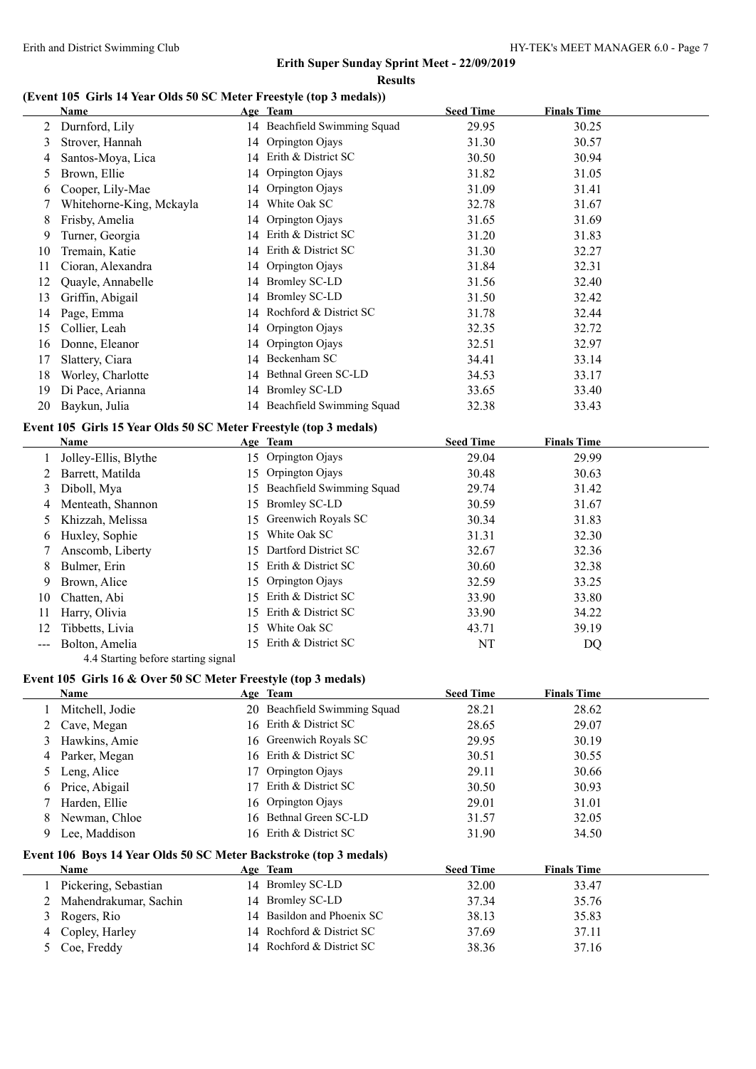**Erith Super Sunday Sprint Meet - 22/09/2019**

**Results**

### (Event 105 Girls 14 Year Olds 50 SC Meter Freestyle (top 3 medals))

| | Name | Age | Team | Seed Time | Finals Time |
|---|---|---|---|---|---|
| 2 | Durnford, Lily | 14 | Beachfield Swimming Squad | 29.95 | 30.25 |
| 3 | Strover, Hannah | 14 | Orpington Ojays | 31.30 | 30.57 |
| 4 | Santos-Moya, Lica | 14 | Erith & District SC | 30.50 | 30.94 |
| 5 | Brown, Ellie | 14 | Orpington Ojays | 31.82 | 31.05 |
| 6 | Cooper, Lily-Mae | 14 | Orpington Ojays | 31.09 | 31.41 |
| 7 | Whitehorne-King, Mckayla | 14 | White Oak SC | 32.78 | 31.67 |
| 8 | Frisby, Amelia | 14 | Orpington Ojays | 31.65 | 31.69 |
| 9 | Turner, Georgia | 14 | Erith & District SC | 31.20 | 31.83 |
| 10 | Tremain, Katie | 14 | Erith & District SC | 31.30 | 32.27 |
| 11 | Cioran, Alexandra | 14 | Orpington Ojays | 31.84 | 32.31 |
| 12 | Quayle, Annabelle | 14 | Bromley SC-LD | 31.56 | 32.40 |
| 13 | Griffin, Abigail | 14 | Bromley SC-LD | 31.50 | 32.42 |
| 14 | Page, Emma | 14 | Rochford & District SC | 31.78 | 32.44 |
| 15 | Collier, Leah | 14 | Orpington Ojays | 32.35 | 32.72 |
| 16 | Donne, Eleanor | 14 | Orpington Ojays | 32.51 | 32.97 |
| 17 | Slattery, Ciara | 14 | Beckenham SC | 34.41 | 33.14 |
| 18 | Worley, Charlotte | 14 | Bethnal Green SC-LD | 34.53 | 33.17 |
| 19 | Di Pace, Arianna | 14 | Bromley SC-LD | 33.65 | 33.40 |
| 20 | Baykun, Julia | 14 | Beachfield Swimming Squad | 32.38 | 33.43 |

### Event 105 Girls 15 Year Olds 50 SC Meter Freestyle (top 3 medals)

| | Name | Age | Team | Seed Time | Finals Time |
|---|---|---|---|---|---|
| 1 | Jolley-Ellis, Blythe | 15 | Orpington Ojays | 29.04 | 29.99 |
| 2 | Barrett, Matilda | 15 | Orpington Ojays | 30.48 | 30.63 |
| 3 | Diboll, Mya | 15 | Beachfield Swimming Squad | 29.74 | 31.42 |
| 4 | Menteath, Shannon | 15 | Bromley SC-LD | 30.59 | 31.67 |
| 5 | Khizzah, Melissa | 15 | Greenwich Royals SC | 30.34 | 31.83 |
| 6 | Huxley, Sophie | 15 | White Oak SC | 31.31 | 32.30 |
| 7 | Anscomb, Liberty | 15 | Dartford District SC | 32.67 | 32.36 |
| 8 | Bulmer, Erin | 15 | Erith & District SC | 30.60 | 32.38 |
| 9 | Brown, Alice | 15 | Orpington Ojays | 32.59 | 33.25 |
| 10 | Chatten, Abi | 15 | Erith & District SC | 33.90 | 33.80 |
| 11 | Harry, Olivia | 15 | Erith & District SC | 33.90 | 34.22 |
| 12 | Tibbetts, Livia | 15 | White Oak SC | 43.71 | 39.19 |
| --- | Bolton, Amelia | 15 | Erith & District SC | NT | DQ |
| | 4.4 Starting before starting signal | | | | |

### Event 105 Girls 16 & Over 50 SC Meter Freestyle (top 3 medals)

| | Name | Age | Team | Seed Time | Finals Time |
|---|---|---|---|---|---|
| 1 | Mitchell, Jodie | 20 | Beachfield Swimming Squad | 28.21 | 28.62 |
| 2 | Cave, Megan | 16 | Erith & District SC | 28.65 | 29.07 |
| 3 | Hawkins, Amie | 16 | Greenwich Royals SC | 29.95 | 30.19 |
| 4 | Parker, Megan | 16 | Erith & District SC | 30.51 | 30.55 |
| 5 | Leng, Alice | 17 | Orpington Ojays | 29.11 | 30.66 |
| 6 | Price, Abigail | 17 | Erith & District SC | 30.50 | 30.93 |
| 7 | Harden, Ellie | 16 | Orpington Ojays | 29.01 | 31.01 |
| 8 | Newman, Chloe | 16 | Bethnal Green SC-LD | 31.57 | 32.05 |
| 9 | Lee, Maddison | 16 | Erith & District SC | 31.90 | 34.50 |

### Event 106 Boys 14 Year Olds 50 SC Meter Backstroke (top 3 medals)

| | Name | Age | Team | Seed Time | Finals Time |
|---|---|---|---|---|---|
| 1 | Pickering, Sebastian | 14 | Bromley SC-LD | 32.00 | 33.47 |
| 2 | Mahendrakumar, Sachin | 14 | Bromley SC-LD | 37.34 | 35.76 |
| 3 | Rogers, Rio | 14 | Basildon and Phoenix SC | 38.13 | 35.83 |
| 4 | Copley, Harley | 14 | Rochford & District SC | 37.69 | 37.11 |
| 5 | Coe, Freddy | 14 | Rochford & District SC | 38.36 | 37.16 |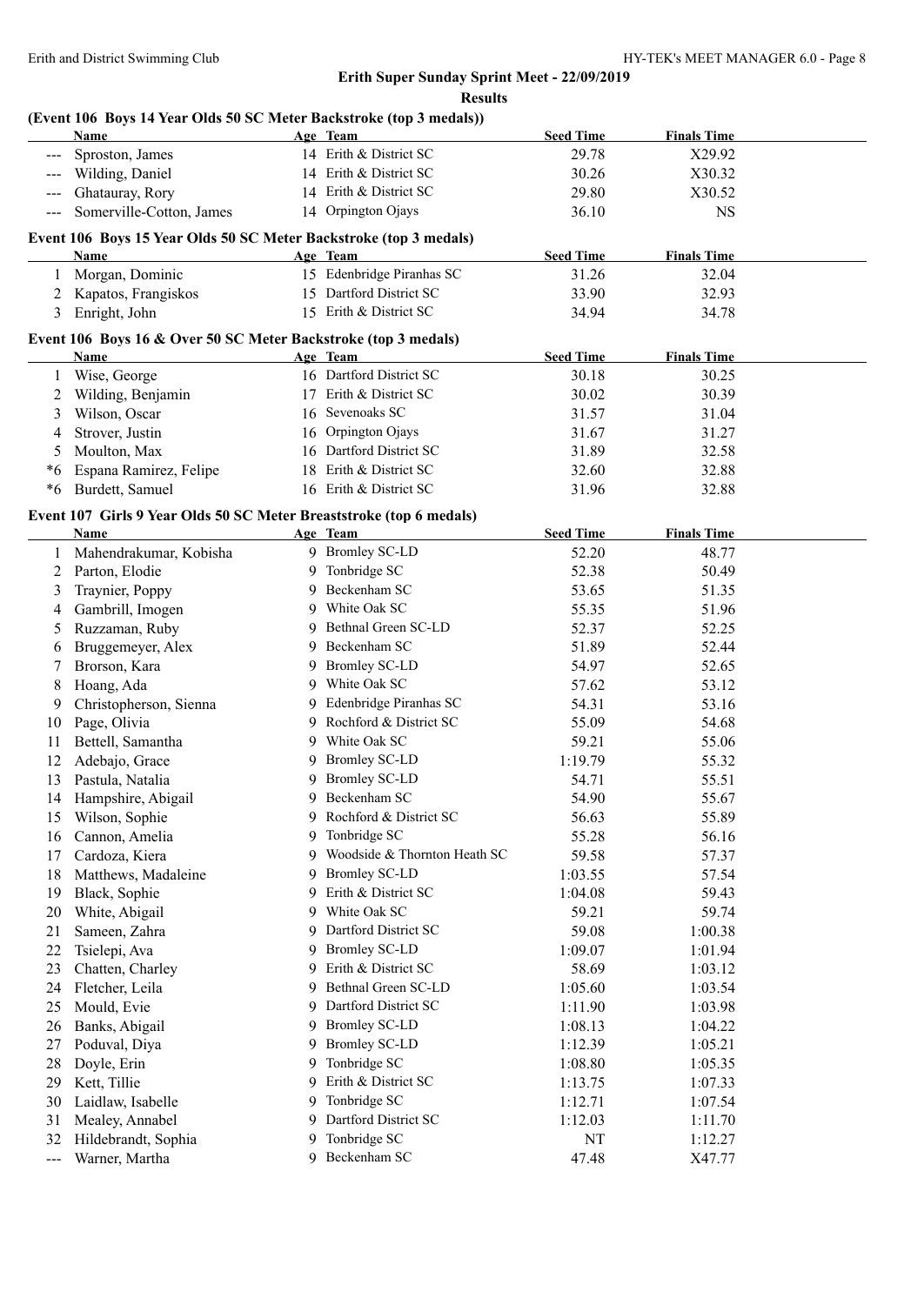## Erith Super Sunday Sprint Meet - 22/09/2019

### Results

### (Event 106 Boys 14 Year Olds 50 SC Meter Backstroke (top 3 medals))

| | Name | Age | Team | Seed Time | Finals Time |
|---|---|---|---|---|---|
| --- | Sproston, James | 14 | Erith & District SC | 29.78 | X29.92 |
| --- | Wilding, Daniel | 14 | Erith & District SC | 30.26 | X30.32 |
| --- | Ghatauray, Rory | 14 | Erith & District SC | 29.80 | X30.52 |
| --- | Somerville-Cotton, James | 14 | Orpington Ojays | 36.10 | NS |

### Event 106 Boys 15 Year Olds 50 SC Meter Backstroke (top 3 medals)

| | Name | Age | Team | Seed Time | Finals Time |
|---|---|---|---|---|---|
| 1 | Morgan, Dominic | 15 | Edenbridge Piranhas SC | 31.26 | 32.04 |
| 2 | Kapatos, Frangiskos | 15 | Dartford District SC | 33.90 | 32.93 |
| 3 | Enright, John | 15 | Erith & District SC | 34.94 | 34.78 |

### Event 106 Boys 16 & Over 50 SC Meter Backstroke (top 3 medals)

| | Name | Age | Team | Seed Time | Finals Time |
|---|---|---|---|---|---|
| 1 | Wise, George | 16 | Dartford District SC | 30.18 | 30.25 |
| 2 | Wilding, Benjamin | 17 | Erith & District SC | 30.02 | 30.39 |
| 3 | Wilson, Oscar | 16 | Sevenoaks SC | 31.57 | 31.04 |
| 4 | Strover, Justin | 16 | Orpington Ojays | 31.67 | 31.27 |
| 5 | Moulton, Max | 16 | Dartford District SC | 31.89 | 32.58 |
| *6 | Espana Ramirez, Felipe | 18 | Erith & District SC | 32.60 | 32.88 |
| *6 | Burdett, Samuel | 16 | Erith & District SC | 31.96 | 32.88 |

### Event 107 Girls 9 Year Olds 50 SC Meter Breaststroke (top 6 medals)

| | Name | Age | Team | Seed Time | Finals Time |
|---|---|---|---|---|---|
| 1 | Mahendrakumar, Kobisha | 9 | Bromley SC-LD | 52.20 | 48.77 |
| 2 | Parton, Elodie | 9 | Tonbridge SC | 52.38 | 50.49 |
| 3 | Traynier, Poppy | 9 | Beckenham SC | 53.65 | 51.35 |
| 4 | Gambrill, Imogen | 9 | White Oak SC | 55.35 | 51.96 |
| 5 | Ruzzaman, Ruby | 9 | Bethnal Green SC-LD | 52.37 | 52.25 |
| 6 | Bruggemeyer, Alex | 9 | Beckenham SC | 51.89 | 52.44 |
| 7 | Brorson, Kara | 9 | Bromley SC-LD | 54.97 | 52.65 |
| 8 | Hoang, Ada | 9 | White Oak SC | 57.62 | 53.12 |
| 9 | Christopherson, Sienna | 9 | Edenbridge Piranhas SC | 54.31 | 53.16 |
| 10 | Page, Olivia | 9 | Rochford & District SC | 55.09 | 54.68 |
| 11 | Bettell, Samantha | 9 | White Oak SC | 59.21 | 55.06 |
| 12 | Adebajo, Grace | 9 | Bromley SC-LD | 1:19.79 | 55.32 |
| 13 | Pastula, Natalia | 9 | Bromley SC-LD | 54.71 | 55.51 |
| 14 | Hampshire, Abigail | 9 | Beckenham SC | 54.90 | 55.67 |
| 15 | Wilson, Sophie | 9 | Rochford & District SC | 56.63 | 55.89 |
| 16 | Cannon, Amelia | 9 | Tonbridge SC | 55.28 | 56.16 |
| 17 | Cardoza, Kiera | 9 | Woodside & Thornton Heath SC | 59.58 | 57.37 |
| 18 | Matthews, Madaleine | 9 | Bromley SC-LD | 1:03.55 | 57.54 |
| 19 | Black, Sophie | 9 | Erith & District SC | 1:04.08 | 59.43 |
| 20 | White, Abigail | 9 | White Oak SC | 59.21 | 59.74 |
| 21 | Sameen, Zahra | 9 | Dartford District SC | 59.08 | 1:00.38 |
| 22 | Tsielepi, Ava | 9 | Bromley SC-LD | 1:09.07 | 1:01.94 |
| 23 | Chatten, Charley | 9 | Erith & District SC | 58.69 | 1:03.12 |
| 24 | Fletcher, Leila | 9 | Bethnal Green SC-LD | 1:05.60 | 1:03.54 |
| 25 | Mould, Evie | 9 | Dartford District SC | 1:11.90 | 1:03.98 |
| 26 | Banks, Abigail | 9 | Bromley SC-LD | 1:08.13 | 1:04.22 |
| 27 | Poduval, Diya | 9 | Bromley SC-LD | 1:12.39 | 1:05.21 |
| 28 | Doyle, Erin | 9 | Tonbridge SC | 1:08.80 | 1:05.35 |
| 29 | Kett, Tillie | 9 | Erith & District SC | 1:13.75 | 1:07.33 |
| 30 | Laidlaw, Isabelle | 9 | Tonbridge SC | 1:12.71 | 1:07.54 |
| 31 | Mealey, Annabel | 9 | Dartford District SC | 1:12.03 | 1:11.70 |
| 32 | Hildebrandt, Sophia | 9 | Tonbridge SC | NT | 1:12.27 |
| --- | Warner, Martha | 9 | Beckenham SC | 47.48 | X47.77 |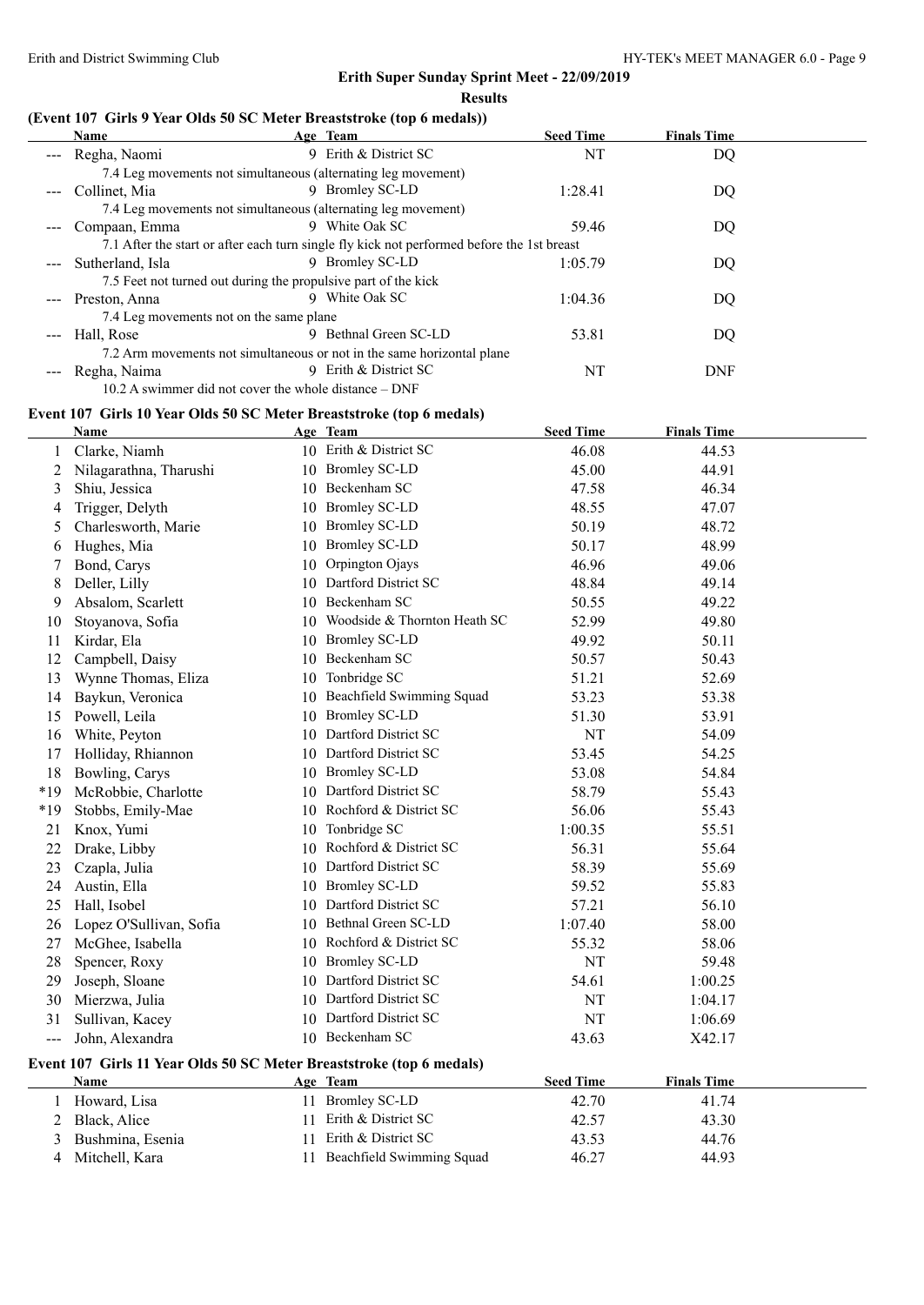**Erith Super Sunday Sprint Meet - 22/09/2019**

**Results**

### (Event 107 Girls 9 Year Olds 50 SC Meter Breaststroke (top 6 medals))

| | Name | Age | Team | Seed Time | Finals Time |
|---|---|---|---|---|---|
| --- | Regha, Naomi | 9 | Erith & District SC | NT | DQ |
| | 7.4 Leg movements not simultaneous (alternating leg movement) | | | | |
| --- | Collinet, Mia | 9 | Bromley SC-LD | 1:28.41 | DQ |
| | 7.4 Leg movements not simultaneous (alternating leg movement) | | | | |
| --- | Compaan, Emma | 9 | White Oak SC | 59.46 | DQ |
| | 7.1 After the start or after each turn single fly kick not performed before the 1st breast | | | | |
| --- | Sutherland, Isla | 9 | Bromley SC-LD | 1:05.79 | DQ |
| | 7.5 Feet not turned out during the propulsive part of the kick | | | | |
| --- | Preston, Anna | 9 | White Oak SC | 1:04.36 | DQ |
| | 7.4 Leg movements not on the same plane | | | | |
| --- | Hall, Rose | 9 | Bethnal Green SC-LD | 53.81 | DQ |
| | 7.2 Arm movements not simultaneous or not in the same horizontal plane | | | | |
| --- | Regha, Naima | 9 | Erith & District SC | NT | DNF |
| | 10.2 A swimmer did not cover the whole distance – DNF | | | | |

### Event 107 Girls 10 Year Olds 50 SC Meter Breaststroke (top 6 medals)

| | Name | Age | Team | Seed Time | Finals Time |
|---|---|---|---|---|---|
| 1 | Clarke, Niamh | 10 | Erith & District SC | 46.08 | 44.53 |
| 2 | Nilagarathna, Tharushi | 10 | Bromley SC-LD | 45.00 | 44.91 |
| 3 | Shiu, Jessica | 10 | Beckenham SC | 47.58 | 46.34 |
| 4 | Trigger, Delyth | 10 | Bromley SC-LD | 48.55 | 47.07 |
| 5 | Charlesworth, Marie | 10 | Bromley SC-LD | 50.19 | 48.72 |
| 6 | Hughes, Mia | 10 | Bromley SC-LD | 50.17 | 48.99 |
| 7 | Bond, Carys | 10 | Orpington Ojays | 46.96 | 49.06 |
| 8 | Deller, Lilly | 10 | Dartford District SC | 48.84 | 49.14 |
| 9 | Absalom, Scarlett | 10 | Beckenham SC | 50.55 | 49.22 |
| 10 | Stoyanova, Sofia | 10 | Woodside & Thornton Heath SC | 52.99 | 49.80 |
| 11 | Kirdar, Ela | 10 | Bromley SC-LD | 49.92 | 50.11 |
| 12 | Campbell, Daisy | 10 | Beckenham SC | 50.57 | 50.43 |
| 13 | Wynne Thomas, Eliza | 10 | Tonbridge SC | 51.21 | 52.69 |
| 14 | Baykun, Veronica | 10 | Beachfield Swimming Squad | 53.23 | 53.38 |
| 15 | Powell, Leila | 10 | Bromley SC-LD | 51.30 | 53.91 |
| 16 | White, Peyton | 10 | Dartford District SC | NT | 54.09 |
| 17 | Holliday, Rhiannon | 10 | Dartford District SC | 53.45 | 54.25 |
| 18 | Bowling, Carys | 10 | Bromley SC-LD | 53.08 | 54.84 |
| *19 | McRobbie, Charlotte | 10 | Dartford District SC | 58.79 | 55.43 |
| *19 | Stobbs, Emily-Mae | 10 | Rochford & District SC | 56.06 | 55.43 |
| 21 | Knox, Yumi | 10 | Tonbridge SC | 1:00.35 | 55.51 |
| 22 | Drake, Libby | 10 | Rochford & District SC | 56.31 | 55.64 |
| 23 | Czapla, Julia | 10 | Dartford District SC | 58.39 | 55.69 |
| 24 | Austin, Ella | 10 | Bromley SC-LD | 59.52 | 55.83 |
| 25 | Hall, Isobel | 10 | Dartford District SC | 57.21 | 56.10 |
| 26 | Lopez O'Sullivan, Sofia | 10 | Bethnal Green SC-LD | 1:07.40 | 58.00 |
| 27 | McGhee, Isabella | 10 | Rochford & District SC | 55.32 | 58.06 |
| 28 | Spencer, Roxy | 10 | Bromley SC-LD | NT | 59.48 |
| 29 | Joseph, Sloane | 10 | Dartford District SC | 54.61 | 1:00.25 |
| 30 | Mierzwa, Julia | 10 | Dartford District SC | NT | 1:04.17 |
| 31 | Sullivan, Kacey | 10 | Dartford District SC | NT | 1:06.69 |
| --- | John, Alexandra | 10 | Beckenham SC | 43.63 | X42.17 |

### Event 107 Girls 11 Year Olds 50 SC Meter Breaststroke (top 6 medals)

| | Name | Age | Team | Seed Time | Finals Time |
|---|---|---|---|---|---|
| 1 | Howard, Lisa | 11 | Bromley SC-LD | 42.70 | 41.74 |
| 2 | Black, Alice | 11 | Erith & District SC | 42.57 | 43.30 |
| 3 | Bushmina, Esenia | 11 | Erith & District SC | 43.53 | 44.76 |
| 4 | Mitchell, Kara | 11 | Beachfield Swimming Squad | 46.27 | 44.93 |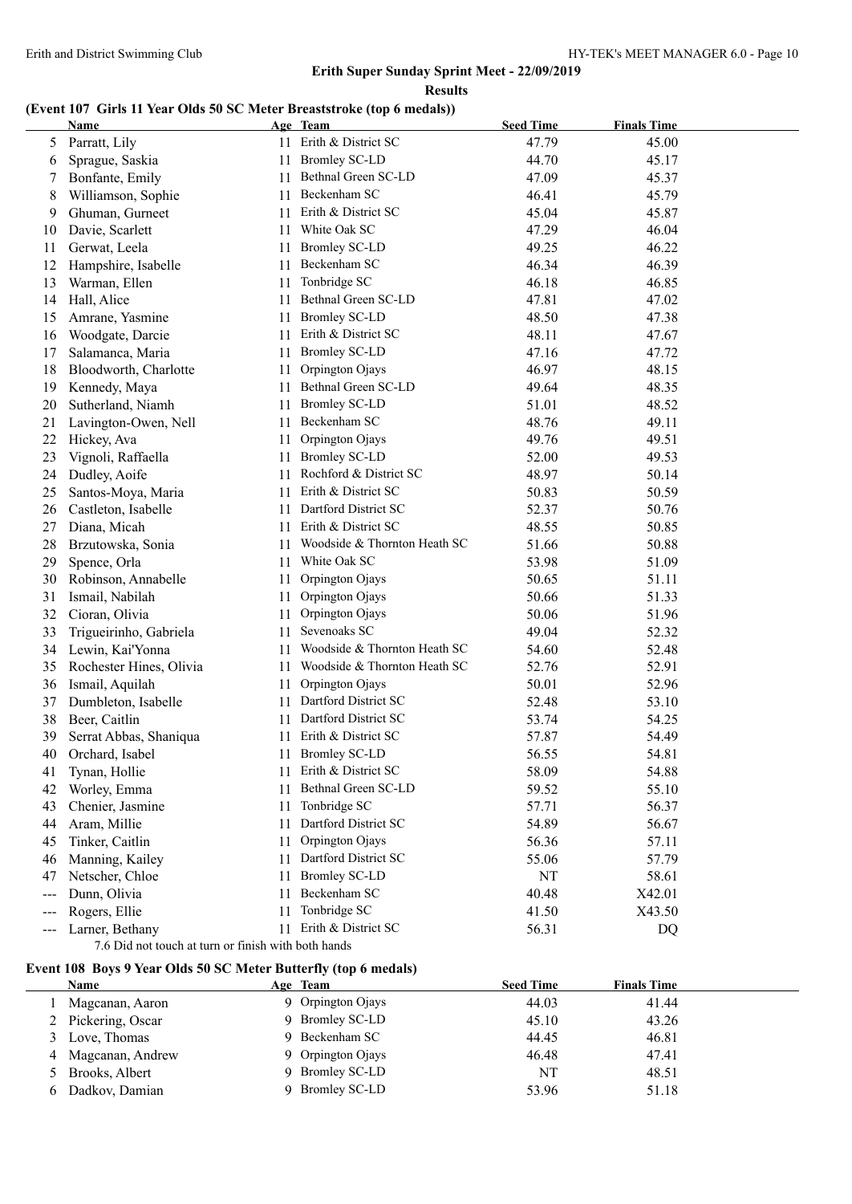## Erith Super Sunday Sprint Meet - 22/09/2019

**Results**

### (Event 107 Girls 11 Year Olds 50 SC Meter Breaststroke (top 6 medals))

| | Name | Age | Team | Seed Time | Finals Time |
|---|---|---|---|---|---|
| 5 | Parratt, Lily | 11 | Erith & District SC | 47.79 | 45.00 |
| 6 | Sprague, Saskia | 11 | Bromley SC-LD | 44.70 | 45.17 |
| 7 | Bonfante, Emily | 11 | Bethnal Green SC-LD | 47.09 | 45.37 |
| 8 | Williamson, Sophie | 11 | Beckenham SC | 46.41 | 45.79 |
| 9 | Ghuman, Gurneet | 11 | Erith & District SC | 45.04 | 45.87 |
| 10 | Davie, Scarlett | 11 | White Oak SC | 47.29 | 46.04 |
| 11 | Gerwat, Leela | 11 | Bromley SC-LD | 49.25 | 46.22 |
| 12 | Hampshire, Isabelle | 11 | Beckenham SC | 46.34 | 46.39 |
| 13 | Warman, Ellen | 11 | Tonbridge SC | 46.18 | 46.85 |
| 14 | Hall, Alice | 11 | Bethnal Green SC-LD | 47.81 | 47.02 |
| 15 | Amrane, Yasmine | 11 | Bromley SC-LD | 48.50 | 47.38 |
| 16 | Woodgate, Darcie | 11 | Erith & District SC | 48.11 | 47.67 |
| 17 | Salamanca, Maria | 11 | Bromley SC-LD | 47.16 | 47.72 |
| 18 | Bloodworth, Charlotte | 11 | Orpington Ojays | 46.97 | 48.15 |
| 19 | Kennedy, Maya | 11 | Bethnal Green SC-LD | 49.64 | 48.35 |
| 20 | Sutherland, Niamh | 11 | Bromley SC-LD | 51.01 | 48.52 |
| 21 | Lavington-Owen, Nell | 11 | Beckenham SC | 48.76 | 49.11 |
| 22 | Hickey, Ava | 11 | Orpington Ojays | 49.76 | 49.51 |
| 23 | Vignoli, Raffaella | 11 | Bromley SC-LD | 52.00 | 49.53 |
| 24 | Dudley, Aoife | 11 | Rochford & District SC | 48.97 | 50.14 |
| 25 | Santos-Moya, Maria | 11 | Erith & District SC | 50.83 | 50.59 |
| 26 | Castleton, Isabelle | 11 | Dartford District SC | 52.37 | 50.76 |
| 27 | Diana, Micah | 11 | Erith & District SC | 48.55 | 50.85 |
| 28 | Brzutowska, Sonia | 11 | Woodside & Thornton Heath SC | 51.66 | 50.88 |
| 29 | Spence, Orla | 11 | White Oak SC | 53.98 | 51.09 |
| 30 | Robinson, Annabelle | 11 | Orpington Ojays | 50.65 | 51.11 |
| 31 | Ismail, Nabilah | 11 | Orpington Ojays | 50.66 | 51.33 |
| 32 | Cioran, Olivia | 11 | Orpington Ojays | 50.06 | 51.96 |
| 33 | Trigueirinho, Gabriela | 11 | Sevenoaks SC | 49.04 | 52.32 |
| 34 | Lewin, Kai'Yonna | 11 | Woodside & Thornton Heath SC | 54.60 | 52.48 |
| 35 | Rochester Hines, Olivia | 11 | Woodside & Thornton Heath SC | 52.76 | 52.91 |
| 36 | Ismail, Aquilah | 11 | Orpington Ojays | 50.01 | 52.96 |
| 37 | Dumbleton, Isabelle | 11 | Dartford District SC | 52.48 | 53.10 |
| 38 | Beer, Caitlin | 11 | Dartford District SC | 53.74 | 54.25 |
| 39 | Serrat Abbas, Shaniqua | 11 | Erith & District SC | 57.87 | 54.49 |
| 40 | Orchard, Isabel | 11 | Bromley SC-LD | 56.55 | 54.81 |
| 41 | Tynan, Hollie | 11 | Erith & District SC | 58.09 | 54.88 |
| 42 | Worley, Emma | 11 | Bethnal Green SC-LD | 59.52 | 55.10 |
| 43 | Chenier, Jasmine | 11 | Tonbridge SC | 57.71 | 56.37 |
| 44 | Aram, Millie | 11 | Dartford District SC | 54.89 | 56.67 |
| 45 | Tinker, Caitlin | 11 | Orpington Ojays | 56.36 | 57.11 |
| 46 | Manning, Kailey | 11 | Dartford District SC | 55.06 | 57.79 |
| 47 | Netscher, Chloe | 11 | Bromley SC-LD | NT | 58.61 |
| --- | Dunn, Olivia | 11 | Beckenham SC | 40.48 | X42.01 |
| --- | Rogers, Ellie | 11 | Tonbridge SC | 41.50 | X43.50 |
| --- | Larner, Bethany | 11 | Erith & District SC | 56.31 | DQ |

7.6 Did not touch at turn or finish with both hands

### Event 108 Boys 9 Year Olds 50 SC Meter Butterfly (top 6 medals)

| | Name | Age | Team | Seed Time | Finals Time |
|---|---|---|---|---|---|
| 1 | Magcanan, Aaron | 9 | Orpington Ojays | 44.03 | 41.44 |
| 2 | Pickering, Oscar | 9 | Bromley SC-LD | 45.10 | 43.26 |
| 3 | Love, Thomas | 9 | Beckenham SC | 44.45 | 46.81 |
| 4 | Magcanan, Andrew | 9 | Orpington Ojays | 46.48 | 47.41 |
| 5 | Brooks, Albert | 9 | Bromley SC-LD | NT | 48.51 |
| 6 | Dadkov, Damian | 9 | Bromley SC-LD | 53.96 | 51.18 |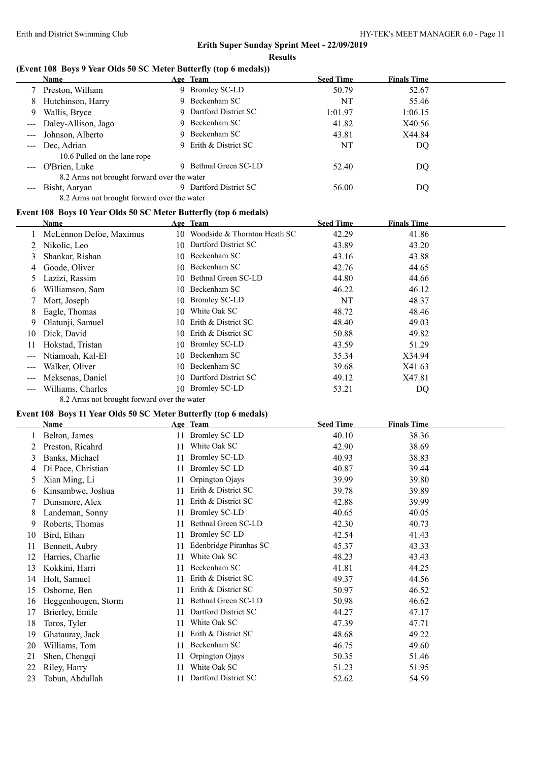## Erith Super Sunday Sprint Meet - 22/09/2019

**Results**

### (Event 108 Boys 9 Year Olds 50 SC Meter Butterfly (top 6 medals))

| | Name | Age | Team | Seed Time | Finals Time |
|---|---|---|---|---|---|
| 7 | Preston, William | 9 | Bromley SC-LD | 50.79 | 52.67 |
| 8 | Hutchinson, Harry | 9 | Beckenham SC | NT | 55.46 |
| 9 | Wallis, Bryce | 9 | Dartford District SC | 1:01.97 | 1:06.15 |
| --- | Daley-Allison, Jago | 9 | Beckenham SC | 41.82 | X40.56 |
| --- | Johnson, Alberto | 9 | Beckenham SC | 43.81 | X44.84 |
| --- | Dec, Adrian | 9 | Erith & District SC | NT | DQ |
| | 10.6 Pulled on the lane rope | | | | |
| --- | O'Brien, Luke | 9 | Bethnal Green SC-LD | 52.40 | DQ |
| | 8.2 Arms not brought forward over the water | | | | |
| --- | Bisht, Aaryan | 9 | Dartford District SC | 56.00 | DQ |
| | 8.2 Arms not brought forward over the water | | | | |

### Event 108 Boys 10 Year Olds 50 SC Meter Butterfly (top 6 medals)

| | Name | Age | Team | Seed Time | Finals Time |
|---|---|---|---|---|---|
| 1 | McLennon Defoe, Maximus | 10 | Woodside & Thornton Heath SC | 42.29 | 41.86 |
| 2 | Nikolic, Leo | 10 | Dartford District SC | 43.89 | 43.20 |
| 3 | Shankar, Rishan | 10 | Beckenham SC | 43.16 | 43.88 |
| 4 | Goode, Oliver | 10 | Beckenham SC | 42.76 | 44.65 |
| 5 | Lazizi, Rassim | 10 | Bethnal Green SC-LD | 44.80 | 44.66 |
| 6 | Williamson, Sam | 10 | Beckenham SC | 46.22 | 46.12 |
| 7 | Mott, Joseph | 10 | Bromley SC-LD | NT | 48.37 |
| 8 | Eagle, Thomas | 10 | White Oak SC | 48.72 | 48.46 |
| 9 | Olatunji, Samuel | 10 | Erith & District SC | 48.40 | 49.03 |
| 10 | Dick, David | 10 | Erith & District SC | 50.88 | 49.82 |
| 11 | Hokstad, Tristan | 10 | Bromley SC-LD | 43.59 | 51.29 |
| --- | Ntiamoah, Kal-El | 10 | Beckenham SC | 35.34 | X34.94 |
| --- | Walker, Oliver | 10 | Beckenham SC | 39.68 | X41.63 |
| --- | Meksenas, Daniel | 10 | Dartford District SC | 49.12 | X47.81 |
| --- | Williams, Charles | 10 | Bromley SC-LD | 53.21 | DQ |
| | 8.2 Arms not brought forward over the water | | | | |

### Event 108 Boys 11 Year Olds 50 SC Meter Butterfly (top 6 medals)

| | Name | Age | Team | Seed Time | Finals Time |
|---|---|---|---|---|---|
| 1 | Belton, James | 11 | Bromley SC-LD | 40.10 | 38.36 |
| 2 | Preston, Ricahrd | 11 | White Oak SC | 42.90 | 38.69 |
| 3 | Banks, Michael | 11 | Bromley SC-LD | 40.93 | 38.83 |
| 4 | Di Pace, Christian | 11 | Bromley SC-LD | 40.87 | 39.44 |
| 5 | Xian Ming, Li | 11 | Orpington Ojays | 39.99 | 39.80 |
| 6 | Kinsambwe, Joshua | 11 | Erith & District SC | 39.78 | 39.89 |
| 7 | Dunsmore, Alex | 11 | Erith & District SC | 42.88 | 39.99 |
| 8 | Landeman, Sonny | 11 | Bromley SC-LD | 40.65 | 40.05 |
| 9 | Roberts, Thomas | 11 | Bethnal Green SC-LD | 42.30 | 40.73 |
| 10 | Bird, Ethan | 11 | Bromley SC-LD | 42.54 | 41.43 |
| 11 | Bennett, Aubry | 11 | Edenbridge Piranhas SC | 45.37 | 43.33 |
| 12 | Harries, Charlie | 11 | White Oak SC | 48.23 | 43.43 |
| 13 | Kokkini, Harri | 11 | Beckenham SC | 41.81 | 44.25 |
| 14 | Holt, Samuel | 11 | Erith & District SC | 49.37 | 44.56 |
| 15 | Osborne, Ben | 11 | Erith & District SC | 50.97 | 46.52 |
| 16 | Heggenhougen, Storm | 11 | Bethnal Green SC-LD | 50.98 | 46.62 |
| 17 | Brierley, Emile | 11 | Dartford District SC | 44.27 | 47.17 |
| 18 | Toros, Tyler | 11 | White Oak SC | 47.39 | 47.71 |
| 19 | Ghatauray, Jack | 11 | Erith & District SC | 48.68 | 49.22 |
| 20 | Williams, Tom | 11 | Beckenham SC | 46.75 | 49.60 |
| 21 | Shen, Chengqi | 11 | Orpington Ojays | 50.35 | 51.46 |
| 22 | Riley, Harry | 11 | White Oak SC | 51.23 | 51.95 |
| 23 | Tobun, Abdullah | 11 | Dartford District SC | 52.62 | 54.59 |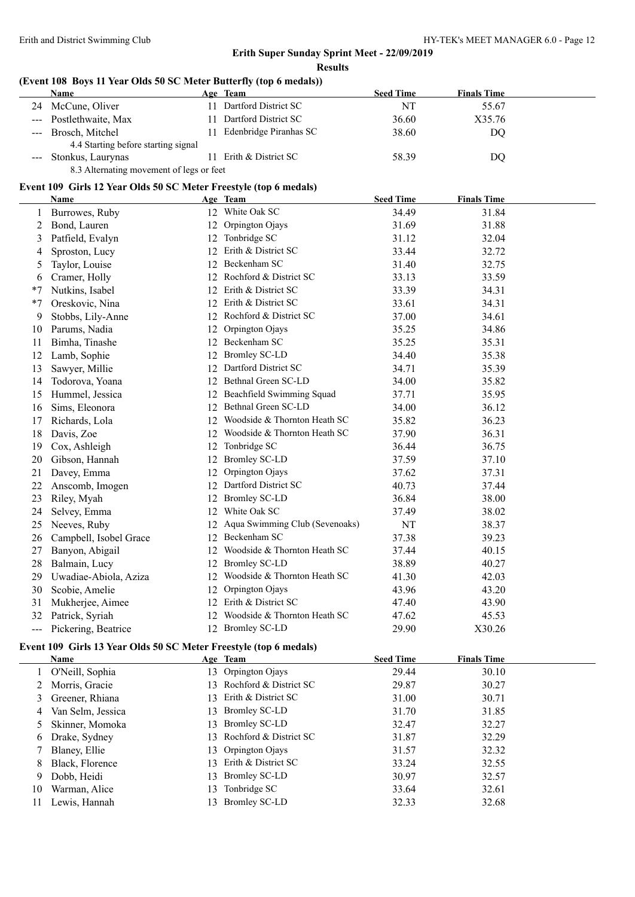**Erith Super Sunday Sprint Meet - 22/09/2019**

**Results**

### (Event 108 Boys 11 Year Olds 50 SC Meter Butterfly (top 6 medals))

| | Name | Age | Team | Seed Time | Finals Time |
|---|---|---|---|---|---|
| 24 | McCune, Oliver | 11 | Dartford District SC | NT | 55.67 |
| --- | Postlethwaite, Max | 11 | Dartford District SC | 36.60 | X35.76 |
| --- | Brosch, Mitchel | 11 | Edenbridge Piranhas SC | 38.60 | DQ |
| | 4.4 Starting before starting signal | | | | |
| --- | Stonkus, Laurynas | 11 | Erith & District SC | 58.39 | DQ |
| | 8.3 Alternating movement of legs or feet | | | | |

### Event 109 Girls 12 Year Olds 50 SC Meter Freestyle (top 6 medals)

| | Name | Age | Team | Seed Time | Finals Time |
|---|---|---|---|---|---|
| 1 | Burrowes, Ruby | 12 | White Oak SC | 34.49 | 31.84 |
| 2 | Bond, Lauren | 12 | Orpington Ojays | 31.69 | 31.88 |
| 3 | Patfield, Evalyn | 12 | Tonbridge SC | 31.12 | 32.04 |
| 4 | Sproston, Lucy | 12 | Erith & District SC | 33.44 | 32.72 |
| 5 | Taylor, Louise | 12 | Beckenham SC | 31.40 | 32.75 |
| 6 | Cramer, Holly | 12 | Rochford & District SC | 33.13 | 33.59 |
| *7 | Nutkins, Isabel | 12 | Erith & District SC | 33.39 | 34.31 |
| *7 | Oreskovic, Nina | 12 | Erith & District SC | 33.61 | 34.31 |
| 9 | Stobbs, Lily-Anne | 12 | Rochford & District SC | 37.00 | 34.61 |
| 10 | Parums, Nadia | 12 | Orpington Ojays | 35.25 | 34.86 |
| 11 | Bimha, Tinashe | 12 | Beckenham SC | 35.25 | 35.31 |
| 12 | Lamb, Sophie | 12 | Bromley SC-LD | 34.40 | 35.38 |
| 13 | Sawyer, Millie | 12 | Dartford District SC | 34.71 | 35.39 |
| 14 | Todorova, Yoana | 12 | Bethnal Green SC-LD | 34.00 | 35.82 |
| 15 | Hummel, Jessica | 12 | Beachfield Swimming Squad | 37.71 | 35.95 |
| 16 | Sims, Eleonora | 12 | Bethnal Green SC-LD | 34.00 | 36.12 |
| 17 | Richards, Lola | 12 | Woodside & Thornton Heath SC | 35.82 | 36.23 |
| 18 | Davis, Zoe | 12 | Woodside & Thornton Heath SC | 37.90 | 36.31 |
| 19 | Cox, Ashleigh | 12 | Tonbridge SC | 36.44 | 36.75 |
| 20 | Gibson, Hannah | 12 | Bromley SC-LD | 37.59 | 37.10 |
| 21 | Davey, Emma | 12 | Orpington Ojays | 37.62 | 37.31 |
| 22 | Anscomb, Imogen | 12 | Dartford District SC | 40.73 | 37.44 |
| 23 | Riley, Myah | 12 | Bromley SC-LD | 36.84 | 38.00 |
| 24 | Selvey, Emma | 12 | White Oak SC | 37.49 | 38.02 |
| 25 | Neeves, Ruby | 12 | Aqua Swimming Club (Sevenoaks) | NT | 38.37 |
| 26 | Campbell, Isobel Grace | 12 | Beckenham SC | 37.38 | 39.23 |
| 27 | Banyon, Abigail | 12 | Woodside & Thornton Heath SC | 37.44 | 40.15 |
| 28 | Balmain, Lucy | 12 | Bromley SC-LD | 38.89 | 40.27 |
| 29 | Uwadiae-Abiola, Aziza | 12 | Woodside & Thornton Heath SC | 41.30 | 42.03 |
| 30 | Scobie, Amelie | 12 | Orpington Ojays | 43.96 | 43.20 |
| 31 | Mukherjee, Aimee | 12 | Erith & District SC | 47.40 | 43.90 |
| 32 | Patrick, Syriah | 12 | Woodside & Thornton Heath SC | 47.62 | 45.53 |
| --- | Pickering, Beatrice | 12 | Bromley SC-LD | 29.90 | X30.26 |

### Event 109 Girls 13 Year Olds 50 SC Meter Freestyle (top 6 medals)

| | Name | Age | Team | Seed Time | Finals Time |
|---|---|---|---|---|---|
| 1 | O'Neill, Sophia | 13 | Orpington Ojays | 29.44 | 30.10 |
| 2 | Morris, Gracie | 13 | Rochford & District SC | 29.87 | 30.27 |
| 3 | Greener, Rhiana | 13 | Erith & District SC | 31.00 | 30.71 |
| 4 | Van Selm, Jessica | 13 | Bromley SC-LD | 31.70 | 31.85 |
| 5 | Skinner, Momoka | 13 | Bromley SC-LD | 32.47 | 32.27 |
| 6 | Drake, Sydney | 13 | Rochford & District SC | 31.87 | 32.29 |
| 7 | Blaney, Ellie | 13 | Orpington Ojays | 31.57 | 32.32 |
| 8 | Black, Florence | 13 | Erith & District SC | 33.24 | 32.55 |
| 9 | Dobb, Heidi | 13 | Bromley SC-LD | 30.97 | 32.57 |
| 10 | Warman, Alice | 13 | Tonbridge SC | 33.64 | 32.61 |
| 11 | Lewis, Hannah | 13 | Bromley SC-LD | 32.33 | 32.68 |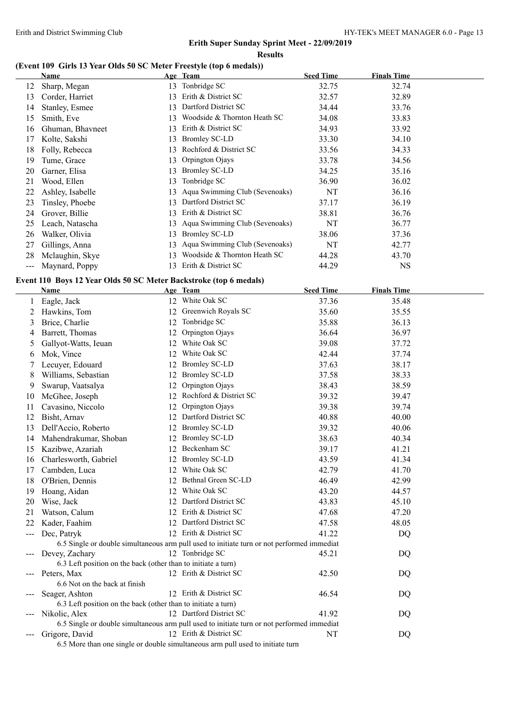**Erith Super Sunday Sprint Meet - 22/09/2019**

**Results**

**(Event 109 Girls 13 Year Olds 50 SC Meter Freestyle (top 6 medals))**

| | Name | Age | Team | Seed Time | Finals Time |
|---|---|---|---|---|---|
| 12 | Sharp, Megan | 13 | Tonbridge SC | 32.75 | 32.74 |
| 13 | Corder, Harriet | 13 | Erith & District SC | 32.57 | 32.89 |
| 14 | Stanley, Esmee | 13 | Dartford District SC | 34.44 | 33.76 |
| 15 | Smith, Eve | 13 | Woodside & Thornton Heath SC | 34.08 | 33.83 |
| 16 | Ghuman, Bhavneet | 13 | Erith & District SC | 34.93 | 33.92 |
| 17 | Kolte, Sakshi | 13 | Bromley SC-LD | 33.30 | 34.10 |
| 18 | Folly, Rebecca | 13 | Rochford & District SC | 33.56 | 34.33 |
| 19 | Tume, Grace | 13 | Orpington Ojays | 33.78 | 34.56 |
| 20 | Garner, Elisa | 13 | Bromley SC-LD | 34.25 | 35.16 |
| 21 | Wood, Ellen | 13 | Tonbridge SC | 36.90 | 36.02 |
| 22 | Ashley, Isabelle | 13 | Aqua Swimming Club (Sevenoaks) | NT | 36.16 |
| 23 | Tinsley, Phoebe | 13 | Dartford District SC | 37.17 | 36.19 |
| 24 | Grover, Billie | 13 | Erith & District SC | 38.81 | 36.76 |
| 25 | Leach, Natascha | 13 | Aqua Swimming Club (Sevenoaks) | NT | 36.77 |
| 26 | Walker, Olivia | 13 | Bromley SC-LD | 38.06 | 37.36 |
| 27 | Gillings, Anna | 13 | Aqua Swimming Club (Sevenoaks) | NT | 42.77 |
| 28 | Mclaughin, Skye | 13 | Woodside & Thornton Heath SC | 44.28 | 43.70 |
| --- | Maynard, Poppy | 13 | Erith & District SC | 44.29 | NS |

**Event 110 Boys 12 Year Olds 50 SC Meter Backstroke (top 6 medals)**

| | Name | Age | Team | Seed Time | Finals Time |
|---|---|---|---|---|---|
| 1 | Eagle, Jack | 12 | White Oak SC | 37.36 | 35.48 |
| 2 | Hawkins, Tom | 12 | Greenwich Royals SC | 35.60 | 35.55 |
| 3 | Brice, Charlie | 12 | Tonbridge SC | 35.88 | 36.13 |
| 4 | Barrett, Thomas | 12 | Orpington Ojays | 36.64 | 36.97 |
| 5 | Gallyot-Watts, Ieuan | 12 | White Oak SC | 39.08 | 37.72 |
| 6 | Mok, Vince | 12 | White Oak SC | 42.44 | 37.74 |
| 7 | Lecuyer, Edouard | 12 | Bromley SC-LD | 37.63 | 38.17 |
| 8 | Williams, Sebastian | 12 | Bromley SC-LD | 37.58 | 38.33 |
| 9 | Swarup, Vaatsalya | 12 | Orpington Ojays | 38.43 | 38.59 |
| 10 | McGhee, Joseph | 12 | Rochford & District SC | 39.32 | 39.47 |
| 11 | Cavasino, Niccolo | 12 | Orpington Ojays | 39.38 | 39.74 |
| 12 | Bisht, Arnav | 12 | Dartford District SC | 40.88 | 40.00 |
| 13 | Dell'Accio, Roberto | 12 | Bromley SC-LD | 39.32 | 40.06 |
| 14 | Mahendrakumar, Shoban | 12 | Bromley SC-LD | 38.63 | 40.34 |
| 15 | Kazibwe, Azariah | 12 | Beckenham SC | 39.17 | 41.21 |
| 16 | Charlesworth, Gabriel | 12 | Bromley SC-LD | 43.59 | 41.34 |
| 17 | Cambden, Luca | 12 | White Oak SC | 42.79 | 41.70 |
| 18 | O'Brien, Dennis | 12 | Bethnal Green SC-LD | 46.49 | 42.99 |
| 19 | Hoang, Aidan | 12 | White Oak SC | 43.20 | 44.57 |
| 20 | Wise, Jack | 12 | Dartford District SC | 43.83 | 45.10 |
| 21 | Watson, Calum | 12 | Erith & District SC | 47.68 | 47.20 |
| 22 | Kader, Faahim | 12 | Dartford District SC | 47.58 | 48.05 |
| --- | Dec, Patryk | 12 | Erith & District SC | 41.22 | DQ |
| | 6.5 Single or double simultaneous arm pull used to initiate turn or not performed immediat | | | | |
| --- | Devey, Zachary | 12 | Tonbridge SC | 45.21 | DQ |
| | 6.3 Left position on the back (other than to initiate a turn) | | | | |
| --- | Peters, Max | 12 | Erith & District SC | 42.50 | DQ |
| | 6.6 Not on the back at finish | | | | |
| --- | Seager, Ashton | 12 | Erith & District SC | 46.54 | DQ |
| | 6.3 Left position on the back (other than to initiate a turn) | | | | |
| --- | Nikolic, Alex | 12 | Dartford District SC | 41.92 | DQ |
| | 6.5 Single or double simultaneous arm pull used to initiate turn or not performed immediat | | | | |
| --- | Grigore, David | 12 | Erith & District SC | NT | DQ |
| | 6.5 More than one single or double simultaneous arm pull used to initiate turn | | | | |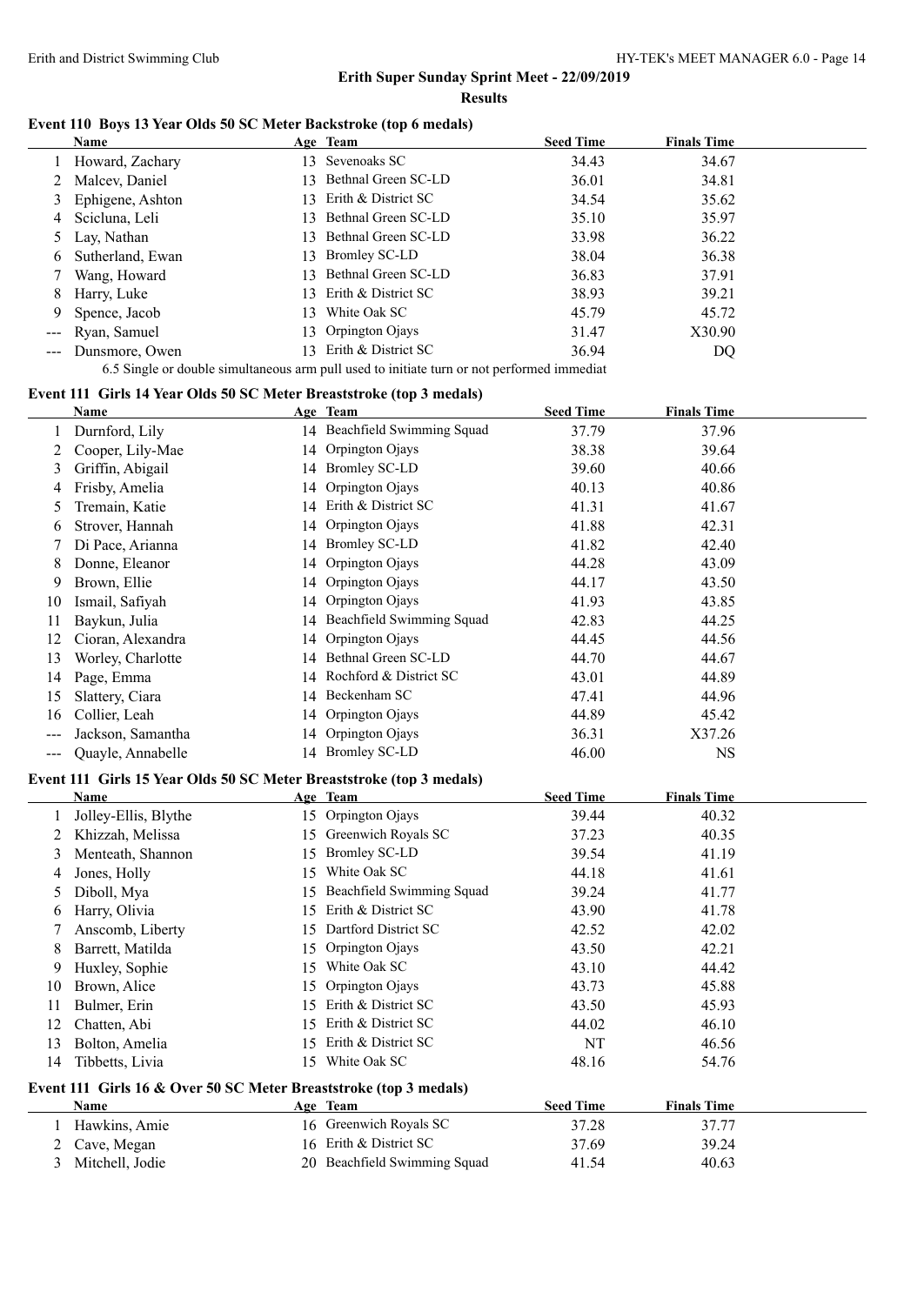**Erith Super Sunday Sprint Meet - 22/09/2019**

**Results**

### Event 110 Boys 13 Year Olds 50 SC Meter Backstroke (top 6 medals)

| | Name | Age | Team | Seed Time | Finals Time |
|---|---|---|---|---|---|
| 1 | Howard, Zachary | 13 | Sevenoaks SC | 34.43 | 34.67 |
| 2 | Malcev, Daniel | 13 | Bethnal Green SC-LD | 36.01 | 34.81 |
| 3 | Ephigene, Ashton | 13 | Erith & District SC | 34.54 | 35.62 |
| 4 | Scicluna, Leli | 13 | Bethnal Green SC-LD | 35.10 | 35.97 |
| 5 | Lay, Nathan | 13 | Bethnal Green SC-LD | 33.98 | 36.22 |
| 6 | Sutherland, Ewan | 13 | Bromley SC-LD | 38.04 | 36.38 |
| 7 | Wang, Howard | 13 | Bethnal Green SC-LD | 36.83 | 37.91 |
| 8 | Harry, Luke | 13 | Erith & District SC | 38.93 | 39.21 |
| 9 | Spence, Jacob | 13 | White Oak SC | 45.79 | 45.72 |
| --- | Ryan, Samuel | 13 | Orpington Ojays | 31.47 | X30.90 |
| --- | Dunsmore, Owen | 13 | Erith & District SC | 36.94 | DQ |

6.5 Single or double simultaneous arm pull used to initiate turn or not performed immediat

### Event 111 Girls 14 Year Olds 50 SC Meter Breaststroke (top 3 medals)

| | Name | Age | Team | Seed Time | Finals Time |
|---|---|---|---|---|---|
| 1 | Durnford, Lily | 14 | Beachfield Swimming Squad | 37.79 | 37.96 |
| 2 | Cooper, Lily-Mae | 14 | Orpington Ojays | 38.38 | 39.64 |
| 3 | Griffin, Abigail | 14 | Bromley SC-LD | 39.60 | 40.66 |
| 4 | Frisby, Amelia | 14 | Orpington Ojays | 40.13 | 40.86 |
| 5 | Tremain, Katie | 14 | Erith & District SC | 41.31 | 41.67 |
| 6 | Strover, Hannah | 14 | Orpington Ojays | 41.88 | 42.31 |
| 7 | Di Pace, Arianna | 14 | Bromley SC-LD | 41.82 | 42.40 |
| 8 | Donne, Eleanor | 14 | Orpington Ojays | 44.28 | 43.09 |
| 9 | Brown, Ellie | 14 | Orpington Ojays | 44.17 | 43.50 |
| 10 | Ismail, Safiyah | 14 | Orpington Ojays | 41.93 | 43.85 |
| 11 | Baykun, Julia | 14 | Beachfield Swimming Squad | 42.83 | 44.25 |
| 12 | Cioran, Alexandra | 14 | Orpington Ojays | 44.45 | 44.56 |
| 13 | Worley, Charlotte | 14 | Bethnal Green SC-LD | 44.70 | 44.67 |
| 14 | Page, Emma | 14 | Rochford & District SC | 43.01 | 44.89 |
| 15 | Slattery, Ciara | 14 | Beckenham SC | 47.41 | 44.96 |
| 16 | Collier, Leah | 14 | Orpington Ojays | 44.89 | 45.42 |
| --- | Jackson, Samantha | 14 | Orpington Ojays | 36.31 | X37.26 |
| --- | Quayle, Annabelle | 14 | Bromley SC-LD | 46.00 | NS |

### Event 111 Girls 15 Year Olds 50 SC Meter Breaststroke (top 3 medals)

| | Name | Age | Team | Seed Time | Finals Time |
|---|---|---|---|---|---|
| 1 | Jolley-Ellis, Blythe | 15 | Orpington Ojays | 39.44 | 40.32 |
| 2 | Khizzah, Melissa | 15 | Greenwich Royals SC | 37.23 | 40.35 |
| 3 | Menteath, Shannon | 15 | Bromley SC-LD | 39.54 | 41.19 |
| 4 | Jones, Holly | 15 | White Oak SC | 44.18 | 41.61 |
| 5 | Diboll, Mya | 15 | Beachfield Swimming Squad | 39.24 | 41.77 |
| 6 | Harry, Olivia | 15 | Erith & District SC | 43.90 | 41.78 |
| 7 | Anscomb, Liberty | 15 | Dartford District SC | 42.52 | 42.02 |
| 8 | Barrett, Matilda | 15 | Orpington Ojays | 43.50 | 42.21 |
| 9 | Huxley, Sophie | 15 | White Oak SC | 43.10 | 44.42 |
| 10 | Brown, Alice | 15 | Orpington Ojays | 43.73 | 45.88 |
| 11 | Bulmer, Erin | 15 | Erith & District SC | 43.50 | 45.93 |
| 12 | Chatten, Abi | 15 | Erith & District SC | 44.02 | 46.10 |
| 13 | Bolton, Amelia | 15 | Erith & District SC | NT | 46.56 |
| 14 | Tibbetts, Livia | 15 | White Oak SC | 48.16 | 54.76 |

### Event 111 Girls 16 & Over 50 SC Meter Breaststroke (top 3 medals)

| | Name | Age | Team | Seed Time | Finals Time |
|---|---|---|---|---|---|
| 1 | Hawkins, Amie | 16 | Greenwich Royals SC | 37.28 | 37.77 |
| 2 | Cave, Megan | 16 | Erith & District SC | 37.69 | 39.24 |
| 3 | Mitchell, Jodie | 20 | Beachfield Swimming Squad | 41.54 | 40.63 |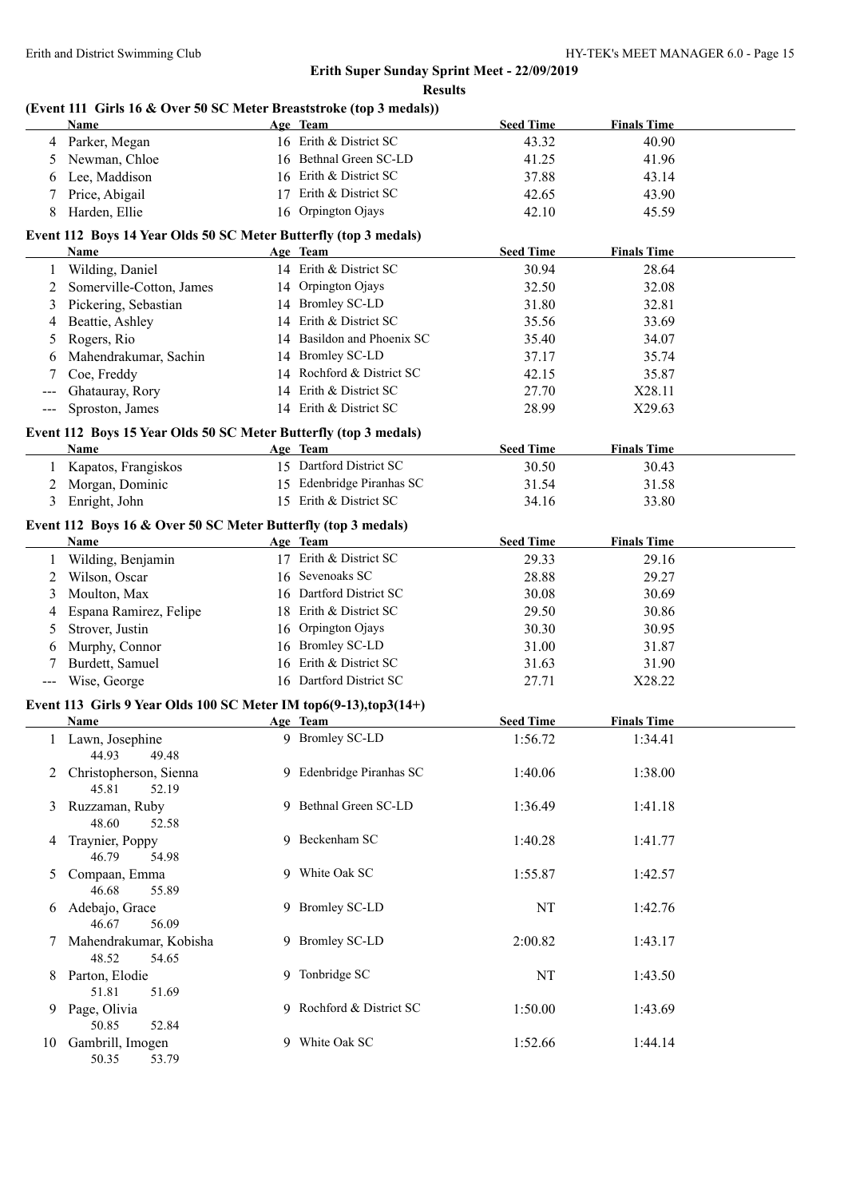**Erith Super Sunday Sprint Meet - 22/09/2019**

**Results**

### (Event 111 Girls 16 & Over 50 SC Meter Breaststroke (top 3 medals))

| | Name | Age | Team | Seed Time | Finals Time |
|---|---|---|---|---|---|
| 4 | Parker, Megan | 16 | Erith & District SC | 43.32 | 40.90 |
| 5 | Newman, Chloe | 16 | Bethnal Green SC-LD | 41.25 | 41.96 |
| 6 | Lee, Maddison | 16 | Erith & District SC | 37.88 | 43.14 |
| 7 | Price, Abigail | 17 | Erith & District SC | 42.65 | 43.90 |
| 8 | Harden, Ellie | 16 | Orpington Ojays | 42.10 | 45.59 |

### Event 112 Boys 14 Year Olds 50 SC Meter Butterfly (top 3 medals)

| | Name | Age | Team | Seed Time | Finals Time |
|---|---|---|---|---|---|
| 1 | Wilding, Daniel | 14 | Erith & District SC | 30.94 | 28.64 |
| 2 | Somerville-Cotton, James | 14 | Orpington Ojays | 32.50 | 32.08 |
| 3 | Pickering, Sebastian | 14 | Bromley SC-LD | 31.80 | 32.81 |
| 4 | Beattie, Ashley | 14 | Erith & District SC | 35.56 | 33.69 |
| 5 | Rogers, Rio | 14 | Basildon and Phoenix SC | 35.40 | 34.07 |
| 6 | Mahendrakumar, Sachin | 14 | Bromley SC-LD | 37.17 | 35.74 |
| 7 | Coe, Freddy | 14 | Rochford & District SC | 42.15 | 35.87 |
| --- | Ghatauray, Rory | 14 | Erith & District SC | 27.70 | X28.11 |
| --- | Sproston, James | 14 | Erith & District SC | 28.99 | X29.63 |

### Event 112 Boys 15 Year Olds 50 SC Meter Butterfly (top 3 medals)

| | Name | Age | Team | Seed Time | Finals Time |
|---|---|---|---|---|---|
| 1 | Kapatos, Frangiskos | 15 | Dartford District SC | 30.50 | 30.43 |
| 2 | Morgan, Dominic | 15 | Edenbridge Piranhas SC | 31.54 | 31.58 |
| 3 | Enright, John | 15 | Erith & District SC | 34.16 | 33.80 |

### Event 112 Boys 16 & Over 50 SC Meter Butterfly (top 3 medals)

| | Name | Age | Team | Seed Time | Finals Time |
|---|---|---|---|---|---|
| 1 | Wilding, Benjamin | 17 | Erith & District SC | 29.33 | 29.16 |
| 2 | Wilson, Oscar | 16 | Sevenoaks SC | 28.88 | 29.27 |
| 3 | Moulton, Max | 16 | Dartford District SC | 30.08 | 30.69 |
| 4 | Espana Ramirez, Felipe | 18 | Erith & District SC | 29.50 | 30.86 |
| 5 | Strover, Justin | 16 | Orpington Ojays | 30.30 | 30.95 |
| 6 | Murphy, Connor | 16 | Bromley SC-LD | 31.00 | 31.87 |
| 7 | Burdett, Samuel | 16 | Erith & District SC | 31.63 | 31.90 |
| --- | Wise, George | 16 | Dartford District SC | 27.71 | X28.22 |

### Event 113 Girls 9 Year Olds 100 SC Meter IM top6(9-13),top3(14+)

| | Name | Age | Team | Seed Time | Finals Time |
|---|---|---|---|---|---|
| 1 | Lawn, Josephine | 9 | Bromley SC-LD | 1:56.72 | 1:34.41 |
| | 44.93 49.48 | | | | |
| 2 | Christopherson, Sienna | 9 | Edenbridge Piranhas SC | 1:40.06 | 1:38.00 |
| | 45.81 52.19 | | | | |
| 3 | Ruzzaman, Ruby | 9 | Bethnal Green SC-LD | 1:36.49 | 1:41.18 |
| | 48.60 52.58 | | | | |
| 4 | Traynier, Poppy | 9 | Beckenham SC | 1:40.28 | 1:41.77 |
| | 46.79 54.98 | | | | |
| 5 | Compaan, Emma | 9 | White Oak SC | 1:55.87 | 1:42.57 |
| | 46.68 55.89 | | | | |
| 6 | Adebajo, Grace | 9 | Bromley SC-LD | NT | 1:42.76 |
| | 46.67 56.09 | | | | |
| 7 | Mahendrakumar, Kobisha | 9 | Bromley SC-LD | 2:00.82 | 1:43.17 |
| | 48.52 54.65 | | | | |
| 8 | Parton, Elodie | 9 | Tonbridge SC | NT | 1:43.50 |
| | 51.81 51.69 | | | | |
| 9 | Page, Olivia | 9 | Rochford & District SC | 1:50.00 | 1:43.69 |
| | 50.85 52.84 | | | | |
| 10 | Gambrill, Imogen | 9 | White Oak SC | 1:52.66 | 1:44.14 |
| | 50.35 53.79 | | | | |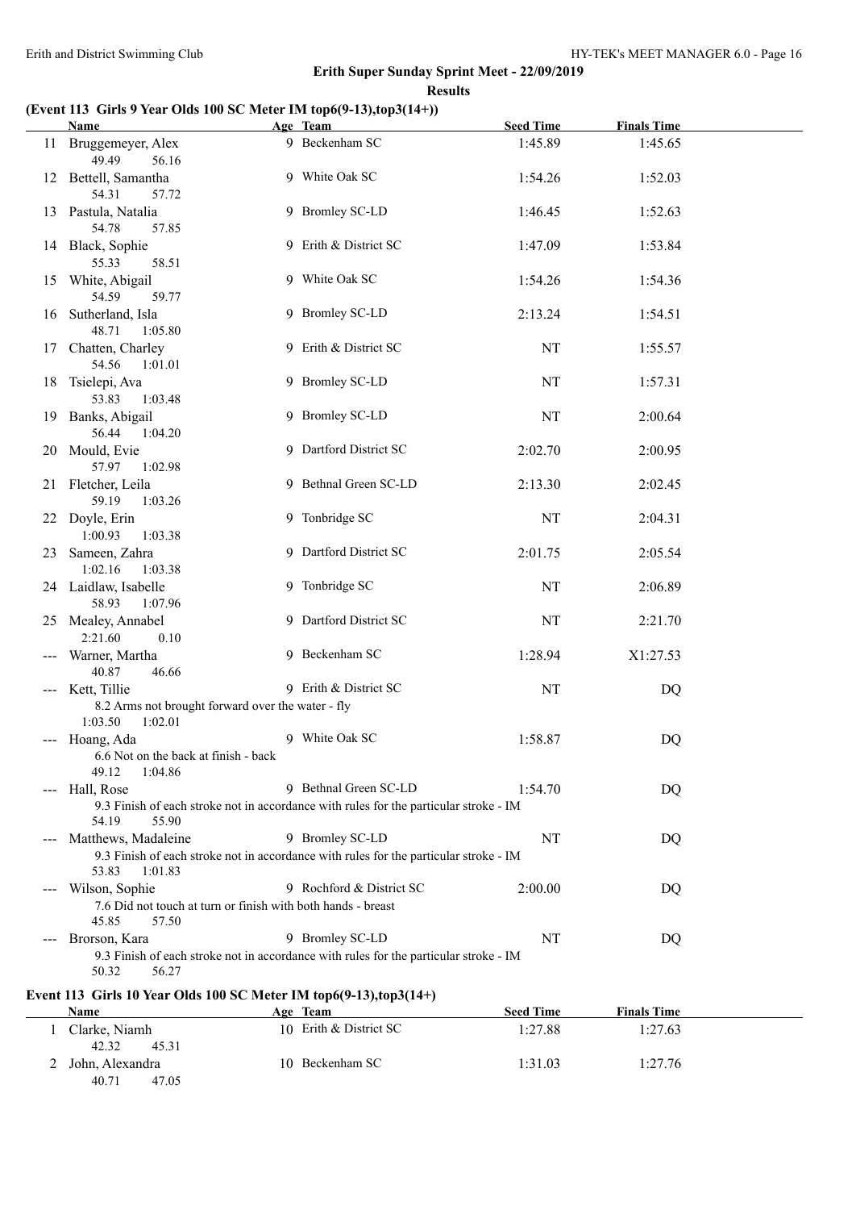# Erith Super Sunday Sprint Meet - 22/09/2019

## Results

### (Event 113 Girls 9 Year Olds 100 SC Meter IM top6(9-13),top3(14+))

| | Name | Age | Team | Seed Time | Finals Time |
|---|---|---|---|---|---|
| 11 | Bruggemeyer, Alex | 9 | Beckenham SC | 1:45.89 | 1:45.65 |
| | 49.49 56.16 | | | | |
| 12 | Bettell, Samantha | 9 | White Oak SC | 1:54.26 | 1:52.03 |
| | 54.31 57.72 | | | | |
| 13 | Pastula, Natalia | 9 | Bromley SC-LD | 1:46.45 | 1:52.63 |
| | 54.78 57.85 | | | | |
| 14 | Black, Sophie | 9 | Erith & District SC | 1:47.09 | 1:53.84 |
| | 55.33 58.51 | | | | |
| 15 | White, Abigail | 9 | White Oak SC | 1:54.26 | 1:54.36 |
| | 54.59 59.77 | | | | |
| 16 | Sutherland, Isla | 9 | Bromley SC-LD | 2:13.24 | 1:54.51 |
| | 48.71 1:05.80 | | | | |
| 17 | Chatten, Charley | 9 | Erith & District SC | NT | 1:55.57 |
| | 54.56 1:01.01 | | | | |
| 18 | Tsielepi, Ava | 9 | Bromley SC-LD | NT | 1:57.31 |
| | 53.83 1:03.48 | | | | |
| 19 | Banks, Abigail | 9 | Bromley SC-LD | NT | 2:00.64 |
| | 56.44 1:04.20 | | | | |
| 20 | Mould, Evie | 9 | Dartford District SC | 2:02.70 | 2:00.95 |
| | 57.97 1:02.98 | | | | |
| 21 | Fletcher, Leila | 9 | Bethnal Green SC-LD | 2:13.30 | 2:02.45 |
| | 59.19 1:03.26 | | | | |
| 22 | Doyle, Erin | 9 | Tonbridge SC | NT | 2:04.31 |
| | 1:00.93 1:03.38 | | | | |
| 23 | Sameen, Zahra | 9 | Dartford District SC | 2:01.75 | 2:05.54 |
| | 1:02.16 1:03.38 | | | | |
| 24 | Laidlaw, Isabelle | 9 | Tonbridge SC | NT | 2:06.89 |
| | 58.93 1:07.96 | | | | |
| 25 | Mealey, Annabel | 9 | Dartford District SC | NT | 2:21.70 |
| | 2:21.60 0.10 | | | | |
| --- | Warner, Martha | 9 | Beckenham SC | 1:28.94 | X1:27.53 |
| | 40.87 46.66 | | | | |
| --- | Kett, Tillie | 9 | Erith & District SC | NT | DQ |
| | 8.2 Arms not brought forward over the water - fly | | | | |
| | 1:03.50 1:02.01 | | | | |
| --- | Hoang, Ada | 9 | White Oak SC | 1:58.87 | DQ |
| | 6.6 Not on the back at finish - back | | | | |
| | 49.12 1:04.86 | | | | |
| --- | Hall, Rose | 9 | Bethnal Green SC-LD | 1:54.70 | DQ |
| | 9.3 Finish of each stroke not in accordance with rules for the particular stroke - IM | | | | |
| | 54.19 55.90 | | | | |
| --- | Matthews, Madaleine | 9 | Bromley SC-LD | NT | DQ |
| | 9.3 Finish of each stroke not in accordance with rules for the particular stroke - IM | | | | |
| | 53.83 1:01.83 | | | | |
| --- | Wilson, Sophie | 9 | Rochford & District SC | 2:00.00 | DQ |
| | 7.6 Did not touch at turn or finish with both hands - breast | | | | |
| | 45.85 57.50 | | | | |
| --- | Brorson, Kara | 9 | Bromley SC-LD | NT | DQ |
| | 9.3 Finish of each stroke not in accordance with rules for the particular stroke - IM | | | | |
| | 50.32 56.27 | | | | |

### Event 113 Girls 10 Year Olds 100 SC Meter IM top6(9-13),top3(14+)

| | Name | Age | Team | Seed Time | Finals Time |
|---|---|---|---|---|---|
| 1 | Clarke, Niamh | 10 | Erith & District SC | 1:27.88 | 1:27.63 |
| | 42.32 45.31 | | | | |
| 2 | John, Alexandra | 10 | Beckenham SC | 1:31.03 | 1:27.76 |
| | 40.71 47.05 | | | | |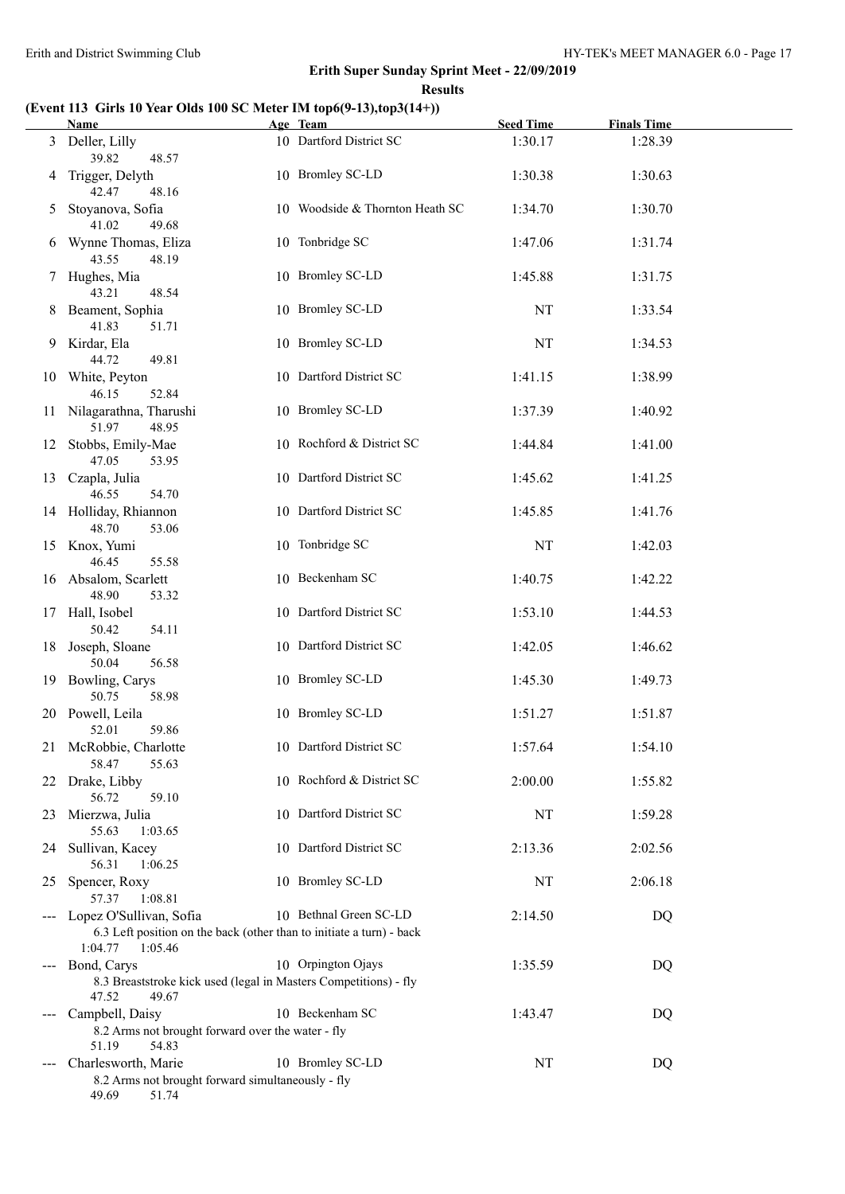## Erith Super Sunday Sprint Meet - 22/09/2019

### Results

### (Event 113 Girls 10 Year Olds 100 SC Meter IM top6(9-13),top3(14+))

| | Name | Age | Team | Seed Time | Finals Time |
|---|---|---|---|---|---|
| 3 | Deller, Lilly | 10 | Dartford District SC | 1:30.17 | 1:28.39 |
| | 39.82 48.57 | | | | |
| 4 | Trigger, Delyth | 10 | Bromley SC-LD | 1:30.38 | 1:30.63 |
| | 42.47 48.16 | | | | |
| 5 | Stoyanova, Sofia | 10 | Woodside & Thornton Heath SC | 1:34.70 | 1:30.70 |
| | 41.02 49.68 | | | | |
| 6 | Wynne Thomas, Eliza | 10 | Tonbridge SC | 1:47.06 | 1:31.74 |
| | 43.55 48.19 | | | | |
| 7 | Hughes, Mia | 10 | Bromley SC-LD | 1:45.88 | 1:31.75 |
| | 43.21 48.54 | | | | |
| 8 | Beament, Sophia | 10 | Bromley SC-LD | NT | 1:33.54 |
| | 41.83 51.71 | | | | |
| 9 | Kirdar, Ela | 10 | Bromley SC-LD | NT | 1:34.53 |
| | 44.72 49.81 | | | | |
| 10 | White, Peyton | 10 | Dartford District SC | 1:41.15 | 1:38.99 |
| | 46.15 52.84 | | | | |
| 11 | Nilagarathna, Tharushi | 10 | Bromley SC-LD | 1:37.39 | 1:40.92 |
| | 51.97 48.95 | | | | |
| 12 | Stobbs, Emily-Mae | 10 | Rochford & District SC | 1:44.84 | 1:41.00 |
| | 47.05 53.95 | | | | |
| 13 | Czapla, Julia | 10 | Dartford District SC | 1:45.62 | 1:41.25 |
| | 46.55 54.70 | | | | |
| 14 | Holliday, Rhiannon | 10 | Dartford District SC | 1:45.85 | 1:41.76 |
| | 48.70 53.06 | | | | |
| 15 | Knox, Yumi | 10 | Tonbridge SC | NT | 1:42.03 |
| | 46.45 55.58 | | | | |
| 16 | Absalom, Scarlett | 10 | Beckenham SC | 1:40.75 | 1:42.22 |
| | 48.90 53.32 | | | | |
| 17 | Hall, Isobel | 10 | Dartford District SC | 1:53.10 | 1:44.53 |
| | 50.42 54.11 | | | | |
| 18 | Joseph, Sloane | 10 | Dartford District SC | 1:42.05 | 1:46.62 |
| | 50.04 56.58 | | | | |
| 19 | Bowling, Carys | 10 | Bromley SC-LD | 1:45.30 | 1:49.73 |
| | 50.75 58.98 | | | | |
| 20 | Powell, Leila | 10 | Bromley SC-LD | 1:51.27 | 1:51.87 |
| | 52.01 59.86 | | | | |
| 21 | McRobbie, Charlotte | 10 | Dartford District SC | 1:57.64 | 1:54.10 |
| | 58.47 55.63 | | | | |
| 22 | Drake, Libby | 10 | Rochford & District SC | 2:00.00 | 1:55.82 |
| | 56.72 59.10 | | | | |
| 23 | Mierzwa, Julia | 10 | Dartford District SC | NT | 1:59.28 |
| | 55.63 1:03.65 | | | | |
| 24 | Sullivan, Kacey | 10 | Dartford District SC | 2:13.36 | 2:02.56 |
| | 56.31 1:06.25 | | | | |
| 25 | Spencer, Roxy | 10 | Bromley SC-LD | NT | 2:06.18 |
| | 57.37 1:08.81 | | | | |
| --- | Lopez O'Sullivan, Sofia | 10 | Bethnal Green SC-LD | 2:14.50 | DQ |
| | 6.3 Left position on the back (other than to initiate a turn) - back | | | | |
| | 1:04.77 1:05.46 | | | | |
| --- | Bond, Carys | 10 | Orpington Ojays | 1:35.59 | DQ |
| | 8.3 Breaststroke kick used (legal in Masters Competitions) - fly | | | | |
| | 47.52 49.67 | | | | |
| --- | Campbell, Daisy | 10 | Beckenham SC | 1:43.47 | DQ |
| | 8.2 Arms not brought forward over the water - fly | | | | |
| | 51.19 54.83 | | | | |
| --- | Charlesworth, Marie | 10 | Bromley SC-LD | NT | DQ |
| | 8.2 Arms not brought forward simultaneously - fly | | | | |
| | 49.69 51.74 | | | | |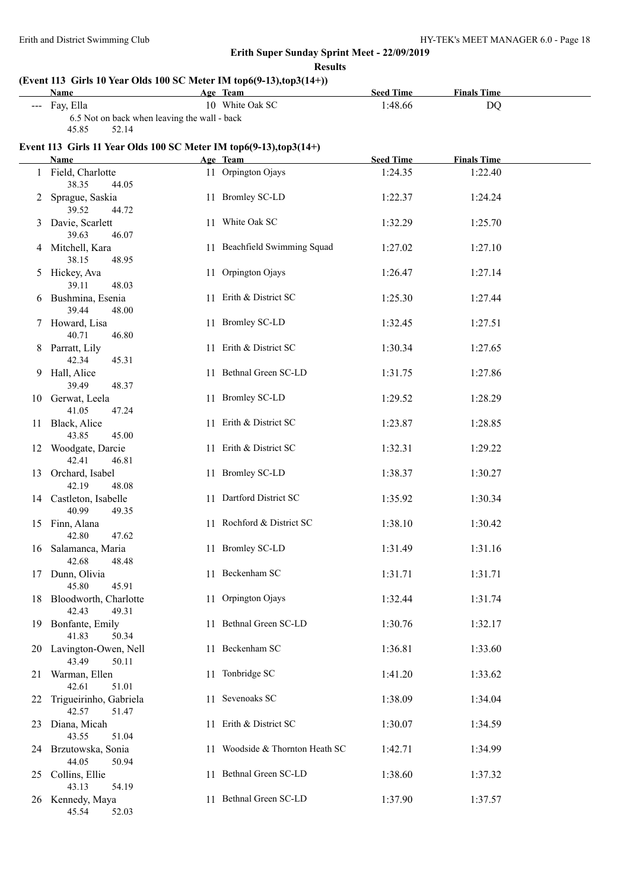## Erith Super Sunday Sprint Meet - 22/09/2019

### Results

**(Event 113 Girls 10 Year Olds 100 SC Meter IM top6(9-13),top3(14+))**

| | Name | Age | Team | Seed Time | Finals Time |
|---|---|---|---|---|---|
| --- | Fay, Ella | 10 | White Oak SC | 1:48.66 | DQ |
| | 6.5 Not on back when leaving the wall - back | | | | |
| | 45.85 52.14 | | | | |

**Event 113 Girls 11 Year Olds 100 SC Meter IM top6(9-13),top3(14+)**

| | Name | Age | Team | Seed Time | Finals Time |
|---|---|---|---|---|---|
| 1 | Field, Charlotte | 11 | Orpington Ojays | 1:24.35 | 1:22.40 |
| | 38.35 44.05 | | | | |
| 2 | Sprague, Saskia | 11 | Bromley SC-LD | 1:22.37 | 1:24.24 |
| | 39.52 44.72 | | | | |
| 3 | Davie, Scarlett | 11 | White Oak SC | 1:32.29 | 1:25.70 |
| | 39.63 46.07 | | | | |
| 4 | Mitchell, Kara | 11 | Beachfield Swimming Squad | 1:27.02 | 1:27.10 |
| | 38.15 48.95 | | | | |
| 5 | Hickey, Ava | 11 | Orpington Ojays | 1:26.47 | 1:27.14 |
| | 39.11 48.03 | | | | |
| 6 | Bushmina, Esenia | 11 | Erith & District SC | 1:25.30 | 1:27.44 |
| | 39.44 48.00 | | | | |
| 7 | Howard, Lisa | 11 | Bromley SC-LD | 1:32.45 | 1:27.51 |
| | 40.71 46.80 | | | | |
| 8 | Parratt, Lily | 11 | Erith & District SC | 1:30.34 | 1:27.65 |
| | 42.34 45.31 | | | | |
| 9 | Hall, Alice | 11 | Bethnal Green SC-LD | 1:31.75 | 1:27.86 |
| | 39.49 48.37 | | | | |
| 10 | Gerwat, Leela | 11 | Bromley SC-LD | 1:29.52 | 1:28.29 |
| | 41.05 47.24 | | | | |
| 11 | Black, Alice | 11 | Erith & District SC | 1:23.87 | 1:28.85 |
| | 43.85 45.00 | | | | |
| 12 | Woodgate, Darcie | 11 | Erith & District SC | 1:32.31 | 1:29.22 |
| | 42.41 46.81 | | | | |
| 13 | Orchard, Isabel | 11 | Bromley SC-LD | 1:38.37 | 1:30.27 |
| | 42.19 48.08 | | | | |
| 14 | Castleton, Isabelle | 11 | Dartford District SC | 1:35.92 | 1:30.34 |
| | 40.99 49.35 | | | | |
| 15 | Finn, Alana | 11 | Rochford & District SC | 1:38.10 | 1:30.42 |
| | 42.80 47.62 | | | | |
| 16 | Salamanca, Maria | 11 | Bromley SC-LD | 1:31.49 | 1:31.16 |
| | 42.68 48.48 | | | | |
| 17 | Dunn, Olivia | 11 | Beckenham SC | 1:31.71 | 1:31.71 |
| | 45.80 45.91 | | | | |
| 18 | Bloodworth, Charlotte | 11 | Orpington Ojays | 1:32.44 | 1:31.74 |
| | 42.43 49.31 | | | | |
| 19 | Bonfante, Emily | 11 | Bethnal Green SC-LD | 1:30.76 | 1:32.17 |
| | 41.83 50.34 | | | | |
| 20 | Lavington-Owen, Nell | 11 | Beckenham SC | 1:36.81 | 1:33.60 |
| | 43.49 50.11 | | | | |
| 21 | Warman, Ellen | 11 | Tonbridge SC | 1:41.20 | 1:33.62 |
| | 42.61 51.01 | | | | |
| 22 | Trigueirinho, Gabriela | 11 | Sevenoaks SC | 1:38.09 | 1:34.04 |
| | 42.57 51.47 | | | | |
| 23 | Diana, Micah | 11 | Erith & District SC | 1:30.07 | 1:34.59 |
| | 43.55 51.04 | | | | |
| 24 | Brzutowska, Sonia | 11 | Woodside & Thornton Heath SC | 1:42.71 | 1:34.99 |
| | 44.05 50.94 | | | | |
| 25 | Collins, Ellie | 11 | Bethnal Green SC-LD | 1:38.60 | 1:37.32 |
| | 43.13 54.19 | | | | |
| 26 | Kennedy, Maya | 11 | Bethnal Green SC-LD | 1:37.90 | 1:37.57 |
| | 45.54 52.03 | | | | |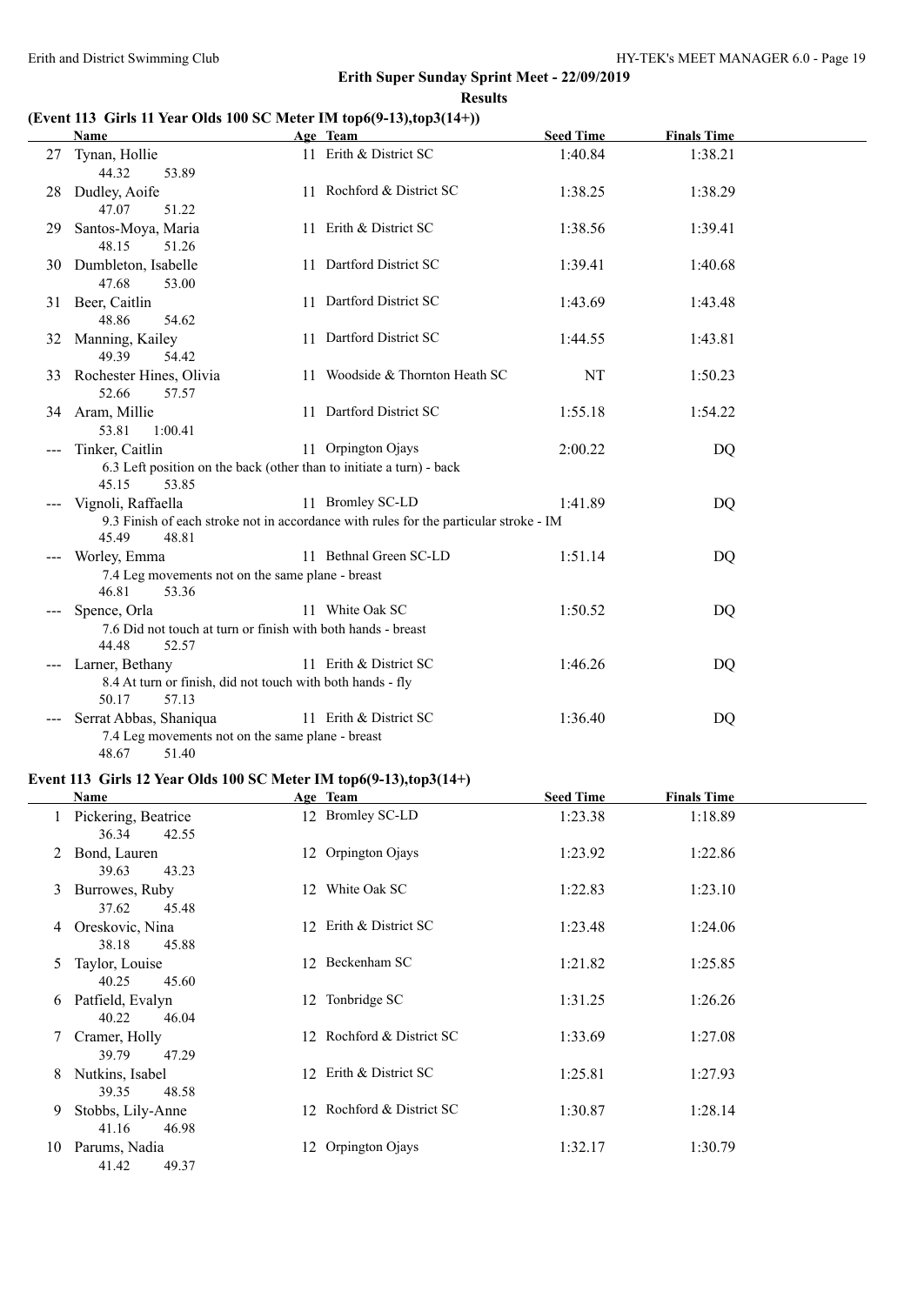# Erith Super Sunday Sprint Meet - 22/09/2019

## Results

### (Event 113 Girls 11 Year Olds 100 SC Meter IM top6(9-13),top3(14+))

| | Name | Age | Team | Seed Time | Finals Time |
|---|---|---|---|---|---|
| 27 | Tynan, Hollie | 11 | Erith & District SC | 1:40.84 | 1:38.21 |
| | 44.32 53.89 | | | | |
| 28 | Dudley, Aoife | 11 | Rochford & District SC | 1:38.25 | 1:38.29 |
| | 47.07 51.22 | | | | |
| 29 | Santos-Moya, Maria | 11 | Erith & District SC | 1:38.56 | 1:39.41 |
| | 48.15 51.26 | | | | |
| 30 | Dumbleton, Isabelle | 11 | Dartford District SC | 1:39.41 | 1:40.68 |
| | 47.68 53.00 | | | | |
| 31 | Beer, Caitlin | 11 | Dartford District SC | 1:43.69 | 1:43.48 |
| | 48.86 54.62 | | | | |
| 32 | Manning, Kailey | 11 | Dartford District SC | 1:44.55 | 1:43.81 |
| | 49.39 54.42 | | | | |
| 33 | Rochester Hines, Olivia | 11 | Woodside & Thornton Heath SC | NT | 1:50.23 |
| | 52.66 57.57 | | | | |
| 34 | Aram, Millie | 11 | Dartford District SC | 1:55.18 | 1:54.22 |
| | 53.81 1:00.41 | | | | |
| --- | Tinker, Caitlin | 11 | Orpington Ojays | 2:00.22 | DQ |
| | 6.3 Left position on the back (other than to initiate a turn) - back | | | | |
| | 45.15 53.85 | | | | |
| --- | Vignoli, Raffaella | 11 | Bromley SC-LD | 1:41.89 | DQ |
| | 9.3 Finish of each stroke not in accordance with rules for the particular stroke - IM | | | | |
| | 45.49 48.81 | | | | |
| --- | Worley, Emma | 11 | Bethnal Green SC-LD | 1:51.14 | DQ |
| | 7.4 Leg movements not on the same plane - breast | | | | |
| | 46.81 53.36 | | | | |
| --- | Spence, Orla | 11 | White Oak SC | 1:50.52 | DQ |
| | 7.6 Did not touch at turn or finish with both hands - breast | | | | |
| | 44.48 52.57 | | | | |
| --- | Larner, Bethany | 11 | Erith & District SC | 1:46.26 | DQ |
| | 8.4 At turn or finish, did not touch with both hands - fly | | | | |
| | 50.17 57.13 | | | | |
| --- | Serrat Abbas, Shaniqua | 11 | Erith & District SC | 1:36.40 | DQ |
| | 7.4 Leg movements not on the same plane - breast | | | | |
| | 48.67 51.40 | | | | |

### Event 113 Girls 12 Year Olds 100 SC Meter IM top6(9-13),top3(14+)

| | Name | Age | Team | Seed Time | Finals Time |
|---|---|---|---|---|---|
| 1 | Pickering, Beatrice | 12 | Bromley SC-LD | 1:23.38 | 1:18.89 |
| | 36.34 42.55 | | | | |
| 2 | Bond, Lauren | 12 | Orpington Ojays | 1:23.92 | 1:22.86 |
| | 39.63 43.23 | | | | |
| 3 | Burrowes, Ruby | 12 | White Oak SC | 1:22.83 | 1:23.10 |
| | 37.62 45.48 | | | | |
| 4 | Oreskovic, Nina | 12 | Erith & District SC | 1:23.48 | 1:24.06 |
| | 38.18 45.88 | | | | |
| 5 | Taylor, Louise | 12 | Beckenham SC | 1:21.82 | 1:25.85 |
| | 40.25 45.60 | | | | |
| 6 | Patfield, Evalyn | 12 | Tonbridge SC | 1:31.25 | 1:26.26 |
| | 40.22 46.04 | | | | |
| 7 | Cramer, Holly | 12 | Rochford & District SC | 1:33.69 | 1:27.08 |
| | 39.79 47.29 | | | | |
| 8 | Nutkins, Isabel | 12 | Erith & District SC | 1:25.81 | 1:27.93 |
| | 39.35 48.58 | | | | |
| 9 | Stobbs, Lily-Anne | 12 | Rochford & District SC | 1:30.87 | 1:28.14 |
| | 41.16 46.98 | | | | |
| 10 | Parums, Nadia | 12 | Orpington Ojays | 1:32.17 | 1:30.79 |
| | 41.42 49.37 | | | | |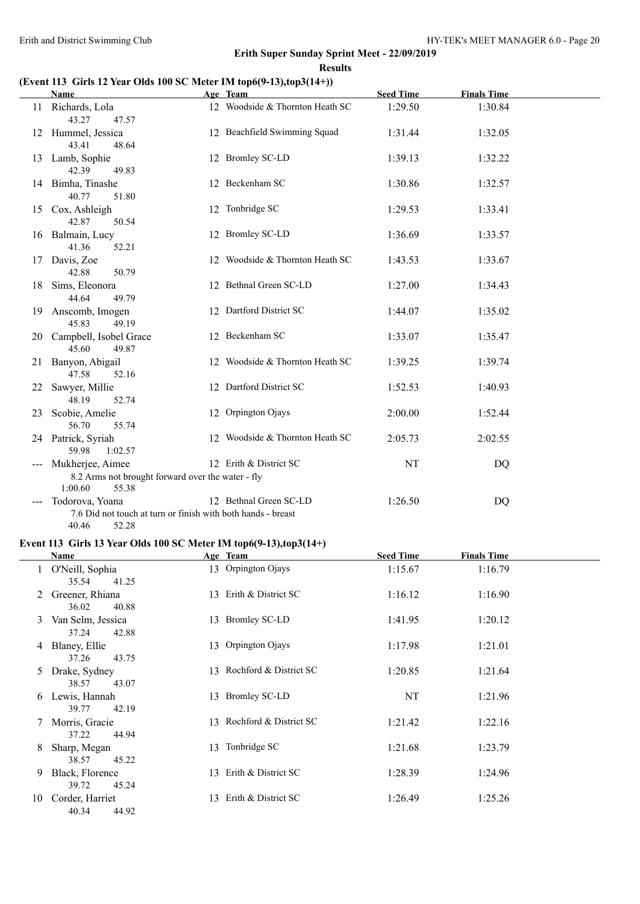## Erith Super Sunday Sprint Meet - 22/09/2019

### Results

### (Event 113 Girls 12 Year Olds 100 SC Meter IM top6(9-13),top3(14+))

| | Name | Age | Team | Seed Time | Finals Time |
|---|---|---|---|---|---|
| 11 | Richards, Lola | 12 | Woodside & Thornton Heath SC | 1:29.50 | 1:30.84 |
| | 43.27 47.57 | | | | |
| 12 | Hummel, Jessica | 12 | Beachfield Swimming Squad | 1:31.44 | 1:32.05 |
| | 43.41 48.64 | | | | |
| 13 | Lamb, Sophie | 12 | Bromley SC-LD | 1:39.13 | 1:32.22 |
| | 42.39 49.83 | | | | |
| 14 | Bimha, Tinashe | 12 | Beckenham SC | 1:30.86 | 1:32.57 |
| | 40.77 51.80 | | | | |
| 15 | Cox, Ashleigh | 12 | Tonbridge SC | 1:29.53 | 1:33.41 |
| | 42.87 50.54 | | | | |
| 16 | Balmain, Lucy | 12 | Bromley SC-LD | 1:36.69 | 1:33.57 |
| | 41.36 52.21 | | | | |
| 17 | Davis, Zoe | 12 | Woodside & Thornton Heath SC | 1:43.53 | 1:33.67 |
| | 42.88 50.79 | | | | |
| 18 | Sims, Eleonora | 12 | Bethnal Green SC-LD | 1:27.00 | 1:34.43 |
| | 44.64 49.79 | | | | |
| 19 | Anscomb, Imogen | 12 | Dartford District SC | 1:44.07 | 1:35.02 |
| | 45.83 49.19 | | | | |
| 20 | Campbell, Isobel Grace | 12 | Beckenham SC | 1:33.07 | 1:35.47 |
| | 45.60 49.87 | | | | |
| 21 | Banyon, Abigail | 12 | Woodside & Thornton Heath SC | 1:39.25 | 1:39.74 |
| | 47.58 52.16 | | | | |
| 22 | Sawyer, Millie | 12 | Dartford District SC | 1:52.53 | 1:40.93 |
| | 48.19 52.74 | | | | |
| 23 | Scobie, Amelie | 12 | Orpington Ojays | 2:00.00 | 1:52.44 |
| | 56.70 55.74 | | | | |
| 24 | Patrick, Syriah | 12 | Woodside & Thornton Heath SC | 2:05.73 | 2:02.55 |
| | 59.98 1:02.57 | | | | |
| --- | Mukherjee, Aimee | 12 | Erith & District SC | NT | DQ |
| | 8.2 Arms not brought forward over the water - fly | | | | |
| | 1:00.60 55.38 | | | | |
| --- | Todorova, Yoana | 12 | Bethnal Green SC-LD | 1:26.50 | DQ |
| | 7.6 Did not touch at turn or finish with both hands - breast | | | | |
| | 40.46 52.28 | | | | |

### Event 113 Girls 13 Year Olds 100 SC Meter IM top6(9-13),top3(14+)

| | Name | Age | Team | Seed Time | Finals Time |
|---|---|---|---|---|---|
| 1 | O'Neill, Sophia | 13 | Orpington Ojays | 1:15.67 | 1:16.79 |
| | 35.54 41.25 | | | | |
| 2 | Greener, Rhiana | 13 | Erith & District SC | 1:16.12 | 1:16.90 |
| | 36.02 40.88 | | | | |
| 3 | Van Selm, Jessica | 13 | Bromley SC-LD | 1:41.95 | 1:20.12 |
| | 37.24 42.88 | | | | |
| 4 | Blaney, Ellie | 13 | Orpington Ojays | 1:17.98 | 1:21.01 |
| | 37.26 43.75 | | | | |
| 5 | Drake, Sydney | 13 | Rochford & District SC | 1:20.85 | 1:21.64 |
| | 38.57 43.07 | | | | |
| 6 | Lewis, Hannah | 13 | Bromley SC-LD | NT | 1:21.96 |
| | 39.77 42.19 | | | | |
| 7 | Morris, Gracie | 13 | Rochford & District SC | 1:21.42 | 1:22.16 |
| | 37.22 44.94 | | | | |
| 8 | Sharp, Megan | 13 | Tonbridge SC | 1:21.68 | 1:23.79 |
| | 38.57 45.22 | | | | |
| 9 | Black, Florence | 13 | Erith & District SC | 1:28.39 | 1:24.96 |
| | 39.72 45.24 | | | | |
| 10 | Corder, Harriet | 13 | Erith & District SC | 1:26.49 | 1:25.26 |
| | 40.34 44.92 | | | | |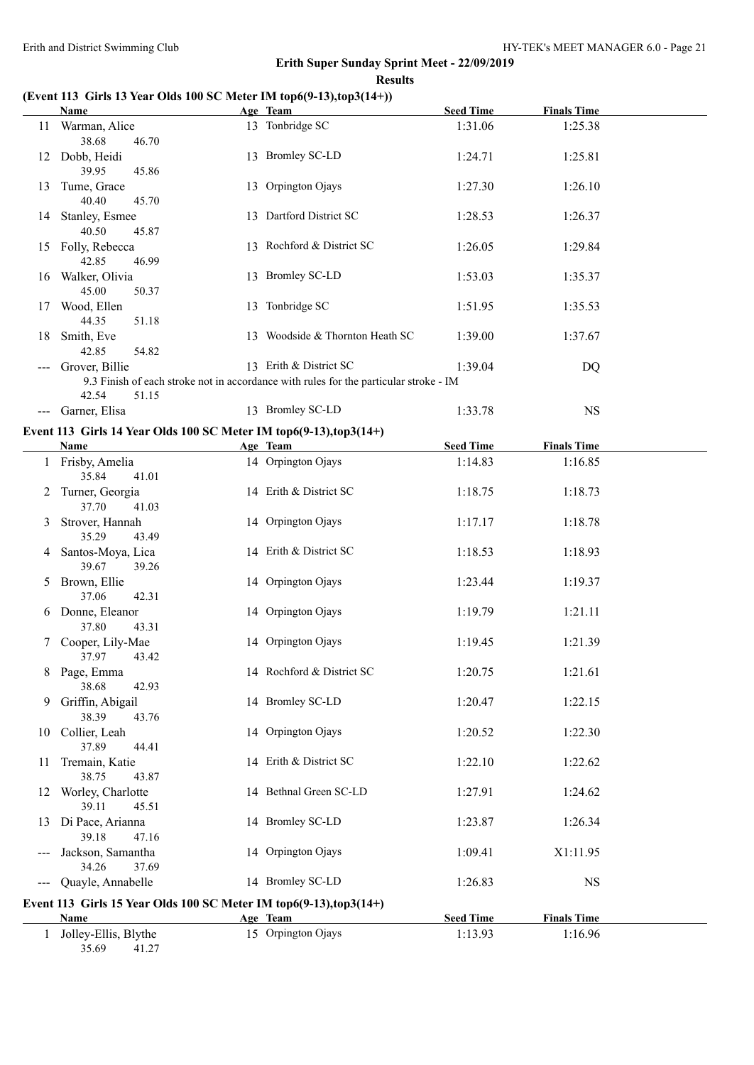**Erith Super Sunday Sprint Meet - 22/09/2019**

**Results**

### (Event 113 Girls 13 Year Olds 100 SC Meter IM top6(9-13),top3(14+))

| | Name | Age | Team | Seed Time | Finals Time |
|---|---|---|---|---|---|
| 11 | Warman, Alice | 13 | Tonbridge SC | 1:31.06 | 1:25.38 |
| | 38.68 46.70 | | | | |
| 12 | Dobb, Heidi | 13 | Bromley SC-LD | 1:24.71 | 1:25.81 |
| | 39.95 45.86 | | | | |
| 13 | Tume, Grace | 13 | Orpington Ojays | 1:27.30 | 1:26.10 |
| | 40.40 45.70 | | | | |
| 14 | Stanley, Esmee | 13 | Dartford District SC | 1:28.53 | 1:26.37 |
| | 40.50 45.87 | | | | |
| 15 | Folly, Rebecca | 13 | Rochford & District SC | 1:26.05 | 1:29.84 |
| | 42.85 46.99 | | | | |
| 16 | Walker, Olivia | 13 | Bromley SC-LD | 1:53.03 | 1:35.37 |
| | 45.00 50.37 | | | | |
| 17 | Wood, Ellen | 13 | Tonbridge SC | 1:51.95 | 1:35.53 |
| | 44.35 51.18 | | | | |
| 18 | Smith, Eve | 13 | Woodside & Thornton Heath SC | 1:39.00 | 1:37.67 |
| | 42.85 54.82 | | | | |
| --- | Grover, Billie | 13 | Erith & District SC | 1:39.04 | DQ |
| | 9.3 Finish of each stroke not in accordance with rules for the particular stroke - IM | | | | |
| | 42.54 51.15 | | | | |
| --- | Garner, Elisa | 13 | Bromley SC-LD | 1:33.78 | NS |

### Event 113 Girls 14 Year Olds 100 SC Meter IM top6(9-13),top3(14+)

| | Name | Age | Team | Seed Time | Finals Time |
|---|---|---|---|---|---|
| 1 | Frisby, Amelia | 14 | Orpington Ojays | 1:14.83 | 1:16.85 |
| | 35.84 41.01 | | | | |
| 2 | Turner, Georgia | 14 | Erith & District SC | 1:18.75 | 1:18.73 |
| | 37.70 41.03 | | | | |
| 3 | Strover, Hannah | 14 | Orpington Ojays | 1:17.17 | 1:18.78 |
| | 35.29 43.49 | | | | |
| 4 | Santos-Moya, Lica | 14 | Erith & District SC | 1:18.53 | 1:18.93 |
| | 39.67 39.26 | | | | |
| 5 | Brown, Ellie | 14 | Orpington Ojays | 1:23.44 | 1:19.37 |
| | 37.06 42.31 | | | | |
| 6 | Donne, Eleanor | 14 | Orpington Ojays | 1:19.79 | 1:21.11 |
| | 37.80 43.31 | | | | |
| 7 | Cooper, Lily-Mae | 14 | Orpington Ojays | 1:19.45 | 1:21.39 |
| | 37.97 43.42 | | | | |
| 8 | Page, Emma | 14 | Rochford & District SC | 1:20.75 | 1:21.61 |
| | 38.68 42.93 | | | | |
| 9 | Griffin, Abigail | 14 | Bromley SC-LD | 1:20.47 | 1:22.15 |
| | 38.39 43.76 | | | | |
| 10 | Collier, Leah | 14 | Orpington Ojays | 1:20.52 | 1:22.30 |
| | 37.89 44.41 | | | | |
| 11 | Tremain, Katie | 14 | Erith & District SC | 1:22.10 | 1:22.62 |
| | 38.75 43.87 | | | | |
| 12 | Worley, Charlotte | 14 | Bethnal Green SC-LD | 1:27.91 | 1:24.62 |
| | 39.11 45.51 | | | | |
| 13 | Di Pace, Arianna | 14 | Bromley SC-LD | 1:23.87 | 1:26.34 |
| | 39.18 47.16 | | | | |
| --- | Jackson, Samantha | 14 | Orpington Ojays | 1:09.41 | X1:11.95 |
| | 34.26 37.69 | | | | |
| --- | Quayle, Annabelle | 14 | Bromley SC-LD | 1:26.83 | NS |

### Event 113 Girls 15 Year Olds 100 SC Meter IM top6(9-13),top3(14+)

| | Name | Age | Team | Seed Time | Finals Time |
|---|---|---|---|---|---|
| 1 | Jolley-Ellis, Blythe | 15 | Orpington Ojays | 1:13.93 | 1:16.96 |
| | 35.69 41.27 | | | | |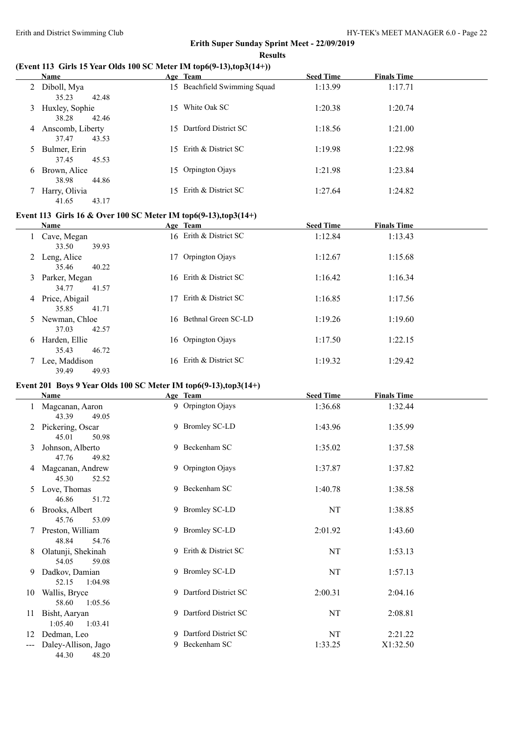## Erith Super Sunday Sprint Meet - 22/09/2019

**Results**

### (Event 113 Girls 15 Year Olds 100 SC Meter IM top6(9-13),top3(14+))

| | Name | Age | Team | Seed Time | Finals Time |
|---|---|---|---|---|---|
| 2 | Diboll, Mya | 15 | Beachfield Swimming Squad | 1:13.99 | 1:17.71 |
| | 35.23 42.48 | | | | |
| 3 | Huxley, Sophie | 15 | White Oak SC | 1:20.38 | 1:20.74 |
| | 38.28 42.46 | | | | |
| 4 | Anscomb, Liberty | 15 | Dartford District SC | 1:18.56 | 1:21.00 |
| | 37.47 43.53 | | | | |
| 5 | Bulmer, Erin | 15 | Erith & District SC | 1:19.98 | 1:22.98 |
| | 37.45 45.53 | | | | |
| 6 | Brown, Alice | 15 | Orpington Ojays | 1:21.98 | 1:23.84 |
| | 38.98 44.86 | | | | |
| 7 | Harry, Olivia | 15 | Erith & District SC | 1:27.64 | 1:24.82 |
| | 41.65 43.17 | | | | |

### Event 113 Girls 16 & Over 100 SC Meter IM top6(9-13),top3(14+)

| | Name | Age | Team | Seed Time | Finals Time |
|---|---|---|---|---|---|
| 1 | Cave, Megan | 16 | Erith & District SC | 1:12.84 | 1:13.43 |
| | 33.50 39.93 | | | | |
| 2 | Leng, Alice | 17 | Orpington Ojays | 1:12.67 | 1:15.68 |
| | 35.46 40.22 | | | | |
| 3 | Parker, Megan | 16 | Erith & District SC | 1:16.42 | 1:16.34 |
| | 34.77 41.57 | | | | |
| 4 | Price, Abigail | 17 | Erith & District SC | 1:16.85 | 1:17.56 |
| | 35.85 41.71 | | | | |
| 5 | Newman, Chloe | 16 | Bethnal Green SC-LD | 1:19.26 | 1:19.60 |
| | 37.03 42.57 | | | | |
| 6 | Harden, Ellie | 16 | Orpington Ojays | 1:17.50 | 1:22.15 |
| | 35.43 46.72 | | | | |
| 7 | Lee, Maddison | 16 | Erith & District SC | 1:19.32 | 1:29.42 |
| | 39.49 49.93 | | | | |

### Event 201 Boys 9 Year Olds 100 SC Meter IM top6(9-13),top3(14+)

| | Name | Age | Team | Seed Time | Finals Time |
|---|---|---|---|---|---|
| 1 | Magcanan, Aaron | 9 | Orpington Ojays | 1:36.68 | 1:32.44 |
| | 43.39 49.05 | | | | |
| 2 | Pickering, Oscar | 9 | Bromley SC-LD | 1:43.96 | 1:35.99 |
| | 45.01 50.98 | | | | |
| 3 | Johnson, Alberto | 9 | Beckenham SC | 1:35.02 | 1:37.58 |
| | 47.76 49.82 | | | | |
| 4 | Magcanan, Andrew | 9 | Orpington Ojays | 1:37.87 | 1:37.82 |
| | 45.30 52.52 | | | | |
| 5 | Love, Thomas | 9 | Beckenham SC | 1:40.78 | 1:38.58 |
| | 46.86 51.72 | | | | |
| 6 | Brooks, Albert | 9 | Bromley SC-LD | NT | 1:38.85 |
| | 45.76 53.09 | | | | |
| 7 | Preston, William | 9 | Bromley SC-LD | 2:01.92 | 1:43.60 |
| | 48.84 54.76 | | | | |
| 8 | Olatunji, Shekinah | 9 | Erith & District SC | NT | 1:53.13 |
| | 54.05 59.08 | | | | |
| 9 | Dadkov, Damian | 9 | Bromley SC-LD | NT | 1:57.13 |
| | 52.15 1:04.98 | | | | |
| 10 | Wallis, Bryce | 9 | Dartford District SC | 2:00.31 | 2:04.16 |
| | 58.60 1:05.56 | | | | |
| 11 | Bisht, Aaryan | 9 | Dartford District SC | NT | 2:08.81 |
| | 1:05.40 1:03.41 | | | | |
| 12 | Dedman, Leo | 9 | Dartford District SC | NT | 2:21.22 |
| --- | Daley-Allison, Jago | 9 | Beckenham SC | 1:33.25 | X1:32.50 |
| | 44.30 48.20 | | | | |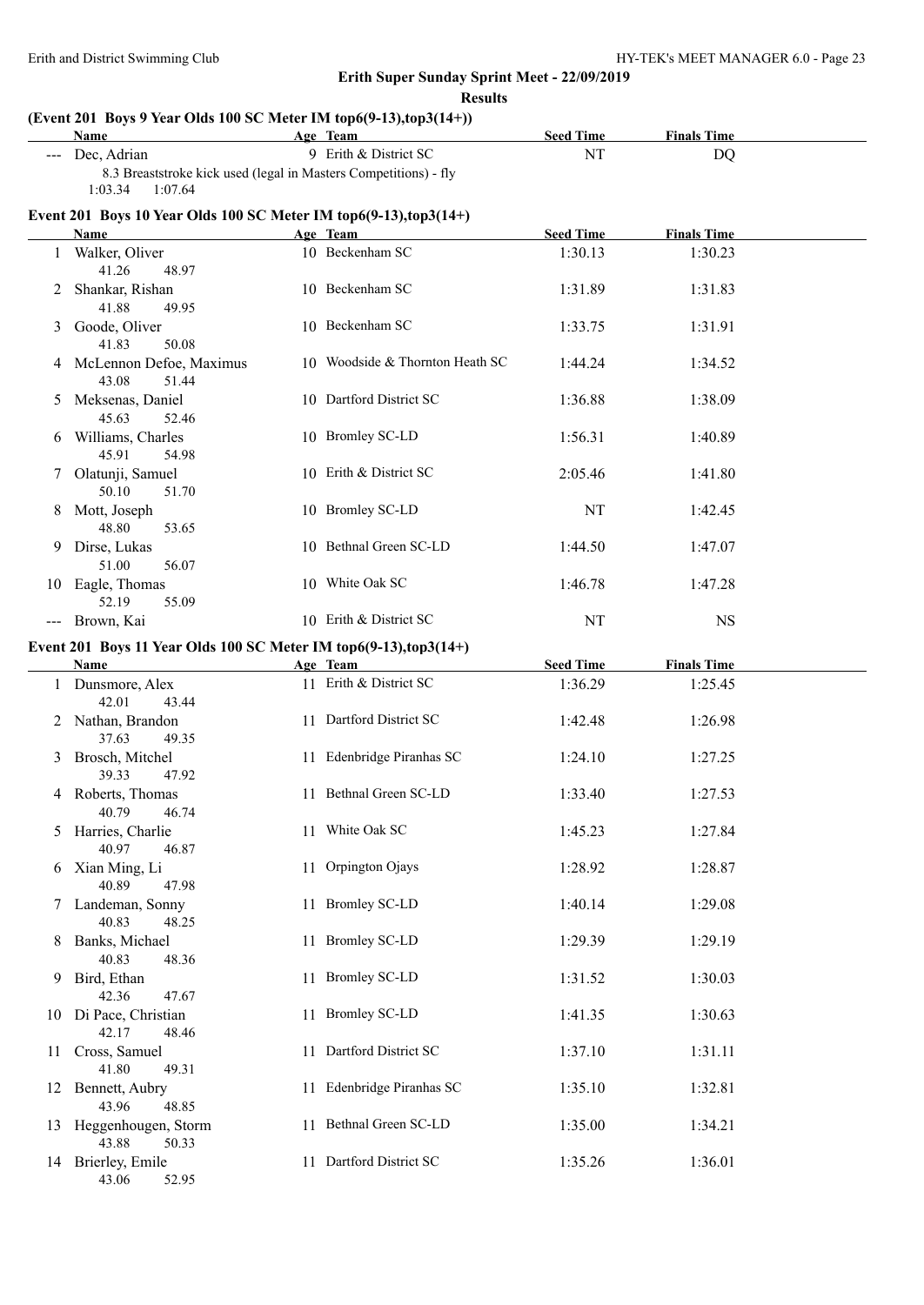## Erith Super Sunday Sprint Meet - 22/09/2019

### Results

**(Event 201 Boys 9 Year Olds 100 SC Meter IM top6(9-13),top3(14+))**

| | Name | Age | Team | Seed Time | Finals Time |
|---|---|---|---|---|---|
| --- | Dec, Adrian | 9 | Erith & District SC | NT | DQ |
| | 8.3 Breaststroke kick used (legal in Masters Competitions) - fly | | | | |
| | 1:03.34 1:07.64 | | | | |

**Event 201 Boys 10 Year Olds 100 SC Meter IM top6(9-13),top3(14+)**

| | Name | Age | Team | Seed Time | Finals Time |
|---|---|---|---|---|---|
| 1 | Walker, Oliver | 10 | Beckenham SC | 1:30.13 | 1:30.23 |
| | 41.26 48.97 | | | | |
| 2 | Shankar, Rishan | 10 | Beckenham SC | 1:31.89 | 1:31.83 |
| | 41.88 49.95 | | | | |
| 3 | Goode, Oliver | 10 | Beckenham SC | 1:33.75 | 1:31.91 |
| | 41.83 50.08 | | | | |
| 4 | McLennon Defoe, Maximus | 10 | Woodside & Thornton Heath SC | 1:44.24 | 1:34.52 |
| | 43.08 51.44 | | | | |
| 5 | Meksenas, Daniel | 10 | Dartford District SC | 1:36.88 | 1:38.09 |
| | 45.63 52.46 | | | | |
| 6 | Williams, Charles | 10 | Bromley SC-LD | 1:56.31 | 1:40.89 |
| | 45.91 54.98 | | | | |
| 7 | Olatunji, Samuel | 10 | Erith & District SC | 2:05.46 | 1:41.80 |
| | 50.10 51.70 | | | | |
| 8 | Mott, Joseph | 10 | Bromley SC-LD | NT | 1:42.45 |
| | 48.80 53.65 | | | | |
| 9 | Dirse, Lukas | 10 | Bethnal Green SC-LD | 1:44.50 | 1:47.07 |
| | 51.00 56.07 | | | | |
| 10 | Eagle, Thomas | 10 | White Oak SC | 1:46.78 | 1:47.28 |
| | 52.19 55.09 | | | | |
| --- | Brown, Kai | 10 | Erith & District SC | NT | NS |

**Event 201 Boys 11 Year Olds 100 SC Meter IM top6(9-13),top3(14+)**

| | Name | Age | Team | Seed Time | Finals Time |
|---|---|---|---|---|---|
| 1 | Dunsmore, Alex | 11 | Erith & District SC | 1:36.29 | 1:25.45 |
| | 42.01 43.44 | | | | |
| 2 | Nathan, Brandon | 11 | Dartford District SC | 1:42.48 | 1:26.98 |
| | 37.63 49.35 | | | | |
| 3 | Brosch, Mitchel | 11 | Edenbridge Piranhas SC | 1:24.10 | 1:27.25 |
| | 39.33 47.92 | | | | |
| 4 | Roberts, Thomas | 11 | Bethnal Green SC-LD | 1:33.40 | 1:27.53 |
| | 40.79 46.74 | | | | |
| 5 | Harries, Charlie | 11 | White Oak SC | 1:45.23 | 1:27.84 |
| | 40.97 46.87 | | | | |
| 6 | Xian Ming, Li | 11 | Orpington Ojays | 1:28.92 | 1:28.87 |
| | 40.89 47.98 | | | | |
| 7 | Landeman, Sonny | 11 | Bromley SC-LD | 1:40.14 | 1:29.08 |
| | 40.83 48.25 | | | | |
| 8 | Banks, Michael | 11 | Bromley SC-LD | 1:29.39 | 1:29.19 |
| | 40.83 48.36 | | | | |
| 9 | Bird, Ethan | 11 | Bromley SC-LD | 1:31.52 | 1:30.03 |
| | 42.36 47.67 | | | | |
| 10 | Di Pace, Christian | 11 | Bromley SC-LD | 1:41.35 | 1:30.63 |
| | 42.17 48.46 | | | | |
| 11 | Cross, Samuel | 11 | Dartford District SC | 1:37.10 | 1:31.11 |
| | 41.80 49.31 | | | | |
| 12 | Bennett, Aubry | 11 | Edenbridge Piranhas SC | 1:35.10 | 1:32.81 |
| | 43.96 48.85 | | | | |
| 13 | Heggenhougen, Storm | 11 | Bethnal Green SC-LD | 1:35.00 | 1:34.21 |
| | 43.88 50.33 | | | | |
| 14 | Brierley, Emile | 11 | Dartford District SC | 1:35.26 | 1:36.01 |
| | 43.06 52.95 | | | | |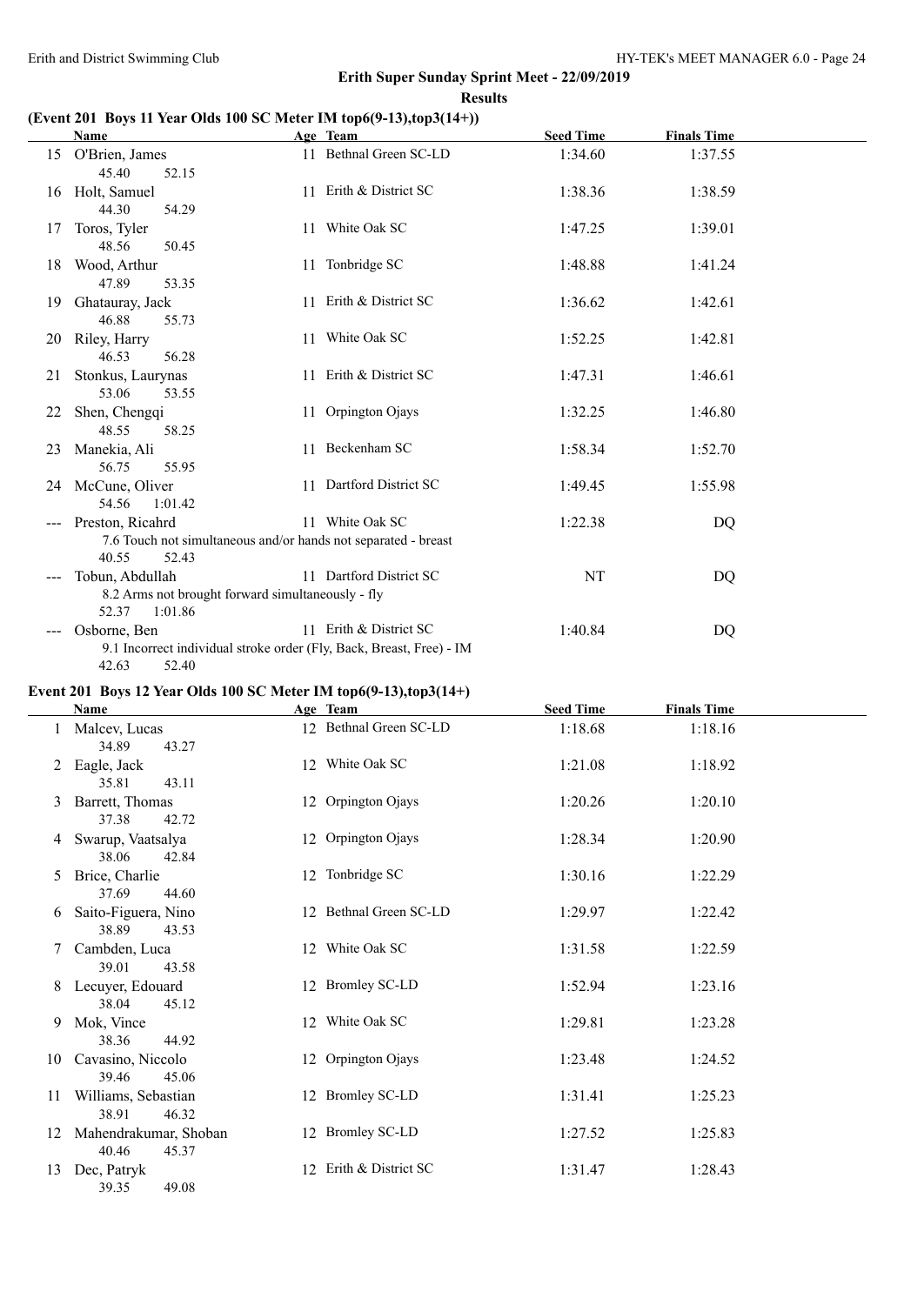**Erith Super Sunday Sprint Meet - 22/09/2019**

**Results**

### (Event 201 Boys 11 Year Olds 100 SC Meter IM top6(9-13),top3(14+))

| | Name | Age | Team | Seed Time | Finals Time |
|---|---|---|---|---|---|
| 15 | O'Brien, James | 11 | Bethnal Green SC-LD | 1:34.60 | 1:37.55 |
| | 45.40 52.15 | | | | |
| 16 | Holt, Samuel | 11 | Erith & District SC | 1:38.36 | 1:38.59 |
| | 44.30 54.29 | | | | |
| 17 | Toros, Tyler | 11 | White Oak SC | 1:47.25 | 1:39.01 |
| | 48.56 50.45 | | | | |
| 18 | Wood, Arthur | 11 | Tonbridge SC | 1:48.88 | 1:41.24 |
| | 47.89 53.35 | | | | |
| 19 | Ghatauray, Jack | 11 | Erith & District SC | 1:36.62 | 1:42.61 |
| | 46.88 55.73 | | | | |
| 20 | Riley, Harry | 11 | White Oak SC | 1:52.25 | 1:42.81 |
| | 46.53 56.28 | | | | |
| 21 | Stonkus, Laurynas | 11 | Erith & District SC | 1:47.31 | 1:46.61 |
| | 53.06 53.55 | | | | |
| 22 | Shen, Chengqi | 11 | Orpington Ojays | 1:32.25 | 1:46.80 |
| | 48.55 58.25 | | | | |
| 23 | Manekia, Ali | 11 | Beckenham SC | 1:58.34 | 1:52.70 |
| | 56.75 55.95 | | | | |
| 24 | McCune, Oliver | 11 | Dartford District SC | 1:49.45 | 1:55.98 |
| | 54.56 1:01.42 | | | | |
| --- | Preston, Ricahrd | 11 | White Oak SC | 1:22.38 | DQ |
| | 7.6 Touch not simultaneous and/or hands not separated - breast | | | | |
| | 40.55 52.43 | | | | |
| --- | Tobun, Abdullah | 11 | Dartford District SC | NT | DQ |
| | 8.2 Arms not brought forward simultaneously - fly | | | | |
| | 52.37 1:01.86 | | | | |
| --- | Osborne, Ben | 11 | Erith & District SC | 1:40.84 | DQ |
| | 9.1 Incorrect individual stroke order (Fly, Back, Breast, Free) - IM | | | | |
| | 42.63 52.40 | | | | |

### Event 201 Boys 12 Year Olds 100 SC Meter IM top6(9-13),top3(14+)

| | Name | Age | Team | Seed Time | Finals Time |
|---|---|---|---|---|---|
| 1 | Malcev, Lucas | 12 | Bethnal Green SC-LD | 1:18.68 | 1:18.16 |
| | 34.89 43.27 | | | | |
| 2 | Eagle, Jack | 12 | White Oak SC | 1:21.08 | 1:18.92 |
| | 35.81 43.11 | | | | |
| 3 | Barrett, Thomas | 12 | Orpington Ojays | 1:20.26 | 1:20.10 |
| | 37.38 42.72 | | | | |
| 4 | Swarup, Vaatsalya | 12 | Orpington Ojays | 1:28.34 | 1:20.90 |
| | 38.06 42.84 | | | | |
| 5 | Brice, Charlie | 12 | Tonbridge SC | 1:30.16 | 1:22.29 |
| | 37.69 44.60 | | | | |
| 6 | Saito-Figuera, Nino | 12 | Bethnal Green SC-LD | 1:29.97 | 1:22.42 |
| | 38.89 43.53 | | | | |
| 7 | Cambden, Luca | 12 | White Oak SC | 1:31.58 | 1:22.59 |
| | 39.01 43.58 | | | | |
| 8 | Lecuyer, Edouard | 12 | Bromley SC-LD | 1:52.94 | 1:23.16 |
| | 38.04 45.12 | | | | |
| 9 | Mok, Vince | 12 | White Oak SC | 1:29.81 | 1:23.28 |
| | 38.36 44.92 | | | | |
| 10 | Cavasino, Niccolo | 12 | Orpington Ojays | 1:23.48 | 1:24.52 |
| | 39.46 45.06 | | | | |
| 11 | Williams, Sebastian | 12 | Bromley SC-LD | 1:31.41 | 1:25.23 |
| | 38.91 46.32 | | | | |
| 12 | Mahendrakumar, Shoban | 12 | Bromley SC-LD | 1:27.52 | 1:25.83 |
| | 40.46 45.37 | | | | |
| 13 | Dec, Patryk | 12 | Erith & District SC | 1:31.47 | 1:28.43 |
| | 39.35 49.08 | | | | |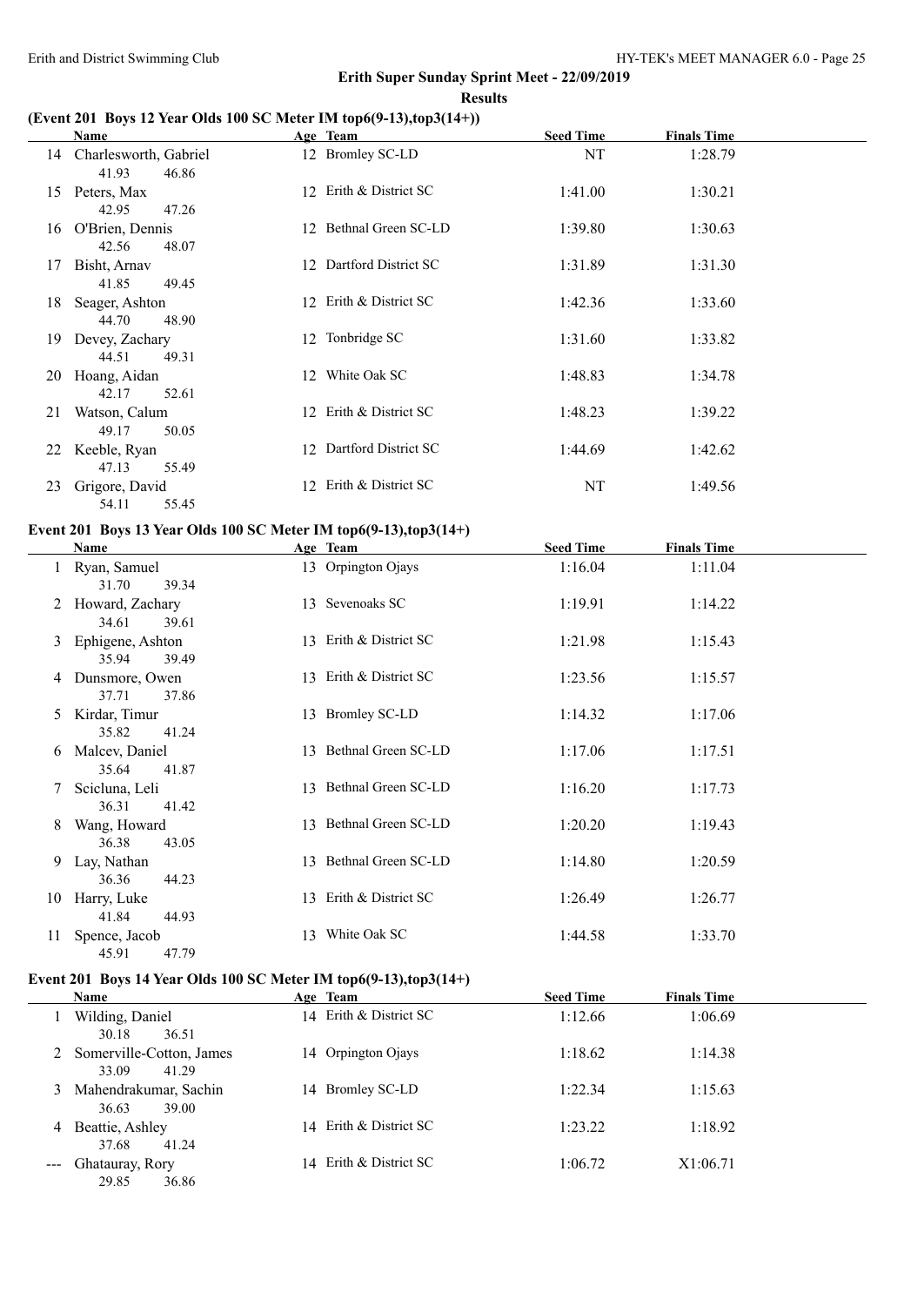## Erith Super Sunday Sprint Meet - 22/09/2019

**Results**

### (Event 201 Boys 12 Year Olds 100 SC Meter IM top6(9-13),top3(14+))

| | Name | Age | Team | Seed Time | Finals Time |
|---|---|---|---|---|---|
| 14 | Charlesworth, Gabriel | 12 | Bromley SC-LD | NT | 1:28.79 |
| | 41.93 46.86 | | | | |
| 15 | Peters, Max | 12 | Erith & District SC | 1:41.00 | 1:30.21 |
| | 42.95 47.26 | | | | |
| 16 | O'Brien, Dennis | 12 | Bethnal Green SC-LD | 1:39.80 | 1:30.63 |
| | 42.56 48.07 | | | | |
| 17 | Bisht, Arnav | 12 | Dartford District SC | 1:31.89 | 1:31.30 |
| | 41.85 49.45 | | | | |
| 18 | Seager, Ashton | 12 | Erith & District SC | 1:42.36 | 1:33.60 |
| | 44.70 48.90 | | | | |
| 19 | Devey, Zachary | 12 | Tonbridge SC | 1:31.60 | 1:33.82 |
| | 44.51 49.31 | | | | |
| 20 | Hoang, Aidan | 12 | White Oak SC | 1:48.83 | 1:34.78 |
| | 42.17 52.61 | | | | |
| 21 | Watson, Calum | 12 | Erith & District SC | 1:48.23 | 1:39.22 |
| | 49.17 50.05 | | | | |
| 22 | Keeble, Ryan | 12 | Dartford District SC | 1:44.69 | 1:42.62 |
| | 47.13 55.49 | | | | |
| 23 | Grigore, David | 12 | Erith & District SC | NT | 1:49.56 |
| | 54.11 55.45 | | | | |

### Event 201 Boys 13 Year Olds 100 SC Meter IM top6(9-13),top3(14+)

| | Name | Age | Team | Seed Time | Finals Time |
|---|---|---|---|---|---|
| 1 | Ryan, Samuel | 13 | Orpington Ojays | 1:16.04 | 1:11.04 |
| | 31.70 39.34 | | | | |
| 2 | Howard, Zachary | 13 | Sevenoaks SC | 1:19.91 | 1:14.22 |
| | 34.61 39.61 | | | | |
| 3 | Ephigene, Ashton | 13 | Erith & District SC | 1:21.98 | 1:15.43 |
| | 35.94 39.49 | | | | |
| 4 | Dunsmore, Owen | 13 | Erith & District SC | 1:23.56 | 1:15.57 |
| | 37.71 37.86 | | | | |
| 5 | Kirdar, Timur | 13 | Bromley SC-LD | 1:14.32 | 1:17.06 |
| | 35.82 41.24 | | | | |
| 6 | Malcev, Daniel | 13 | Bethnal Green SC-LD | 1:17.06 | 1:17.51 |
| | 35.64 41.87 | | | | |
| 7 | Scicluna, Leli | 13 | Bethnal Green SC-LD | 1:16.20 | 1:17.73 |
| | 36.31 41.42 | | | | |
| 8 | Wang, Howard | 13 | Bethnal Green SC-LD | 1:20.20 | 1:19.43 |
| | 36.38 43.05 | | | | |
| 9 | Lay, Nathan | 13 | Bethnal Green SC-LD | 1:14.80 | 1:20.59 |
| | 36.36 44.23 | | | | |
| 10 | Harry, Luke | 13 | Erith & District SC | 1:26.49 | 1:26.77 |
| | 41.84 44.93 | | | | |
| 11 | Spence, Jacob | 13 | White Oak SC | 1:44.58 | 1:33.70 |
| | 45.91 47.79 | | | | |

### Event 201 Boys 14 Year Olds 100 SC Meter IM top6(9-13),top3(14+)

| | Name | Age | Team | Seed Time | Finals Time |
|---|---|---|---|---|---|
| 1 | Wilding, Daniel | 14 | Erith & District SC | 1:12.66 | 1:06.69 |
| | 30.18 36.51 | | | | |
| 2 | Somerville-Cotton, James | 14 | Orpington Ojays | 1:18.62 | 1:14.38 |
| | 33.09 41.29 | | | | |
| 3 | Mahendrakumar, Sachin | 14 | Bromley SC-LD | 1:22.34 | 1:15.63 |
| | 36.63 39.00 | | | | |
| 4 | Beattie, Ashley | 14 | Erith & District SC | 1:23.22 | 1:18.92 |
| | 37.68 41.24 | | | | |
| --- | Ghatauray, Rory | 14 | Erith & District SC | 1:06.72 | X1:06.71 |
| | 29.85 36.86 | | | | |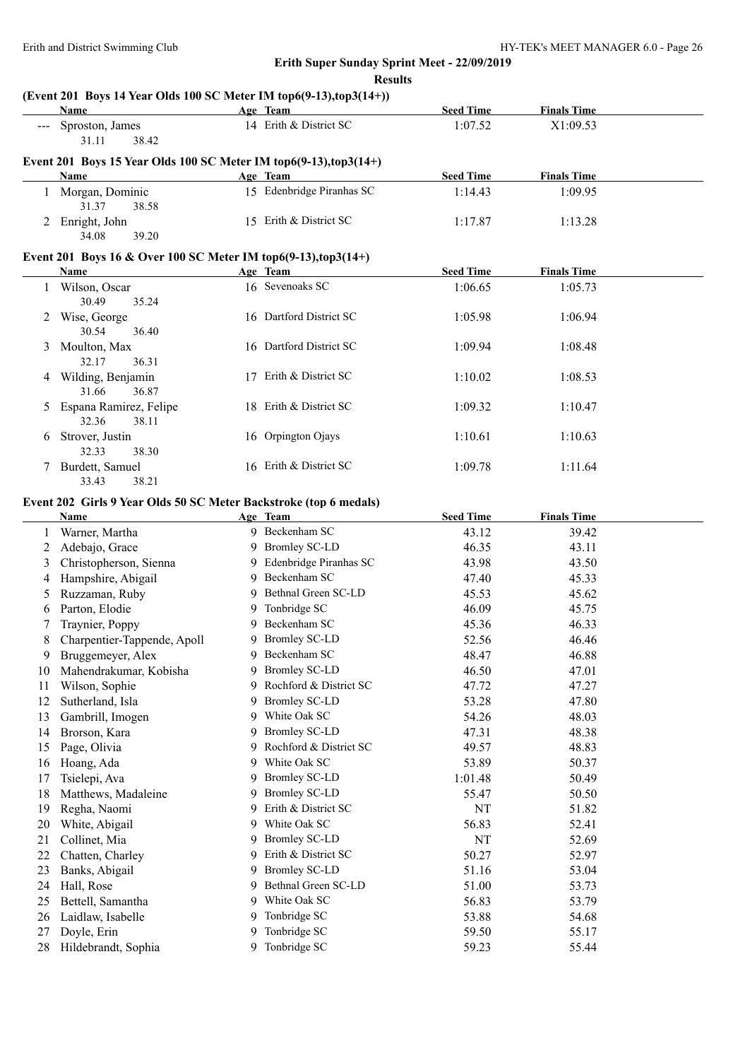**Erith Super Sunday Sprint Meet - 22/09/2019**

**Results**

### (Event 201 Boys 14 Year Olds 100 SC Meter IM top6(9-13),top3(14+))

| | Name | Age | Team | Seed Time | Finals Time |
|---|---|---|---|---|---|
| --- | Sproston, James | 14 | Erith & District SC | 1:07.52 | X1:09.53 |
| | 31.11 38.42 | | | | |

### Event 201 Boys 15 Year Olds 100 SC Meter IM top6(9-13),top3(14+)

| | Name | Age | Team | Seed Time | Finals Time |
|---|---|---|---|---|---|
| 1 | Morgan, Dominic | 15 | Edenbridge Piranhas SC | 1:14.43 | 1:09.95 |
| | 31.37 38.58 | | | | |
| 2 | Enright, John | 15 | Erith & District SC | 1:17.87 | 1:13.28 |
| | 34.08 39.20 | | | | |

### Event 201 Boys 16 & Over 100 SC Meter IM top6(9-13),top3(14+)

| | Name | Age | Team | Seed Time | Finals Time |
|---|---|---|---|---|---|
| 1 | Wilson, Oscar | 16 | Sevenoaks SC | 1:06.65 | 1:05.73 |
| | 30.49 35.24 | | | | |
| 2 | Wise, George | 16 | Dartford District SC | 1:05.98 | 1:06.94 |
| | 30.54 36.40 | | | | |
| 3 | Moulton, Max | 16 | Dartford District SC | 1:09.94 | 1:08.48 |
| | 32.17 36.31 | | | | |
| 4 | Wilding, Benjamin | 17 | Erith & District SC | 1:10.02 | 1:08.53 |
| | 31.66 36.87 | | | | |
| 5 | Espana Ramirez, Felipe | 18 | Erith & District SC | 1:09.32 | 1:10.47 |
| | 32.36 38.11 | | | | |
| 6 | Strover, Justin | 16 | Orpington Ojays | 1:10.61 | 1:10.63 |
| | 32.33 38.30 | | | | |
| 7 | Burdett, Samuel | 16 | Erith & District SC | 1:09.78 | 1:11.64 |
| | 33.43 38.21 | | | | |

### Event 202 Girls 9 Year Olds 50 SC Meter Backstroke (top 6 medals)

| | Name | Age | Team | Seed Time | Finals Time |
|---|---|---|---|---|---|
| 1 | Warner, Martha | 9 | Beckenham SC | 43.12 | 39.42 |
| 2 | Adebajo, Grace | 9 | Bromley SC-LD | 46.35 | 43.11 |
| 3 | Christopherson, Sienna | 9 | Edenbridge Piranhas SC | 43.98 | 43.50 |
| 4 | Hampshire, Abigail | 9 | Beckenham SC | 47.40 | 45.33 |
| 5 | Ruzzaman, Ruby | 9 | Bethnal Green SC-LD | 45.53 | 45.62 |
| 6 | Parton, Elodie | 9 | Tonbridge SC | 46.09 | 45.75 |
| 7 | Traynier, Poppy | 9 | Beckenham SC | 45.36 | 46.33 |
| 8 | Charpentier-Tappende, Apoll | 9 | Bromley SC-LD | 52.56 | 46.46 |
| 9 | Bruggemeyer, Alex | 9 | Beckenham SC | 48.47 | 46.88 |
| 10 | Mahendrakumar, Kobisha | 9 | Bromley SC-LD | 46.50 | 47.01 |
| 11 | Wilson, Sophie | 9 | Rochford & District SC | 47.72 | 47.27 |
| 12 | Sutherland, Isla | 9 | Bromley SC-LD | 53.28 | 47.80 |
| 13 | Gambrill, Imogen | 9 | White Oak SC | 54.26 | 48.03 |
| 14 | Brorson, Kara | 9 | Bromley SC-LD | 47.31 | 48.38 |
| 15 | Page, Olivia | 9 | Rochford & District SC | 49.57 | 48.83 |
| 16 | Hoang, Ada | 9 | White Oak SC | 53.89 | 50.37 |
| 17 | Tsielepi, Ava | 9 | Bromley SC-LD | 1:01.48 | 50.49 |
| 18 | Matthews, Madaleine | 9 | Bromley SC-LD | 55.47 | 50.50 |
| 19 | Regha, Naomi | 9 | Erith & District SC | NT | 51.82 |
| 20 | White, Abigail | 9 | White Oak SC | 56.83 | 52.41 |
| 21 | Collinet, Mia | 9 | Bromley SC-LD | NT | 52.69 |
| 22 | Chatten, Charley | 9 | Erith & District SC | 50.27 | 52.97 |
| 23 | Banks, Abigail | 9 | Bromley SC-LD | 51.16 | 53.04 |
| 24 | Hall, Rose | 9 | Bethnal Green SC-LD | 51.00 | 53.73 |
| 25 | Bettell, Samantha | 9 | White Oak SC | 56.83 | 53.79 |
| 26 | Laidlaw, Isabelle | 9 | Tonbridge SC | 53.88 | 54.68 |
| 27 | Doyle, Erin | 9 | Tonbridge SC | 59.50 | 55.17 |
| 28 | Hildebrandt, Sophia | 9 | Tonbridge SC | 59.23 | 55.44 |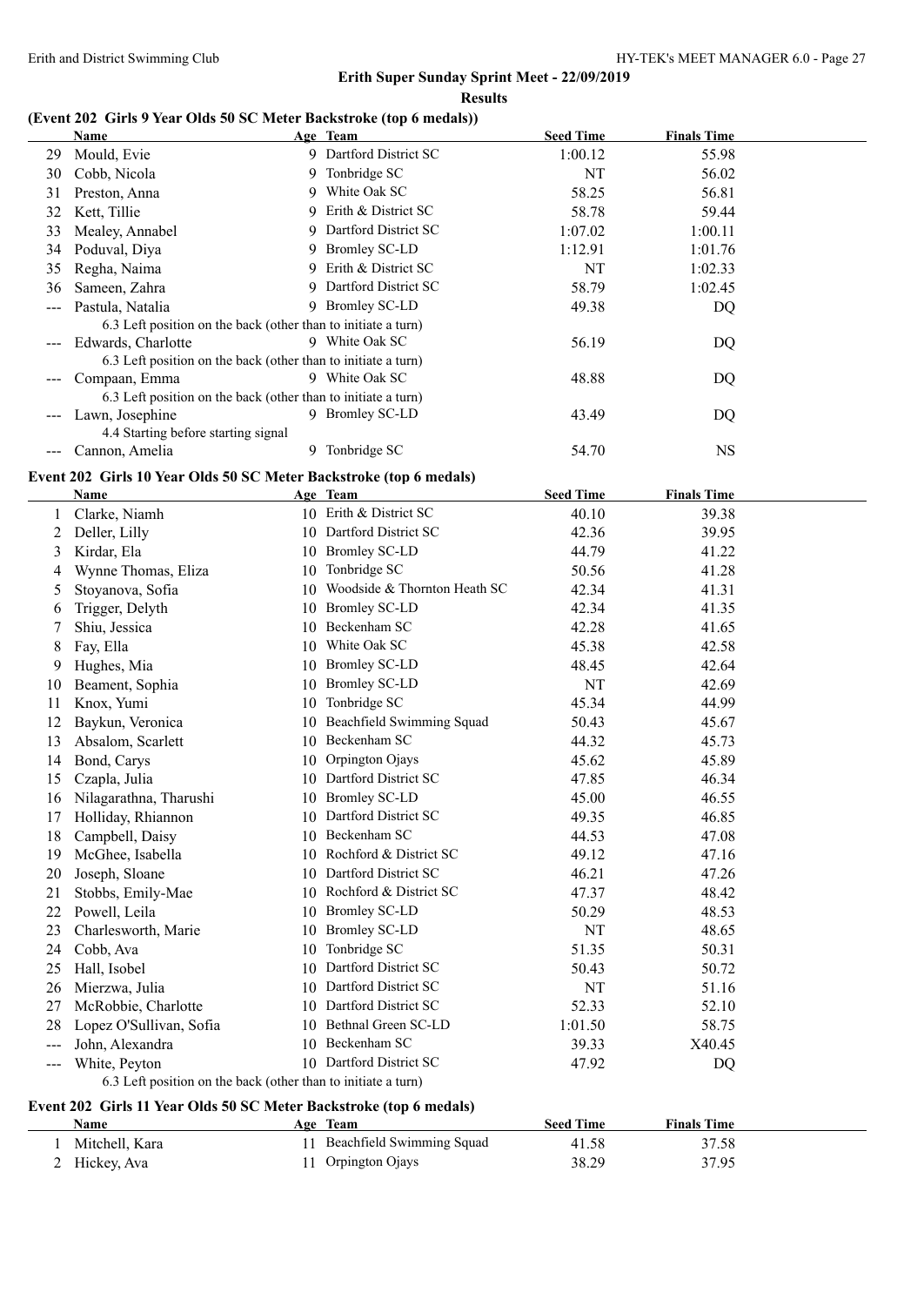**Erith Super Sunday Sprint Meet - 22/09/2019**

**Results**

### (Event 202 Girls 9 Year Olds 50 SC Meter Backstroke (top 6 medals))

| | Name | Age | Team | Seed Time | Finals Time |
|---|---|---|---|---|---|
| 29 | Mould, Evie | 9 | Dartford District SC | 1:00.12 | 55.98 |
| 30 | Cobb, Nicola | 9 | Tonbridge SC | NT | 56.02 |
| 31 | Preston, Anna | 9 | White Oak SC | 58.25 | 56.81 |
| 32 | Kett, Tillie | 9 | Erith & District SC | 58.78 | 59.44 |
| 33 | Mealey, Annabel | 9 | Dartford District SC | 1:07.02 | 1:00.11 |
| 34 | Poduval, Diya | 9 | Bromley SC-LD | 1:12.91 | 1:01.76 |
| 35 | Regha, Naima | 9 | Erith & District SC | NT | 1:02.33 |
| 36 | Sameen, Zahra | 9 | Dartford District SC | 58.79 | 1:02.45 |
| --- | Pastula, Natalia | 9 | Bromley SC-LD | 49.38 | DQ |
| | 6.3 Left position on the back (other than to initiate a turn) | | | | |
| --- | Edwards, Charlotte | 9 | White Oak SC | 56.19 | DQ |
| | 6.3 Left position on the back (other than to initiate a turn) | | | | |
| --- | Compaan, Emma | 9 | White Oak SC | 48.88 | DQ |
| | 6.3 Left position on the back (other than to initiate a turn) | | | | |
| --- | Lawn, Josephine | 9 | Bromley SC-LD | 43.49 | DQ |
| | 4.4 Starting before starting signal | | | | |
| --- | Cannon, Amelia | 9 | Tonbridge SC | 54.70 | NS |

### Event 202 Girls 10 Year Olds 50 SC Meter Backstroke (top 6 medals)

| | Name | Age | Team | Seed Time | Finals Time |
|---|---|---|---|---|---|
| 1 | Clarke, Niamh | 10 | Erith & District SC | 40.10 | 39.38 |
| 2 | Deller, Lilly | 10 | Dartford District SC | 42.36 | 39.95 |
| 3 | Kirdar, Ela | 10 | Bromley SC-LD | 44.79 | 41.22 |
| 4 | Wynne Thomas, Eliza | 10 | Tonbridge SC | 50.56 | 41.28 |
| 5 | Stoyanova, Sofia | 10 | Woodside & Thornton Heath SC | 42.34 | 41.31 |
| 6 | Trigger, Delyth | 10 | Bromley SC-LD | 42.34 | 41.35 |
| 7 | Shiu, Jessica | 10 | Beckenham SC | 42.28 | 41.65 |
| 8 | Fay, Ella | 10 | White Oak SC | 45.38 | 42.58 |
| 9 | Hughes, Mia | 10 | Bromley SC-LD | 48.45 | 42.64 |
| 10 | Beament, Sophia | 10 | Bromley SC-LD | NT | 42.69 |
| 11 | Knox, Yumi | 10 | Tonbridge SC | 45.34 | 44.99 |
| 12 | Baykun, Veronica | 10 | Beachfield Swimming Squad | 50.43 | 45.67 |
| 13 | Absalom, Scarlett | 10 | Beckenham SC | 44.32 | 45.73 |
| 14 | Bond, Carys | 10 | Orpington Ojays | 45.62 | 45.89 |
| 15 | Czapla, Julia | 10 | Dartford District SC | 47.85 | 46.34 |
| 16 | Nilagarathna, Tharushi | 10 | Bromley SC-LD | 45.00 | 46.55 |
| 17 | Holliday, Rhiannon | 10 | Dartford District SC | 49.35 | 46.85 |
| 18 | Campbell, Daisy | 10 | Beckenham SC | 44.53 | 47.08 |
| 19 | McGhee, Isabella | 10 | Rochford & District SC | 49.12 | 47.16 |
| 20 | Joseph, Sloane | 10 | Dartford District SC | 46.21 | 47.26 |
| 21 | Stobbs, Emily-Mae | 10 | Rochford & District SC | 47.37 | 48.42 |
| 22 | Powell, Leila | 10 | Bromley SC-LD | 50.29 | 48.53 |
| 23 | Charlesworth, Marie | 10 | Bromley SC-LD | NT | 48.65 |
| 24 | Cobb, Ava | 10 | Tonbridge SC | 51.35 | 50.31 |
| 25 | Hall, Isobel | 10 | Dartford District SC | 50.43 | 50.72 |
| 26 | Mierzwa, Julia | 10 | Dartford District SC | NT | 51.16 |
| 27 | McRobbie, Charlotte | 10 | Dartford District SC | 52.33 | 52.10 |
| 28 | Lopez O'Sullivan, Sofia | 10 | Bethnal Green SC-LD | 1:01.50 | 58.75 |
| --- | John, Alexandra | 10 | Beckenham SC | 39.33 | X40.45 |
| --- | White, Peyton | 10 | Dartford District SC | 47.92 | DQ |
| | 6.3 Left position on the back (other than to initiate a turn) | | | | |

### Event 202 Girls 11 Year Olds 50 SC Meter Backstroke (top 6 medals)

| | Name | Age | Team | Seed Time | Finals Time |
|---|---|---|---|---|---|
| 1 | Mitchell, Kara | 11 | Beachfield Swimming Squad | 41.58 | 37.58 |
| 2 | Hickey, Ava | 11 | Orpington Ojays | 38.29 | 37.95 |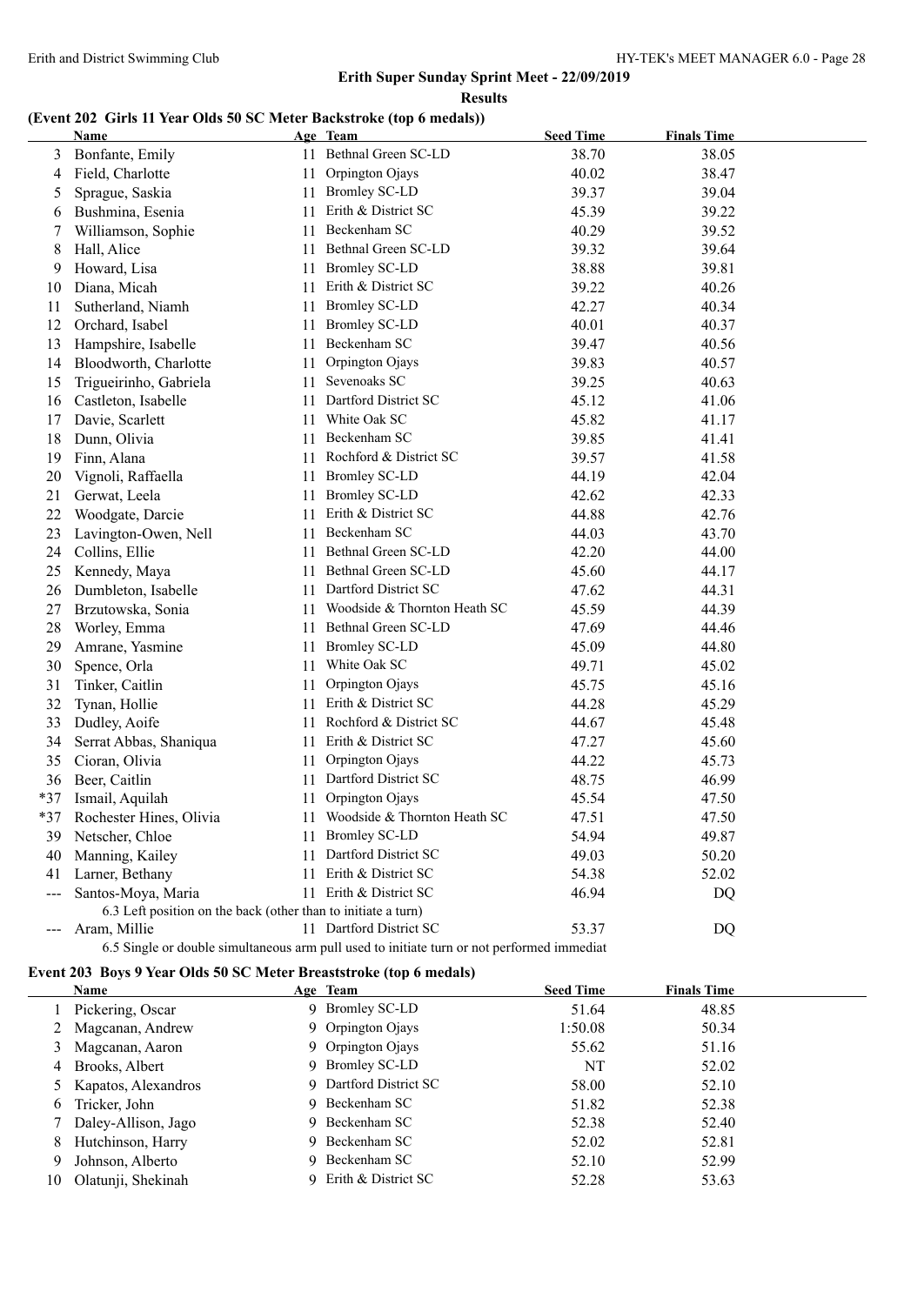## Erith Super Sunday Sprint Meet - 22/09/2019

### Results

### (Event 202 Girls 11 Year Olds 50 SC Meter Backstroke (top 6 medals))

| | Name | Age | Team | Seed Time | Finals Time |
|---|---|---|---|---|---|
| 3 | Bonfante, Emily | 11 | Bethnal Green SC-LD | 38.70 | 38.05 |
| 4 | Field, Charlotte | 11 | Orpington Ojays | 40.02 | 38.47 |
| 5 | Sprague, Saskia | 11 | Bromley SC-LD | 39.37 | 39.04 |
| 6 | Bushmina, Esenia | 11 | Erith & District SC | 45.39 | 39.22 |
| 7 | Williamson, Sophie | 11 | Beckenham SC | 40.29 | 39.52 |
| 8 | Hall, Alice | 11 | Bethnal Green SC-LD | 39.32 | 39.64 |
| 9 | Howard, Lisa | 11 | Bromley SC-LD | 38.88 | 39.81 |
| 10 | Diana, Micah | 11 | Erith & District SC | 39.22 | 40.26 |
| 11 | Sutherland, Niamh | 11 | Bromley SC-LD | 42.27 | 40.34 |
| 12 | Orchard, Isabel | 11 | Bromley SC-LD | 40.01 | 40.37 |
| 13 | Hampshire, Isabelle | 11 | Beckenham SC | 39.47 | 40.56 |
| 14 | Bloodworth, Charlotte | 11 | Orpington Ojays | 39.83 | 40.57 |
| 15 | Trigueirinho, Gabriela | 11 | Sevenoaks SC | 39.25 | 40.63 |
| 16 | Castleton, Isabelle | 11 | Dartford District SC | 45.12 | 41.06 |
| 17 | Davie, Scarlett | 11 | White Oak SC | 45.82 | 41.17 |
| 18 | Dunn, Olivia | 11 | Beckenham SC | 39.85 | 41.41 |
| 19 | Finn, Alana | 11 | Rochford & District SC | 39.57 | 41.58 |
| 20 | Vignoli, Raffaella | 11 | Bromley SC-LD | 44.19 | 42.04 |
| 21 | Gerwat, Leela | 11 | Bromley SC-LD | 42.62 | 42.33 |
| 22 | Woodgate, Darcie | 11 | Erith & District SC | 44.88 | 42.76 |
| 23 | Lavington-Owen, Nell | 11 | Beckenham SC | 44.03 | 43.70 |
| 24 | Collins, Ellie | 11 | Bethnal Green SC-LD | 42.20 | 44.00 |
| 25 | Kennedy, Maya | 11 | Bethnal Green SC-LD | 45.60 | 44.17 |
| 26 | Dumbleton, Isabelle | 11 | Dartford District SC | 47.62 | 44.31 |
| 27 | Brzutowska, Sonia | 11 | Woodside & Thornton Heath SC | 45.59 | 44.39 |
| 28 | Worley, Emma | 11 | Bethnal Green SC-LD | 47.69 | 44.46 |
| 29 | Amrane, Yasmine | 11 | Bromley SC-LD | 45.09 | 44.80 |
| 30 | Spence, Orla | 11 | White Oak SC | 49.71 | 45.02 |
| 31 | Tinker, Caitlin | 11 | Orpington Ojays | 45.75 | 45.16 |
| 32 | Tynan, Hollie | 11 | Erith & District SC | 44.28 | 45.29 |
| 33 | Dudley, Aoife | 11 | Rochford & District SC | 44.67 | 45.48 |
| 34 | Serrat Abbas, Shaniqua | 11 | Erith & District SC | 47.27 | 45.60 |
| 35 | Cioran, Olivia | 11 | Orpington Ojays | 44.22 | 45.73 |
| 36 | Beer, Caitlin | 11 | Dartford District SC | 48.75 | 46.99 |
| *37 | Ismail, Aquilah | 11 | Orpington Ojays | 45.54 | 47.50 |
| *37 | Rochester Hines, Olivia | 11 | Woodside & Thornton Heath SC | 47.51 | 47.50 |
| 39 | Netscher, Chloe | 11 | Bromley SC-LD | 54.94 | 49.87 |
| 40 | Manning, Kailey | 11 | Dartford District SC | 49.03 | 50.20 |
| 41 | Larner, Bethany | 11 | Erith & District SC | 54.38 | 52.02 |
| --- | Santos-Moya, Maria | 11 | Erith & District SC | 46.94 | DQ |
| | 6.3 Left position on the back (other than to initiate a turn) | | | | |
| --- | Aram, Millie | 11 | Dartford District SC | 53.37 | DQ |
| | 6.5 Single or double simultaneous arm pull used to initiate turn or not performed immediat | | | | |

### Event 203 Boys 9 Year Olds 50 SC Meter Breaststroke (top 6 medals)

| | Name | Age | Team | Seed Time | Finals Time |
|---|---|---|---|---|---|
| 1 | Pickering, Oscar | 9 | Bromley SC-LD | 51.64 | 48.85 |
| 2 | Magcanan, Andrew | 9 | Orpington Ojays | 1:50.08 | 50.34 |
| 3 | Magcanan, Aaron | 9 | Orpington Ojays | 55.62 | 51.16 |
| 4 | Brooks, Albert | 9 | Bromley SC-LD | NT | 52.02 |
| 5 | Kapatos, Alexandros | 9 | Dartford District SC | 58.00 | 52.10 |
| 6 | Tricker, John | 9 | Beckenham SC | 51.82 | 52.38 |
| 7 | Daley-Allison, Jago | 9 | Beckenham SC | 52.38 | 52.40 |
| 8 | Hutchinson, Harry | 9 | Beckenham SC | 52.02 | 52.81 |
| 9 | Johnson, Alberto | 9 | Beckenham SC | 52.10 | 52.99 |
| 10 | Olatunji, Shekinah | 9 | Erith & District SC | 52.28 | 53.63 |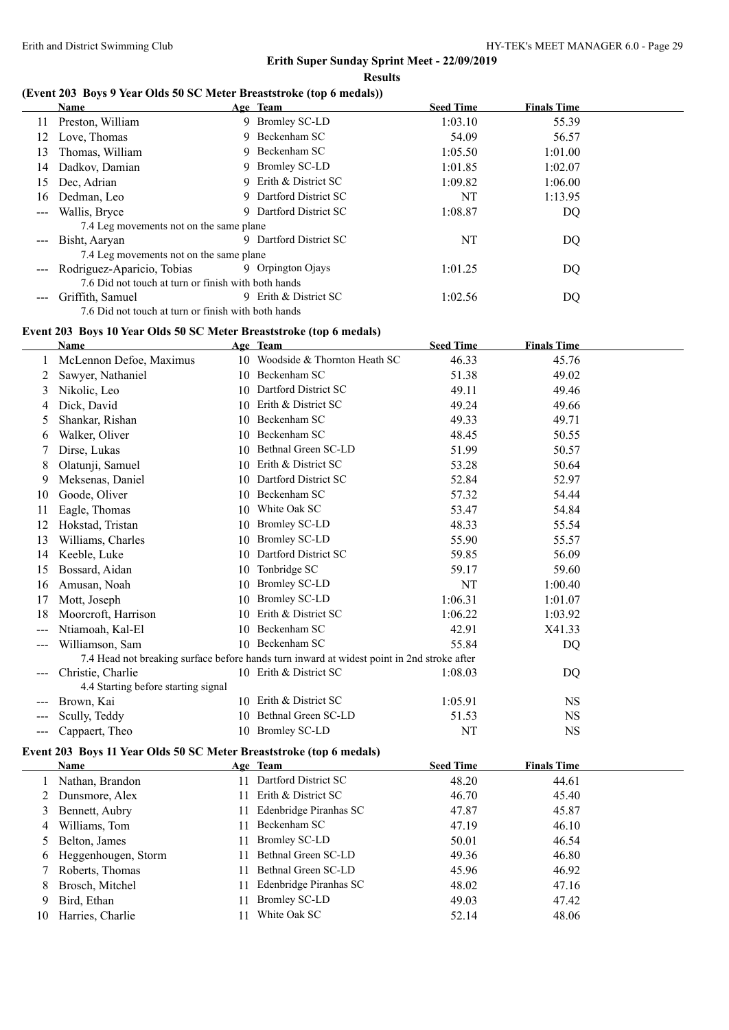## Erith Super Sunday Sprint Meet - 22/09/2019

### Results

### (Event 203 Boys 9 Year Olds 50 SC Meter Breaststroke (top 6 medals))

| | Name | Age | Team | Seed Time | Finals Time |
|---|---|---|---|---|---|
| 11 | Preston, William | 9 | Bromley SC-LD | 1:03.10 | 55.39 |
| 12 | Love, Thomas | 9 | Beckenham SC | 54.09 | 56.57 |
| 13 | Thomas, William | 9 | Beckenham SC | 1:05.50 | 1:01.00 |
| 14 | Dadkov, Damian | 9 | Bromley SC-LD | 1:01.85 | 1:02.07 |
| 15 | Dec, Adrian | 9 | Erith & District SC | 1:09.82 | 1:06.00 |
| 16 | Dedman, Leo | 9 | Dartford District SC | NT | 1:13.95 |
| --- | Wallis, Bryce | 9 | Dartford District SC | 1:08.87 | DQ |
| | 7.4 Leg movements not on the same plane | | | | |
| --- | Bisht, Aaryan | 9 | Dartford District SC | NT | DQ |
| | 7.4 Leg movements not on the same plane | | | | |
| --- | Rodriguez-Aparicio, Tobias | 9 | Orpington Ojays | 1:01.25 | DQ |
| | 7.6 Did not touch at turn or finish with both hands | | | | |
| --- | Griffith, Samuel | 9 | Erith & District SC | 1:02.56 | DQ |
| | 7.6 Did not touch at turn or finish with both hands | | | | |

### Event 203 Boys 10 Year Olds 50 SC Meter Breaststroke (top 6 medals)

| | Name | Age | Team | Seed Time | Finals Time |
|---|---|---|---|---|---|
| 1 | McLennon Defoe, Maximus | 10 | Woodside & Thornton Heath SC | 46.33 | 45.76 |
| 2 | Sawyer, Nathaniel | 10 | Beckenham SC | 51.38 | 49.02 |
| 3 | Nikolic, Leo | 10 | Dartford District SC | 49.11 | 49.46 |
| 4 | Dick, David | 10 | Erith & District SC | 49.24 | 49.66 |
| 5 | Shankar, Rishan | 10 | Beckenham SC | 49.33 | 49.71 |
| 6 | Walker, Oliver | 10 | Beckenham SC | 48.45 | 50.55 |
| 7 | Dirse, Lukas | 10 | Bethnal Green SC-LD | 51.99 | 50.57 |
| 8 | Olatunji, Samuel | 10 | Erith & District SC | 53.28 | 50.64 |
| 9 | Meksenas, Daniel | 10 | Dartford District SC | 52.84 | 52.97 |
| 10 | Goode, Oliver | 10 | Beckenham SC | 57.32 | 54.44 |
| 11 | Eagle, Thomas | 10 | White Oak SC | 53.47 | 54.84 |
| 12 | Hokstad, Tristan | 10 | Bromley SC-LD | 48.33 | 55.54 |
| 13 | Williams, Charles | 10 | Bromley SC-LD | 55.90 | 55.57 |
| 14 | Keeble, Luke | 10 | Dartford District SC | 59.85 | 56.09 |
| 15 | Bossard, Aidan | 10 | Tonbridge SC | 59.17 | 59.60 |
| 16 | Amusan, Noah | 10 | Bromley SC-LD | NT | 1:00.40 |
| 17 | Mott, Joseph | 10 | Bromley SC-LD | 1:06.31 | 1:01.07 |
| 18 | Moorcroft, Harrison | 10 | Erith & District SC | 1:06.22 | 1:03.92 |
| --- | Ntiamoah, Kal-El | 10 | Beckenham SC | 42.91 | X41.33 |
| --- | Williamson, Sam | 10 | Beckenham SC | 55.84 | DQ |
| | 7.4 Head not breaking surface before hands turn inward at widest point in 2nd stroke after | | | | |
| --- | Christie, Charlie | 10 | Erith & District SC | 1:08.03 | DQ |
| | 4.4 Starting before starting signal | | | | |
| --- | Brown, Kai | 10 | Erith & District SC | 1:05.91 | NS |
| --- | Scully, Teddy | 10 | Bethnal Green SC-LD | 51.53 | NS |
| --- | Cappaert, Theo | 10 | Bromley SC-LD | NT | NS |

### Event 203 Boys 11 Year Olds 50 SC Meter Breaststroke (top 6 medals)

| | Name | Age | Team | Seed Time | Finals Time |
|---|---|---|---|---|---|
| 1 | Nathan, Brandon | 11 | Dartford District SC | 48.20 | 44.61 |
| 2 | Dunsmore, Alex | 11 | Erith & District SC | 46.70 | 45.40 |
| 3 | Bennett, Aubry | 11 | Edenbridge Piranhas SC | 47.87 | 45.87 |
| 4 | Williams, Tom | 11 | Beckenham SC | 47.19 | 46.10 |
| 5 | Belton, James | 11 | Bromley SC-LD | 50.01 | 46.54 |
| 6 | Heggenhougen, Storm | 11 | Bethnal Green SC-LD | 49.36 | 46.80 |
| 7 | Roberts, Thomas | 11 | Bethnal Green SC-LD | 45.96 | 46.92 |
| 8 | Brosch, Mitchel | 11 | Edenbridge Piranhas SC | 48.02 | 47.16 |
| 9 | Bird, Ethan | 11 | Bromley SC-LD | 49.03 | 47.42 |
| 10 | Harries, Charlie | 11 | White Oak SC | 52.14 | 48.06 |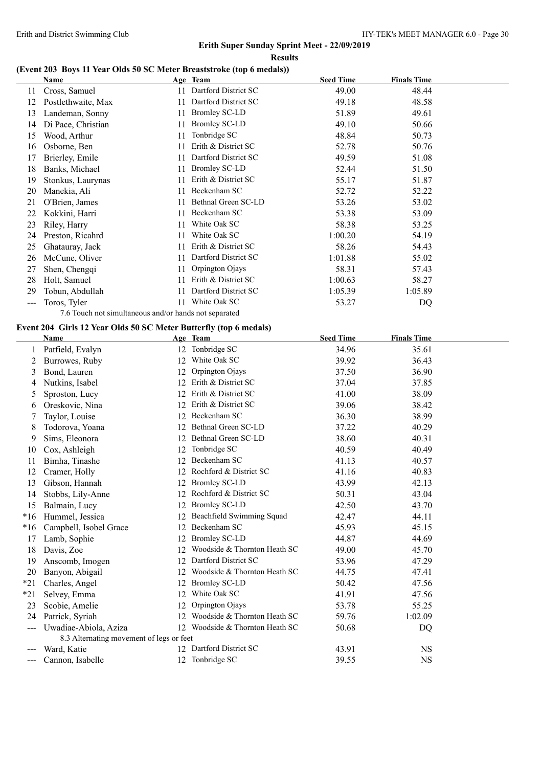## Erith Super Sunday Sprint Meet - 22/09/2019

**Results**

### (Event 203 Boys 11 Year Olds 50 SC Meter Breaststroke (top 6 medals))

| | Name | Age | Team | Seed Time | Finals Time |
|---|---|---|---|---|---|
| 11 | Cross, Samuel | 11 | Dartford District SC | 49.00 | 48.44 |
| 12 | Postlethwaite, Max | 11 | Dartford District SC | 49.18 | 48.58 |
| 13 | Landeman, Sonny | 11 | Bromley SC-LD | 51.89 | 49.61 |
| 14 | Di Pace, Christian | 11 | Bromley SC-LD | 49.10 | 50.66 |
| 15 | Wood, Arthur | 11 | Tonbridge SC | 48.84 | 50.73 |
| 16 | Osborne, Ben | 11 | Erith & District SC | 52.78 | 50.76 |
| 17 | Brierley, Emile | 11 | Dartford District SC | 49.59 | 51.08 |
| 18 | Banks, Michael | 11 | Bromley SC-LD | 52.44 | 51.50 |
| 19 | Stonkus, Laurynas | 11 | Erith & District SC | 55.17 | 51.87 |
| 20 | Manekia, Ali | 11 | Beckenham SC | 52.72 | 52.22 |
| 21 | O'Brien, James | 11 | Bethnal Green SC-LD | 53.26 | 53.02 |
| 22 | Kokkini, Harri | 11 | Beckenham SC | 53.38 | 53.09 |
| 23 | Riley, Harry | 11 | White Oak SC | 58.38 | 53.25 |
| 24 | Preston, Ricahrd | 11 | White Oak SC | 1:00.20 | 54.19 |
| 25 | Ghatauray, Jack | 11 | Erith & District SC | 58.26 | 54.43 |
| 26 | McCune, Oliver | 11 | Dartford District SC | 1:01.88 | 55.02 |
| 27 | Shen, Chengqi | 11 | Orpington Ojays | 58.31 | 57.43 |
| 28 | Holt, Samuel | 11 | Erith & District SC | 1:00.63 | 58.27 |
| 29 | Tobun, Abdullah | 11 | Dartford District SC | 1:05.39 | 1:05.89 |
| --- | Toros, Tyler | 11 | White Oak SC | 53.27 | DQ |

7.6 Touch not simultaneous and/or hands not separated

### Event 204 Girls 12 Year Olds 50 SC Meter Butterfly (top 6 medals)

| | Name | Age | Team | Seed Time | Finals Time |
|---|---|---|---|---|---|
| 1 | Patfield, Evalyn | 12 | Tonbridge SC | 34.96 | 35.61 |
| 2 | Burrowes, Ruby | 12 | White Oak SC | 39.92 | 36.43 |
| 3 | Bond, Lauren | 12 | Orpington Ojays | 37.50 | 36.90 |
| 4 | Nutkins, Isabel | 12 | Erith & District SC | 37.04 | 37.85 |
| 5 | Sproston, Lucy | 12 | Erith & District SC | 41.00 | 38.09 |
| 6 | Oreskovic, Nina | 12 | Erith & District SC | 39.06 | 38.42 |
| 7 | Taylor, Louise | 12 | Beckenham SC | 36.30 | 38.99 |
| 8 | Todorova, Yoana | 12 | Bethnal Green SC-LD | 37.22 | 40.29 |
| 9 | Sims, Eleonora | 12 | Bethnal Green SC-LD | 38.60 | 40.31 |
| 10 | Cox, Ashleigh | 12 | Tonbridge SC | 40.59 | 40.49 |
| 11 | Bimha, Tinashe | 12 | Beckenham SC | 41.13 | 40.57 |
| 12 | Cramer, Holly | 12 | Rochford & District SC | 41.16 | 40.83 |
| 13 | Gibson, Hannah | 12 | Bromley SC-LD | 43.99 | 42.13 |
| 14 | Stobbs, Lily-Anne | 12 | Rochford & District SC | 50.31 | 43.04 |
| 15 | Balmain, Lucy | 12 | Bromley SC-LD | 42.50 | 43.70 |
| *16 | Hummel, Jessica | 12 | Beachfield Swimming Squad | 42.47 | 44.11 |
| *16 | Campbell, Isobel Grace | 12 | Beckenham SC | 45.93 | 45.15 |
| 17 | Lamb, Sophie | 12 | Bromley SC-LD | 44.87 | 44.69 |
| 18 | Davis, Zoe | 12 | Woodside & Thornton Heath SC | 49.00 | 45.70 |
| 19 | Anscomb, Imogen | 12 | Dartford District SC | 53.96 | 47.29 |
| 20 | Banyon, Abigail | 12 | Woodside & Thornton Heath SC | 44.75 | 47.41 |
| *21 | Charles, Angel | 12 | Bromley SC-LD | 50.42 | 47.56 |
| *21 | Selvey, Emma | 12 | White Oak SC | 41.91 | 47.56 |
| 23 | Scobie, Amelie | 12 | Orpington Ojays | 53.78 | 55.25 |
| 24 | Patrick, Syriah | 12 | Woodside & Thornton Heath SC | 59.76 | 1:02.09 |
| --- | Uwadiae-Abiola, Aziza | 12 | Woodside & Thornton Heath SC | 50.68 | DQ |
| | 8.3 Alternating movement of legs or feet | | | | |
| --- | Ward, Katie | 12 | Dartford District SC | 43.91 | NS |
| --- | Cannon, Isabelle | 12 | Tonbridge SC | 39.55 | NS |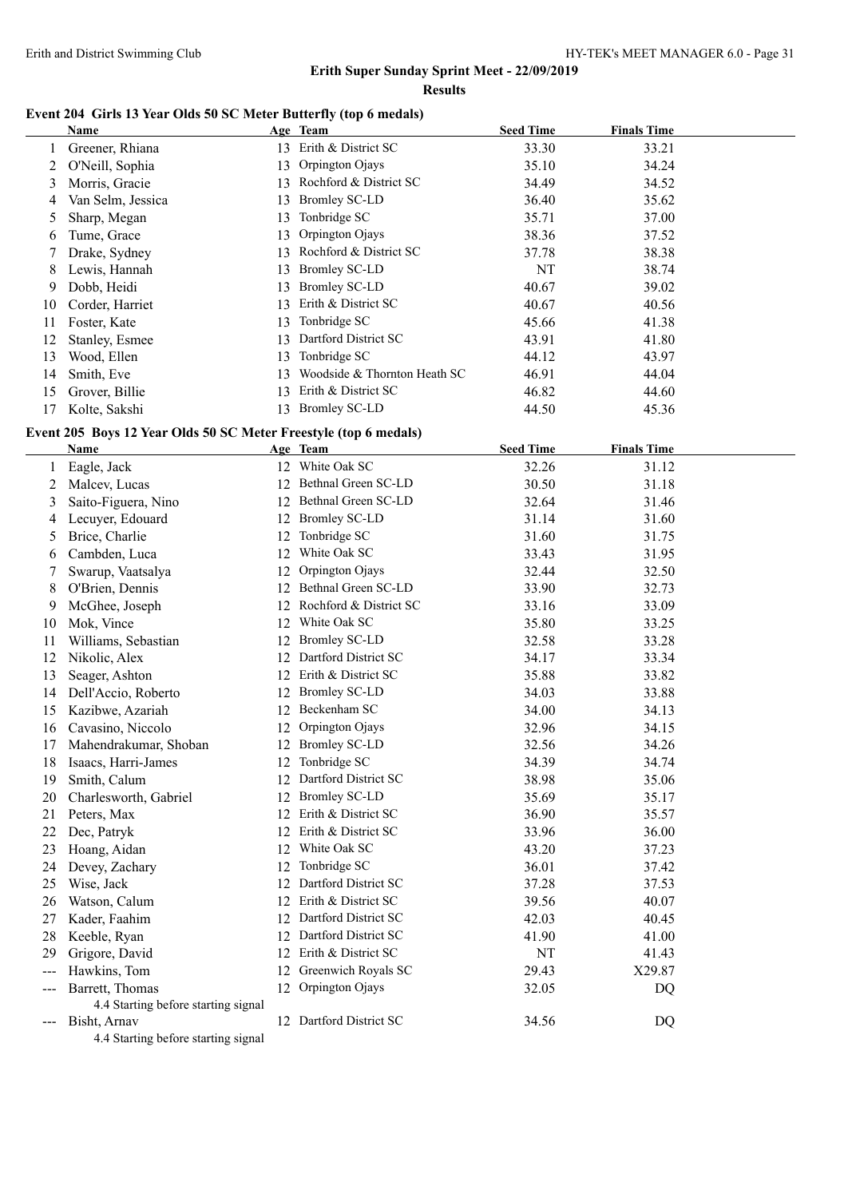## Erith Super Sunday Sprint Meet - 22/09/2019

### Results

### Event 204 Girls 13 Year Olds 50 SC Meter Butterfly (top 6 medals)

| | Name | Age | Team | Seed Time | Finals Time |
|---|---|---|---|---|---|
| 1 | Greener, Rhiana | 13 | Erith & District SC | 33.30 | 33.21 |
| 2 | O'Neill, Sophia | 13 | Orpington Ojays | 35.10 | 34.24 |
| 3 | Morris, Gracie | 13 | Rochford & District SC | 34.49 | 34.52 |
| 4 | Van Selm, Jessica | 13 | Bromley SC-LD | 36.40 | 35.62 |
| 5 | Sharp, Megan | 13 | Tonbridge SC | 35.71 | 37.00 |
| 6 | Tume, Grace | 13 | Orpington Ojays | 38.36 | 37.52 |
| 7 | Drake, Sydney | 13 | Rochford & District SC | 37.78 | 38.38 |
| 8 | Lewis, Hannah | 13 | Bromley SC-LD | NT | 38.74 |
| 9 | Dobb, Heidi | 13 | Bromley SC-LD | 40.67 | 39.02 |
| 10 | Corder, Harriet | 13 | Erith & District SC | 40.67 | 40.56 |
| 11 | Foster, Kate | 13 | Tonbridge SC | 45.66 | 41.38 |
| 12 | Stanley, Esmee | 13 | Dartford District SC | 43.91 | 41.80 |
| 13 | Wood, Ellen | 13 | Tonbridge SC | 44.12 | 43.97 |
| 14 | Smith, Eve | 13 | Woodside & Thornton Heath SC | 46.91 | 44.04 |
| 15 | Grover, Billie | 13 | Erith & District SC | 46.82 | 44.60 |
| 17 | Kolte, Sakshi | 13 | Bromley SC-LD | 44.50 | 45.36 |

### Event 205 Boys 12 Year Olds 50 SC Meter Freestyle (top 6 medals)

| | Name | Age | Team | Seed Time | Finals Time |
|---|---|---|---|---|---|
| 1 | Eagle, Jack | 12 | White Oak SC | 32.26 | 31.12 |
| 2 | Malcev, Lucas | 12 | Bethnal Green SC-LD | 30.50 | 31.18 |
| 3 | Saito-Figuera, Nino | 12 | Bethnal Green SC-LD | 32.64 | 31.46 |
| 4 | Lecuyer, Edouard | 12 | Bromley SC-LD | 31.14 | 31.60 |
| 5 | Brice, Charlie | 12 | Tonbridge SC | 31.60 | 31.75 |
| 6 | Cambden, Luca | 12 | White Oak SC | 33.43 | 31.95 |
| 7 | Swarup, Vaatsalya | 12 | Orpington Ojays | 32.44 | 32.50 |
| 8 | O'Brien, Dennis | 12 | Bethnal Green SC-LD | 33.90 | 32.73 |
| 9 | McGhee, Joseph | 12 | Rochford & District SC | 33.16 | 33.09 |
| 10 | Mok, Vince | 12 | White Oak SC | 35.80 | 33.25 |
| 11 | Williams, Sebastian | 12 | Bromley SC-LD | 32.58 | 33.28 |
| 12 | Nikolic, Alex | 12 | Dartford District SC | 34.17 | 33.34 |
| 13 | Seager, Ashton | 12 | Erith & District SC | 35.88 | 33.82 |
| 14 | Dell'Accio, Roberto | 12 | Bromley SC-LD | 34.03 | 33.88 |
| 15 | Kazibwe, Azariah | 12 | Beckenham SC | 34.00 | 34.13 |
| 16 | Cavasino, Niccolo | 12 | Orpington Ojays | 32.96 | 34.15 |
| 17 | Mahendrakumar, Shoban | 12 | Bromley SC-LD | 32.56 | 34.26 |
| 18 | Isaacs, Harri-James | 12 | Tonbridge SC | 34.39 | 34.74 |
| 19 | Smith, Calum | 12 | Dartford District SC | 38.98 | 35.06 |
| 20 | Charlesworth, Gabriel | 12 | Bromley SC-LD | 35.69 | 35.17 |
| 21 | Peters, Max | 12 | Erith & District SC | 36.90 | 35.57 |
| 22 | Dec, Patryk | 12 | Erith & District SC | 33.96 | 36.00 |
| 23 | Hoang, Aidan | 12 | White Oak SC | 43.20 | 37.23 |
| 24 | Devey, Zachary | 12 | Tonbridge SC | 36.01 | 37.42 |
| 25 | Wise, Jack | 12 | Dartford District SC | 37.28 | 37.53 |
| 26 | Watson, Calum | 12 | Erith & District SC | 39.56 | 40.07 |
| 27 | Kader, Faahim | 12 | Dartford District SC | 42.03 | 40.45 |
| 28 | Keeble, Ryan | 12 | Dartford District SC | 41.90 | 41.00 |
| 29 | Grigore, David | 12 | Erith & District SC | NT | 41.43 |
| --- | Hawkins, Tom | 12 | Greenwich Royals SC | 29.43 | X29.87 |
| --- | Barrett, Thomas | 12 | Orpington Ojays | 32.05 | DQ |
| | 4.4 Starting before starting signal | | | | |
| --- | Bisht, Arnav | 12 | Dartford District SC | 34.56 | DQ |
| | 4.4 Starting before starting signal | | | | |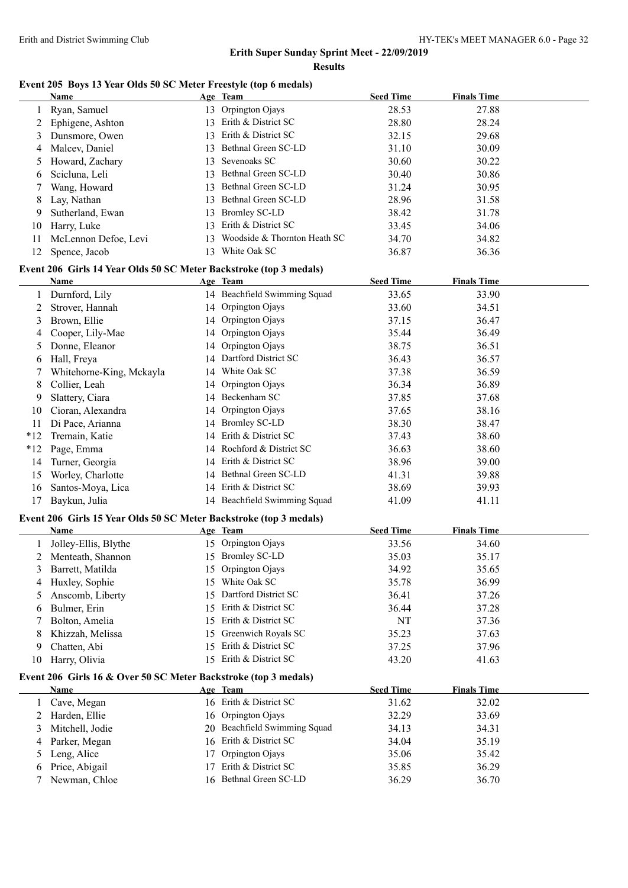**Erith Super Sunday Sprint Meet - 22/09/2019**

**Results**

### Event 205 Boys 13 Year Olds 50 SC Meter Freestyle (top 6 medals)

| | Name | Age | Team | Seed Time | Finals Time |
|---|---|---|---|---|---|
| 1 | Ryan, Samuel | 13 | Orpington Ojays | 28.53 | 27.88 |
| 2 | Ephigene, Ashton | 13 | Erith & District SC | 28.80 | 28.24 |
| 3 | Dunsmore, Owen | 13 | Erith & District SC | 32.15 | 29.68 |
| 4 | Malcev, Daniel | 13 | Bethnal Green SC-LD | 31.10 | 30.09 |
| 5 | Howard, Zachary | 13 | Sevenoaks SC | 30.60 | 30.22 |
| 6 | Scicluna, Leli | 13 | Bethnal Green SC-LD | 30.40 | 30.86 |
| 7 | Wang, Howard | 13 | Bethnal Green SC-LD | 31.24 | 30.95 |
| 8 | Lay, Nathan | 13 | Bethnal Green SC-LD | 28.96 | 31.58 |
| 9 | Sutherland, Ewan | 13 | Bromley SC-LD | 38.42 | 31.78 |
| 10 | Harry, Luke | 13 | Erith & District SC | 33.45 | 34.06 |
| 11 | McLennon Defoe, Levi | 13 | Woodside & Thornton Heath SC | 34.70 | 34.82 |
| 12 | Spence, Jacob | 13 | White Oak SC | 36.87 | 36.36 |

### Event 206 Girls 14 Year Olds 50 SC Meter Backstroke (top 3 medals)

| | Name | Age | Team | Seed Time | Finals Time |
|---|---|---|---|---|---|
| 1 | Durnford, Lily | 14 | Beachfield Swimming Squad | 33.65 | 33.90 |
| 2 | Strover, Hannah | 14 | Orpington Ojays | 33.60 | 34.51 |
| 3 | Brown, Ellie | 14 | Orpington Ojays | 37.15 | 36.47 |
| 4 | Cooper, Lily-Mae | 14 | Orpington Ojays | 35.44 | 36.49 |
| 5 | Donne, Eleanor | 14 | Orpington Ojays | 38.75 | 36.51 |
| 6 | Hall, Freya | 14 | Dartford District SC | 36.43 | 36.57 |
| 7 | Whitehorne-King, Mckayla | 14 | White Oak SC | 37.38 | 36.59 |
| 8 | Collier, Leah | 14 | Orpington Ojays | 36.34 | 36.89 |
| 9 | Slattery, Ciara | 14 | Beckenham SC | 37.85 | 37.68 |
| 10 | Cioran, Alexandra | 14 | Orpington Ojays | 37.65 | 38.16 |
| 11 | Di Pace, Arianna | 14 | Bromley SC-LD | 38.30 | 38.47 |
| *12 | Tremain, Katie | 14 | Erith & District SC | 37.43 | 38.60 |
| *12 | Page, Emma | 14 | Rochford & District SC | 36.63 | 38.60 |
| 14 | Turner, Georgia | 14 | Erith & District SC | 38.96 | 39.00 |
| 15 | Worley, Charlotte | 14 | Bethnal Green SC-LD | 41.31 | 39.88 |
| 16 | Santos-Moya, Lica | 14 | Erith & District SC | 38.69 | 39.93 |
| 17 | Baykun, Julia | 14 | Beachfield Swimming Squad | 41.09 | 41.11 |

### Event 206 Girls 15 Year Olds 50 SC Meter Backstroke (top 3 medals)

| | Name | Age | Team | Seed Time | Finals Time |
|---|---|---|---|---|---|
| 1 | Jolley-Ellis, Blythe | 15 | Orpington Ojays | 33.56 | 34.60 |
| 2 | Menteath, Shannon | 15 | Bromley SC-LD | 35.03 | 35.17 |
| 3 | Barrett, Matilda | 15 | Orpington Ojays | 34.92 | 35.65 |
| 4 | Huxley, Sophie | 15 | White Oak SC | 35.78 | 36.99 |
| 5 | Anscomb, Liberty | 15 | Dartford District SC | 36.41 | 37.26 |
| 6 | Bulmer, Erin | 15 | Erith & District SC | 36.44 | 37.28 |
| 7 | Bolton, Amelia | 15 | Erith & District SC | NT | 37.36 |
| 8 | Khizzah, Melissa | 15 | Greenwich Royals SC | 35.23 | 37.63 |
| 9 | Chatten, Abi | 15 | Erith & District SC | 37.25 | 37.96 |
| 10 | Harry, Olivia | 15 | Erith & District SC | 43.20 | 41.63 |

### Event 206 Girls 16 & Over 50 SC Meter Backstroke (top 3 medals)

| | Name | Age | Team | Seed Time | Finals Time |
|---|---|---|---|---|---|
| 1 | Cave, Megan | 16 | Erith & District SC | 31.62 | 32.02 |
| 2 | Harden, Ellie | 16 | Orpington Ojays | 32.29 | 33.69 |
| 3 | Mitchell, Jodie | 20 | Beachfield Swimming Squad | 34.13 | 34.31 |
| 4 | Parker, Megan | 16 | Erith & District SC | 34.04 | 35.19 |
| 5 | Leng, Alice | 17 | Orpington Ojays | 35.06 | 35.42 |
| 6 | Price, Abigail | 17 | Erith & District SC | 35.85 | 36.29 |
| 7 | Newman, Chloe | 16 | Bethnal Green SC-LD | 36.29 | 36.70 |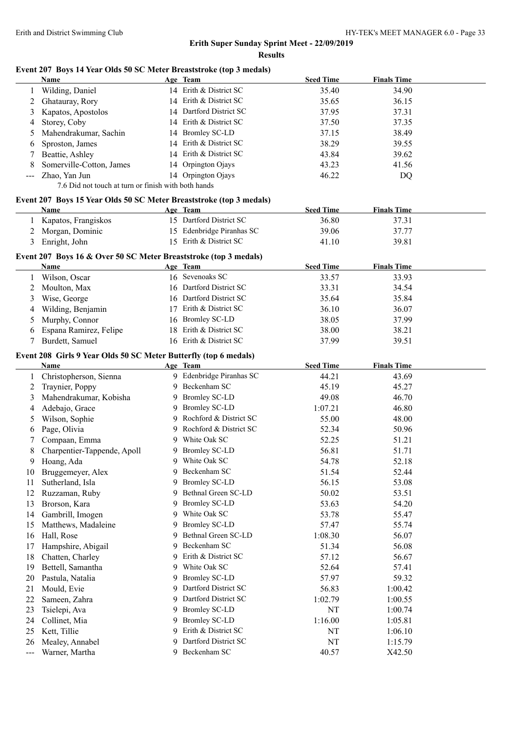# Erith Super Sunday Sprint Meet - 22/09/2019

## Results

### Event 207 Boys 14 Year Olds 50 SC Meter Breaststroke (top 3 medals)

| | Name | Age | Team | Seed Time | Finals Time |
|---|---|---|---|---|---|
| 1 | Wilding, Daniel | 14 | Erith & District SC | 35.40 | 34.90 |
| 2 | Ghatauray, Rory | 14 | Erith & District SC | 35.65 | 36.15 |
| 3 | Kapatos, Apostolos | 14 | Dartford District SC | 37.95 | 37.31 |
| 4 | Storey, Coby | 14 | Erith & District SC | 37.50 | 37.35 |
| 5 | Mahendrakumar, Sachin | 14 | Bromley SC-LD | 37.15 | 38.49 |
| 6 | Sproston, James | 14 | Erith & District SC | 38.29 | 39.55 |
| 7 | Beattie, Ashley | 14 | Erith & District SC | 43.84 | 39.62 |
| 8 | Somerville-Cotton, James | 14 | Orpington Ojays | 43.23 | 41.56 |
| --- | Zhao, Yan Jun | 14 | Orpington Ojays | 46.22 | DQ |

7.6 Did not touch at turn or finish with both hands

### Event 207 Boys 15 Year Olds 50 SC Meter Breaststroke (top 3 medals)

| | Name | Age | Team | Seed Time | Finals Time |
|---|---|---|---|---|---|
| 1 | Kapatos, Frangiskos | 15 | Dartford District SC | 36.80 | 37.31 |
| 2 | Morgan, Dominic | 15 | Edenbridge Piranhas SC | 39.06 | 37.77 |
| 3 | Enright, John | 15 | Erith & District SC | 41.10 | 39.81 |

### Event 207 Boys 16 & Over 50 SC Meter Breaststroke (top 3 medals)

| | Name | Age | Team | Seed Time | Finals Time |
|---|---|---|---|---|---|
| 1 | Wilson, Oscar | 16 | Sevenoaks SC | 33.57 | 33.93 |
| 2 | Moulton, Max | 16 | Dartford District SC | 33.31 | 34.54 |
| 3 | Wise, George | 16 | Dartford District SC | 35.64 | 35.84 |
| 4 | Wilding, Benjamin | 17 | Erith & District SC | 36.10 | 36.07 |
| 5 | Murphy, Connor | 16 | Bromley SC-LD | 38.05 | 37.99 |
| 6 | Espana Ramirez, Felipe | 18 | Erith & District SC | 38.00 | 38.21 |
| 7 | Burdett, Samuel | 16 | Erith & District SC | 37.99 | 39.51 |

### Event 208 Girls 9 Year Olds 50 SC Meter Butterfly (top 6 medals)

| | Name | Age | Team | Seed Time | Finals Time |
|---|---|---|---|---|---|
| 1 | Christopherson, Sienna | 9 | Edenbridge Piranhas SC | 44.21 | 43.69 |
| 2 | Traynier, Poppy | 9 | Beckenham SC | 45.19 | 45.27 |
| 3 | Mahendrakumar, Kobisha | 9 | Bromley SC-LD | 49.08 | 46.70 |
| 4 | Adebajo, Grace | 9 | Bromley SC-LD | 1:07.21 | 46.80 |
| 5 | Wilson, Sophie | 9 | Rochford & District SC | 55.00 | 48.00 |
| 6 | Page, Olivia | 9 | Rochford & District SC | 52.34 | 50.96 |
| 7 | Compaan, Emma | 9 | White Oak SC | 52.25 | 51.21 |
| 8 | Charpentier-Tappende, Apoll | 9 | Bromley SC-LD | 56.81 | 51.71 |
| 9 | Hoang, Ada | 9 | White Oak SC | 54.78 | 52.18 |
| 10 | Bruggemeyer, Alex | 9 | Beckenham SC | 51.54 | 52.44 |
| 11 | Sutherland, Isla | 9 | Bromley SC-LD | 56.15 | 53.08 |
| 12 | Ruzzaman, Ruby | 9 | Bethnal Green SC-LD | 50.02 | 53.51 |
| 13 | Brorson, Kara | 9 | Bromley SC-LD | 53.63 | 54.20 |
| 14 | Gambrill, Imogen | 9 | White Oak SC | 53.78 | 55.47 |
| 15 | Matthews, Madaleine | 9 | Bromley SC-LD | 57.47 | 55.74 |
| 16 | Hall, Rose | 9 | Bethnal Green SC-LD | 1:08.30 | 56.07 |
| 17 | Hampshire, Abigail | 9 | Beckenham SC | 51.34 | 56.08 |
| 18 | Chatten, Charley | 9 | Erith & District SC | 57.12 | 56.67 |
| 19 | Bettell, Samantha | 9 | White Oak SC | 52.64 | 57.41 |
| 20 | Pastula, Natalia | 9 | Bromley SC-LD | 57.97 | 59.32 |
| 21 | Mould, Evie | 9 | Dartford District SC | 56.83 | 1:00.42 |
| 22 | Sameen, Zahra | 9 | Dartford District SC | 1:02.79 | 1:00.55 |
| 23 | Tsielepi, Ava | 9 | Bromley SC-LD | NT | 1:00.74 |
| 24 | Collinet, Mia | 9 | Bromley SC-LD | 1:16.00 | 1:05.81 |
| 25 | Kett, Tillie | 9 | Erith & District SC | NT | 1:06.10 |
| 26 | Mealey, Annabel | 9 | Dartford District SC | NT | 1:15.79 |
| --- | Warner, Martha | 9 | Beckenham SC | 40.57 | X42.50 |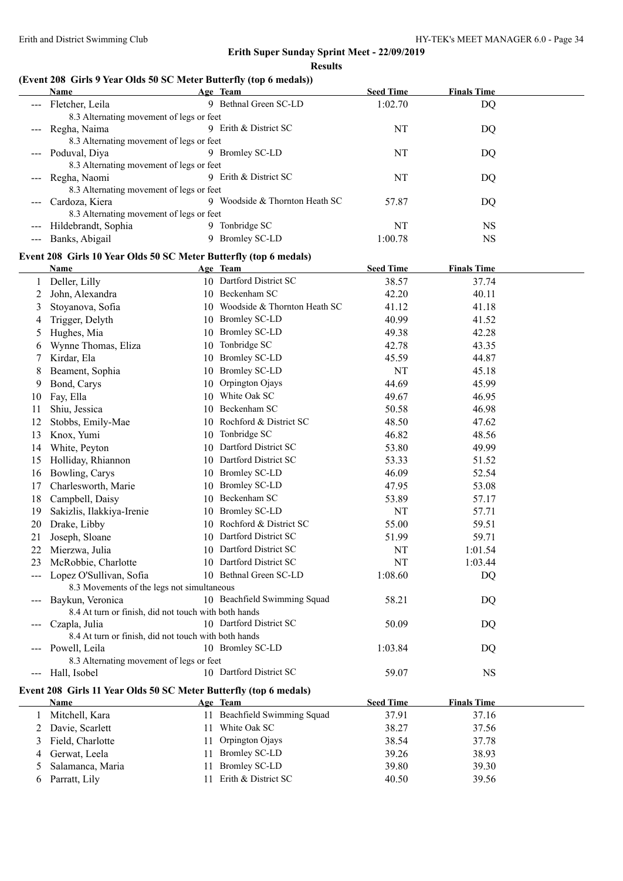**Erith Super Sunday Sprint Meet - 22/09/2019**

**Results**

**(Event 208 Girls 9 Year Olds 50 SC Meter Butterfly (top 6 medals))**

| | Name | Age | Team | Seed Time | Finals Time |
|---|---|---|---|---|---|
| --- | Fletcher, Leila | 9 | Bethnal Green SC-LD | 1:02.70 | DQ |
| | 8.3 Alternating movement of legs or feet | | | | |
| --- | Regha, Naima | 9 | Erith & District SC | NT | DQ |
| | 8.3 Alternating movement of legs or feet | | | | |
| --- | Poduval, Diya | 9 | Bromley SC-LD | NT | DQ |
| | 8.3 Alternating movement of legs or feet | | | | |
| --- | Regha, Naomi | 9 | Erith & District SC | NT | DQ |
| | 8.3 Alternating movement of legs or feet | | | | |
| --- | Cardoza, Kiera | 9 | Woodside & Thornton Heath SC | 57.87 | DQ |
| | 8.3 Alternating movement of legs or feet | | | | |
| --- | Hildebrandt, Sophia | 9 | Tonbridge SC | NT | NS |
| --- | Banks, Abigail | 9 | Bromley SC-LD | 1:00.78 | NS |

**Event 208 Girls 10 Year Olds 50 SC Meter Butterfly (top 6 medals)**

| | Name | Age | Team | Seed Time | Finals Time |
|---|---|---|---|---|---|
| 1 | Deller, Lilly | 10 | Dartford District SC | 38.57 | 37.74 |
| 2 | John, Alexandra | 10 | Beckenham SC | 42.20 | 40.11 |
| 3 | Stoyanova, Sofia | 10 | Woodside & Thornton Heath SC | 41.12 | 41.18 |
| 4 | Trigger, Delyth | 10 | Bromley SC-LD | 40.99 | 41.52 |
| 5 | Hughes, Mia | 10 | Bromley SC-LD | 49.38 | 42.28 |
| 6 | Wynne Thomas, Eliza | 10 | Tonbridge SC | 42.78 | 43.35 |
| 7 | Kirdar, Ela | 10 | Bromley SC-LD | 45.59 | 44.87 |
| 8 | Beament, Sophia | 10 | Bromley SC-LD | NT | 45.18 |
| 9 | Bond, Carys | 10 | Orpington Ojays | 44.69 | 45.99 |
| 10 | Fay, Ella | 10 | White Oak SC | 49.67 | 46.95 |
| 11 | Shiu, Jessica | 10 | Beckenham SC | 50.58 | 46.98 |
| 12 | Stobbs, Emily-Mae | 10 | Rochford & District SC | 48.50 | 47.62 |
| 13 | Knox, Yumi | 10 | Tonbridge SC | 46.82 | 48.56 |
| 14 | White, Peyton | 10 | Dartford District SC | 53.80 | 49.99 |
| 15 | Holliday, Rhiannon | 10 | Dartford District SC | 53.33 | 51.52 |
| 16 | Bowling, Carys | 10 | Bromley SC-LD | 46.09 | 52.54 |
| 17 | Charlesworth, Marie | 10 | Bromley SC-LD | 47.95 | 53.08 |
| 18 | Campbell, Daisy | 10 | Beckenham SC | 53.89 | 57.17 |
| 19 | Sakizlis, Ilakkiya-Irenie | 10 | Bromley SC-LD | NT | 57.71 |
| 20 | Drake, Libby | 10 | Rochford & District SC | 55.00 | 59.51 |
| 21 | Joseph, Sloane | 10 | Dartford District SC | 51.99 | 59.71 |
| 22 | Mierzwa, Julia | 10 | Dartford District SC | NT | 1:01.54 |
| 23 | McRobbie, Charlotte | 10 | Dartford District SC | NT | 1:03.44 |
| --- | Lopez O'Sullivan, Sofia | 10 | Bethnal Green SC-LD | 1:08.60 | DQ |
| | 8.3 Movements of the legs not simultaneous | | | | |
| --- | Baykun, Veronica | 10 | Beachfield Swimming Squad | 58.21 | DQ |
| | 8.4 At turn or finish, did not touch with both hands | | | | |
| --- | Czapla, Julia | 10 | Dartford District SC | 50.09 | DQ |
| | 8.4 At turn or finish, did not touch with both hands | | | | |
| --- | Powell, Leila | 10 | Bromley SC-LD | 1:03.84 | DQ |
| | 8.3 Alternating movement of legs or feet | | | | |
| --- | Hall, Isobel | 10 | Dartford District SC | 59.07 | NS |

**Event 208 Girls 11 Year Olds 50 SC Meter Butterfly (top 6 medals)**

| | Name | Age | Team | Seed Time | Finals Time |
|---|---|---|---|---|---|
| 1 | Mitchell, Kara | 11 | Beachfield Swimming Squad | 37.91 | 37.16 |
| 2 | Davie, Scarlett | 11 | White Oak SC | 38.27 | 37.56 |
| 3 | Field, Charlotte | 11 | Orpington Ojays | 38.54 | 37.78 |
| 4 | Gerwat, Leela | 11 | Bromley SC-LD | 39.26 | 38.93 |
| 5 | Salamanca, Maria | 11 | Bromley SC-LD | 39.80 | 39.30 |
| 6 | Parratt, Lily | 11 | Erith & District SC | 40.50 | 39.56 |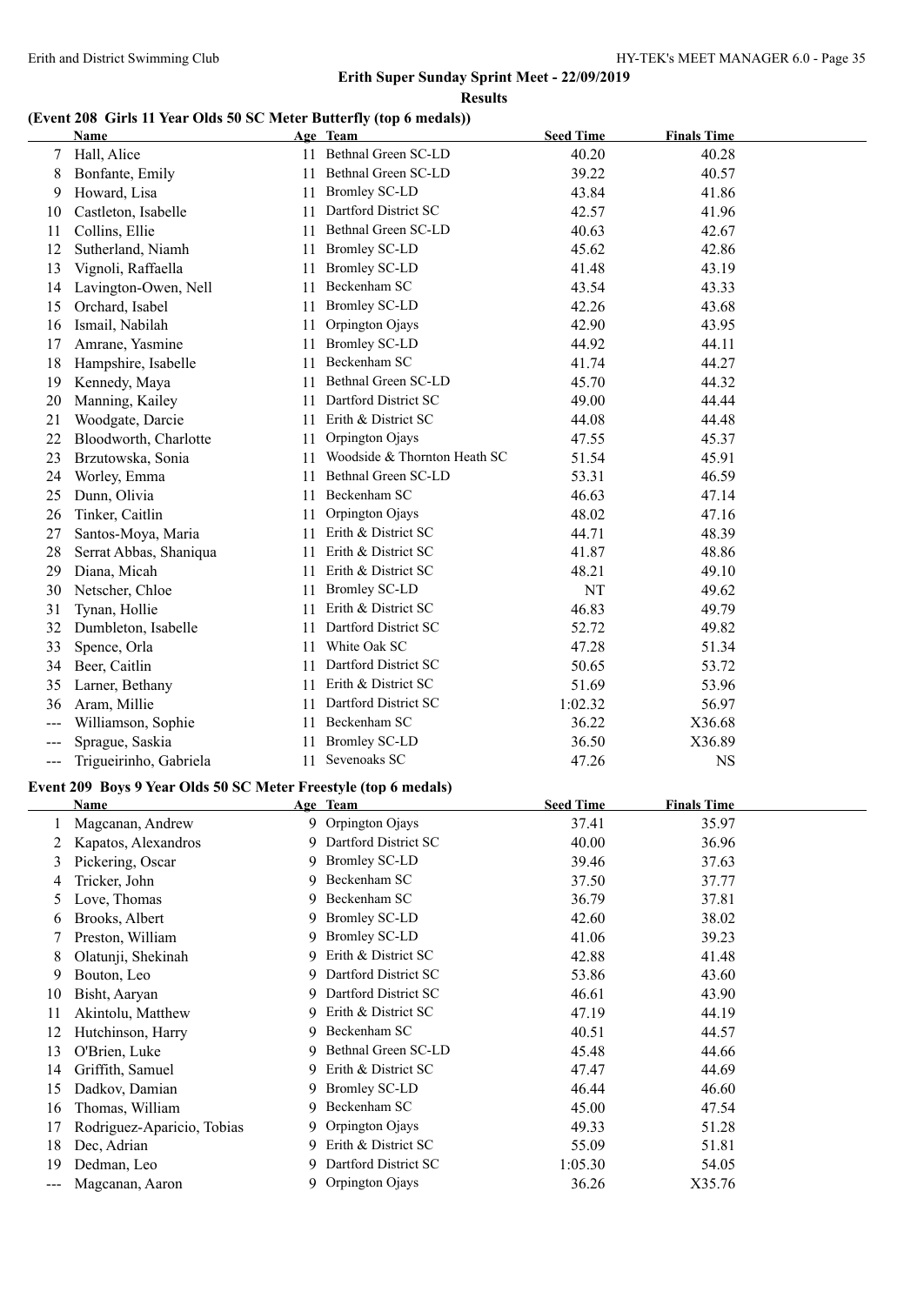## Erith Super Sunday Sprint Meet - 22/09/2019

### Results

### (Event 208 Girls 11 Year Olds 50 SC Meter Butterfly (top 6 medals))

| | Name | Age | Team | Seed Time | Finals Time |
|---|---|---|---|---|---|
| 7 | Hall, Alice | 11 | Bethnal Green SC-LD | 40.20 | 40.28 |
| 8 | Bonfante, Emily | 11 | Bethnal Green SC-LD | 39.22 | 40.57 |
| 9 | Howard, Lisa | 11 | Bromley SC-LD | 43.84 | 41.86 |
| 10 | Castleton, Isabelle | 11 | Dartford District SC | 42.57 | 41.96 |
| 11 | Collins, Ellie | 11 | Bethnal Green SC-LD | 40.63 | 42.67 |
| 12 | Sutherland, Niamh | 11 | Bromley SC-LD | 45.62 | 42.86 |
| 13 | Vignoli, Raffaella | 11 | Bromley SC-LD | 41.48 | 43.19 |
| 14 | Lavington-Owen, Nell | 11 | Beckenham SC | 43.54 | 43.33 |
| 15 | Orchard, Isabel | 11 | Bromley SC-LD | 42.26 | 43.68 |
| 16 | Ismail, Nabilah | 11 | Orpington Ojays | 42.90 | 43.95 |
| 17 | Amrane, Yasmine | 11 | Bromley SC-LD | 44.92 | 44.11 |
| 18 | Hampshire, Isabelle | 11 | Beckenham SC | 41.74 | 44.27 |
| 19 | Kennedy, Maya | 11 | Bethnal Green SC-LD | 45.70 | 44.32 |
| 20 | Manning, Kailey | 11 | Dartford District SC | 49.00 | 44.44 |
| 21 | Woodgate, Darcie | 11 | Erith & District SC | 44.08 | 44.48 |
| 22 | Bloodworth, Charlotte | 11 | Orpington Ojays | 47.55 | 45.37 |
| 23 | Brzutowska, Sonia | 11 | Woodside & Thornton Heath SC | 51.54 | 45.91 |
| 24 | Worley, Emma | 11 | Bethnal Green SC-LD | 53.31 | 46.59 |
| 25 | Dunn, Olivia | 11 | Beckenham SC | 46.63 | 47.14 |
| 26 | Tinker, Caitlin | 11 | Orpington Ojays | 48.02 | 47.16 |
| 27 | Santos-Moya, Maria | 11 | Erith & District SC | 44.71 | 48.39 |
| 28 | Serrat Abbas, Shaniqua | 11 | Erith & District SC | 41.87 | 48.86 |
| 29 | Diana, Micah | 11 | Erith & District SC | 48.21 | 49.10 |
| 30 | Netscher, Chloe | 11 | Bromley SC-LD | NT | 49.62 |
| 31 | Tynan, Hollie | 11 | Erith & District SC | 46.83 | 49.79 |
| 32 | Dumbleton, Isabelle | 11 | Dartford District SC | 52.72 | 49.82 |
| 33 | Spence, Orla | 11 | White Oak SC | 47.28 | 51.34 |
| 34 | Beer, Caitlin | 11 | Dartford District SC | 50.65 | 53.72 |
| 35 | Larner, Bethany | 11 | Erith & District SC | 51.69 | 53.96 |
| 36 | Aram, Millie | 11 | Dartford District SC | 1:02.32 | 56.97 |
| --- | Williamson, Sophie | 11 | Beckenham SC | 36.22 | X36.68 |
| --- | Sprague, Saskia | 11 | Bromley SC-LD | 36.50 | X36.89 |
| --- | Trigueirinho, Gabriela | 11 | Sevenoaks SC | 47.26 | NS |

### Event 209 Boys 9 Year Olds 50 SC Meter Freestyle (top 6 medals)

| | Name | Age | Team | Seed Time | Finals Time |
|---|---|---|---|---|---|
| 1 | Magcanan, Andrew | 9 | Orpington Ojays | 37.41 | 35.97 |
| 2 | Kapatos, Alexandros | 9 | Dartford District SC | 40.00 | 36.96 |
| 3 | Pickering, Oscar | 9 | Bromley SC-LD | 39.46 | 37.63 |
| 4 | Tricker, John | 9 | Beckenham SC | 37.50 | 37.77 |
| 5 | Love, Thomas | 9 | Beckenham SC | 36.79 | 37.81 |
| 6 | Brooks, Albert | 9 | Bromley SC-LD | 42.60 | 38.02 |
| 7 | Preston, William | 9 | Bromley SC-LD | 41.06 | 39.23 |
| 8 | Olatunji, Shekinah | 9 | Erith & District SC | 42.88 | 41.48 |
| 9 | Bouton, Leo | 9 | Dartford District SC | 53.86 | 43.60 |
| 10 | Bisht, Aaryan | 9 | Dartford District SC | 46.61 | 43.90 |
| 11 | Akintolu, Matthew | 9 | Erith & District SC | 47.19 | 44.19 |
| 12 | Hutchinson, Harry | 9 | Beckenham SC | 40.51 | 44.57 |
| 13 | O'Brien, Luke | 9 | Bethnal Green SC-LD | 45.48 | 44.66 |
| 14 | Griffith, Samuel | 9 | Erith & District SC | 47.47 | 44.69 |
| 15 | Dadkov, Damian | 9 | Bromley SC-LD | 46.44 | 46.60 |
| 16 | Thomas, William | 9 | Beckenham SC | 45.00 | 47.54 |
| 17 | Rodriguez-Aparicio, Tobias | 9 | Orpington Ojays | 49.33 | 51.28 |
| 18 | Dec, Adrian | 9 | Erith & District SC | 55.09 | 51.81 |
| 19 | Dedman, Leo | 9 | Dartford District SC | 1:05.30 | 54.05 |
| --- | Magcanan, Aaron | 9 | Orpington Ojays | 36.26 | X35.76 |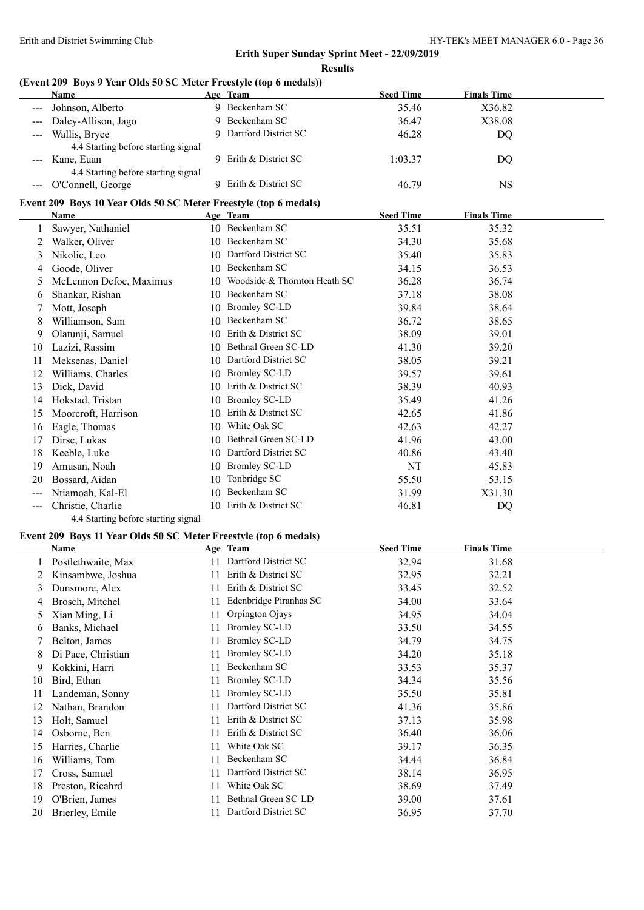**Erith Super Sunday Sprint Meet - 22/09/2019**

**Results**

### (Event 209 Boys 9 Year Olds 50 SC Meter Freestyle (top 6 medals))

| | Name | Age | Team | Seed Time | Finals Time |
|---|---|---|---|---|---|
| --- | Johnson, Alberto | 9 | Beckenham SC | 35.46 | X36.82 |
| --- | Daley-Allison, Jago | 9 | Beckenham SC | 36.47 | X38.08 |
| --- | Wallis, Bryce | 9 | Dartford District SC | 46.28 | DQ |
| | 4.4 Starting before starting signal | | | | |
| --- | Kane, Euan | 9 | Erith & District SC | 1:03.37 | DQ |
| | 4.4 Starting before starting signal | | | | |
| --- | O'Connell, George | 9 | Erith & District SC | 46.79 | NS |

### Event 209 Boys 10 Year Olds 50 SC Meter Freestyle (top 6 medals)

| | Name | Age | Team | Seed Time | Finals Time |
|---|---|---|---|---|---|
| 1 | Sawyer, Nathaniel | 10 | Beckenham SC | 35.51 | 35.32 |
| 2 | Walker, Oliver | 10 | Beckenham SC | 34.30 | 35.68 |
| 3 | Nikolic, Leo | 10 | Dartford District SC | 35.40 | 35.83 |
| 4 | Goode, Oliver | 10 | Beckenham SC | 34.15 | 36.53 |
| 5 | McLennon Defoe, Maximus | 10 | Woodside & Thornton Heath SC | 36.28 | 36.74 |
| 6 | Shankar, Rishan | 10 | Beckenham SC | 37.18 | 38.08 |
| 7 | Mott, Joseph | 10 | Bromley SC-LD | 39.84 | 38.64 |
| 8 | Williamson, Sam | 10 | Beckenham SC | 36.72 | 38.65 |
| 9 | Olatunji, Samuel | 10 | Erith & District SC | 38.09 | 39.01 |
| 10 | Lazizi, Rassim | 10 | Bethnal Green SC-LD | 41.30 | 39.20 |
| 11 | Meksenas, Daniel | 10 | Dartford District SC | 38.05 | 39.21 |
| 12 | Williams, Charles | 10 | Bromley SC-LD | 39.57 | 39.61 |
| 13 | Dick, David | 10 | Erith & District SC | 38.39 | 40.93 |
| 14 | Hokstad, Tristan | 10 | Bromley SC-LD | 35.49 | 41.26 |
| 15 | Moorcroft, Harrison | 10 | Erith & District SC | 42.65 | 41.86 |
| 16 | Eagle, Thomas | 10 | White Oak SC | 42.63 | 42.27 |
| 17 | Dirse, Lukas | 10 | Bethnal Green SC-LD | 41.96 | 43.00 |
| 18 | Keeble, Luke | 10 | Dartford District SC | 40.86 | 43.40 |
| 19 | Amusan, Noah | 10 | Bromley SC-LD | NT | 45.83 |
| 20 | Bossard, Aidan | 10 | Tonbridge SC | 55.50 | 53.15 |
| --- | Ntiamoah, Kal-El | 10 | Beckenham SC | 31.99 | X31.30 |
| --- | Christie, Charlie | 10 | Erith & District SC | 46.81 | DQ |
| | 4.4 Starting before starting signal | | | | |

### Event 209 Boys 11 Year Olds 50 SC Meter Freestyle (top 6 medals)

| | Name | Age | Team | Seed Time | Finals Time |
|---|---|---|---|---|---|
| 1 | Postlethwaite, Max | 11 | Dartford District SC | 32.94 | 31.68 |
| 2 | Kinsambwe, Joshua | 11 | Erith & District SC | 32.95 | 32.21 |
| 3 | Dunsmore, Alex | 11 | Erith & District SC | 33.45 | 32.52 |
| 4 | Brosch, Mitchel | 11 | Edenbridge Piranhas SC | 34.00 | 33.64 |
| 5 | Xian Ming, Li | 11 | Orpington Ojays | 34.95 | 34.04 |
| 6 | Banks, Michael | 11 | Bromley SC-LD | 33.50 | 34.55 |
| 7 | Belton, James | 11 | Bromley SC-LD | 34.79 | 34.75 |
| 8 | Di Pace, Christian | 11 | Bromley SC-LD | 34.20 | 35.18 |
| 9 | Kokkini, Harri | 11 | Beckenham SC | 33.53 | 35.37 |
| 10 | Bird, Ethan | 11 | Bromley SC-LD | 34.34 | 35.56 |
| 11 | Landeman, Sonny | 11 | Bromley SC-LD | 35.50 | 35.81 |
| 12 | Nathan, Brandon | 11 | Dartford District SC | 41.36 | 35.86 |
| 13 | Holt, Samuel | 11 | Erith & District SC | 37.13 | 35.98 |
| 14 | Osborne, Ben | 11 | Erith & District SC | 36.40 | 36.06 |
| 15 | Harries, Charlie | 11 | White Oak SC | 39.17 | 36.35 |
| 16 | Williams, Tom | 11 | Beckenham SC | 34.44 | 36.84 |
| 17 | Cross, Samuel | 11 | Dartford District SC | 38.14 | 36.95 |
| 18 | Preston, Ricahrd | 11 | White Oak SC | 38.69 | 37.49 |
| 19 | O'Brien, James | 11 | Bethnal Green SC-LD | 39.00 | 37.61 |
| 20 | Brierley, Emile | 11 | Dartford District SC | 36.95 | 37.70 |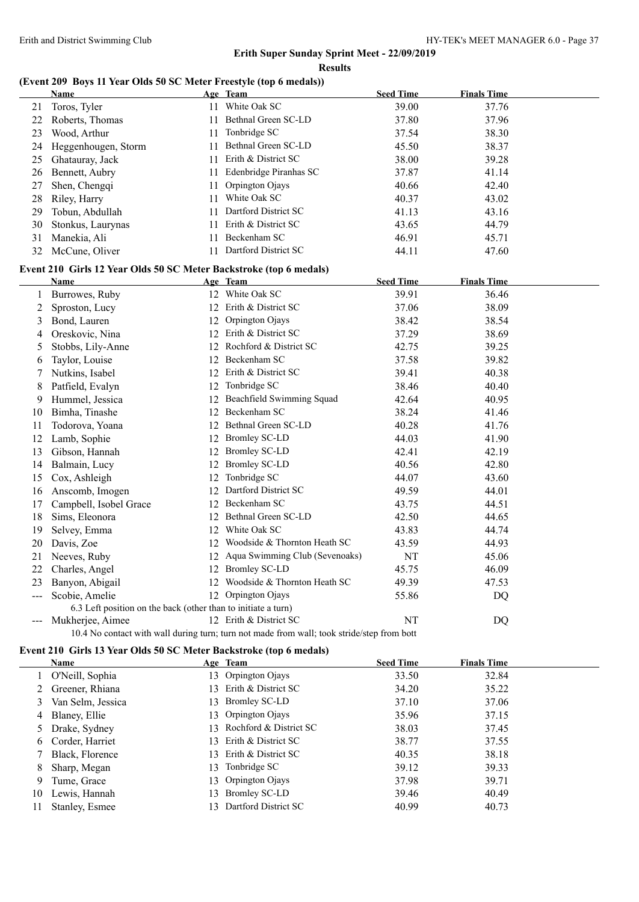## Erith Super Sunday Sprint Meet - 22/09/2019

**Results**

### (Event 209 Boys 11 Year Olds 50 SC Meter Freestyle (top 6 medals))

| | Name | Age | Team | Seed Time | Finals Time |
|---|---|---|---|---|---|
| 21 | Toros, Tyler | 11 | White Oak SC | 39.00 | 37.76 |
| 22 | Roberts, Thomas | 11 | Bethnal Green SC-LD | 37.80 | 37.96 |
| 23 | Wood, Arthur | 11 | Tonbridge SC | 37.54 | 38.30 |
| 24 | Heggenhougen, Storm | 11 | Bethnal Green SC-LD | 45.50 | 38.37 |
| 25 | Ghatauray, Jack | 11 | Erith & District SC | 38.00 | 39.28 |
| 26 | Bennett, Aubry | 11 | Edenbridge Piranhas SC | 37.87 | 41.14 |
| 27 | Shen, Chengqi | 11 | Orpington Ojays | 40.66 | 42.40 |
| 28 | Riley, Harry | 11 | White Oak SC | 40.37 | 43.02 |
| 29 | Tobun, Abdullah | 11 | Dartford District SC | 41.13 | 43.16 |
| 30 | Stonkus, Laurynas | 11 | Erith & District SC | 43.65 | 44.79 |
| 31 | Manekia, Ali | 11 | Beckenham SC | 46.91 | 45.71 |
| 32 | McCune, Oliver | 11 | Dartford District SC | 44.11 | 47.60 |

### Event 210 Girls 12 Year Olds 50 SC Meter Backstroke (top 6 medals)

| | Name | Age | Team | Seed Time | Finals Time |
|---|---|---|---|---|---|
| 1 | Burrowes, Ruby | 12 | White Oak SC | 39.91 | 36.46 |
| 2 | Sproston, Lucy | 12 | Erith & District SC | 37.06 | 38.09 |
| 3 | Bond, Lauren | 12 | Orpington Ojays | 38.42 | 38.54 |
| 4 | Oreskovic, Nina | 12 | Erith & District SC | 37.29 | 38.69 |
| 5 | Stobbs, Lily-Anne | 12 | Rochford & District SC | 42.75 | 39.25 |
| 6 | Taylor, Louise | 12 | Beckenham SC | 37.58 | 39.82 |
| 7 | Nutkins, Isabel | 12 | Erith & District SC | 39.41 | 40.38 |
| 8 | Patfield, Evalyn | 12 | Tonbridge SC | 38.46 | 40.40 |
| 9 | Hummel, Jessica | 12 | Beachfield Swimming Squad | 42.64 | 40.95 |
| 10 | Bimha, Tinashe | 12 | Beckenham SC | 38.24 | 41.46 |
| 11 | Todorova, Yoana | 12 | Bethnal Green SC-LD | 40.28 | 41.76 |
| 12 | Lamb, Sophie | 12 | Bromley SC-LD | 44.03 | 41.90 |
| 13 | Gibson, Hannah | 12 | Bromley SC-LD | 42.41 | 42.19 |
| 14 | Balmain, Lucy | 12 | Bromley SC-LD | 40.56 | 42.80 |
| 15 | Cox, Ashleigh | 12 | Tonbridge SC | 44.07 | 43.60 |
| 16 | Anscomb, Imogen | 12 | Dartford District SC | 49.59 | 44.01 |
| 17 | Campbell, Isobel Grace | 12 | Beckenham SC | 43.75 | 44.51 |
| 18 | Sims, Eleonora | 12 | Bethnal Green SC-LD | 42.50 | 44.65 |
| 19 | Selvey, Emma | 12 | White Oak SC | 43.83 | 44.74 |
| 20 | Davis, Zoe | 12 | Woodside & Thornton Heath SC | 43.59 | 44.93 |
| 21 | Neeves, Ruby | 12 | Aqua Swimming Club (Sevenoaks) | NT | 45.06 |
| 22 | Charles, Angel | 12 | Bromley SC-LD | 45.75 | 46.09 |
| 23 | Banyon, Abigail | 12 | Woodside & Thornton Heath SC | 49.39 | 47.53 |
| --- | Scobie, Amelie | 12 | Orpington Ojays | 55.86 | DQ |
| | 6.3 Left position on the back (other than to initiate a turn) | | | | |
| --- | Mukherjee, Aimee | 12 | Erith & District SC | NT | DQ |
| | 10.4 No contact with wall during turn; turn not made from wall; took stride/step from bott | | | | |

### Event 210 Girls 13 Year Olds 50 SC Meter Backstroke (top 6 medals)

| | Name | Age | Team | Seed Time | Finals Time |
|---|---|---|---|---|---|
| 1 | O'Neill, Sophia | 13 | Orpington Ojays | 33.50 | 32.84 |
| 2 | Greener, Rhiana | 13 | Erith & District SC | 34.20 | 35.22 |
| 3 | Van Selm, Jessica | 13 | Bromley SC-LD | 37.10 | 37.06 |
| 4 | Blaney, Ellie | 13 | Orpington Ojays | 35.96 | 37.15 |
| 5 | Drake, Sydney | 13 | Rochford & District SC | 38.03 | 37.45 |
| 6 | Corder, Harriet | 13 | Erith & District SC | 38.77 | 37.55 |
| 7 | Black, Florence | 13 | Erith & District SC | 40.35 | 38.18 |
| 8 | Sharp, Megan | 13 | Tonbridge SC | 39.12 | 39.33 |
| 9 | Tume, Grace | 13 | Orpington Ojays | 37.98 | 39.71 |
| 10 | Lewis, Hannah | 13 | Bromley SC-LD | 39.46 | 40.49 |
| 11 | Stanley, Esmee | 13 | Dartford District SC | 40.99 | 40.73 |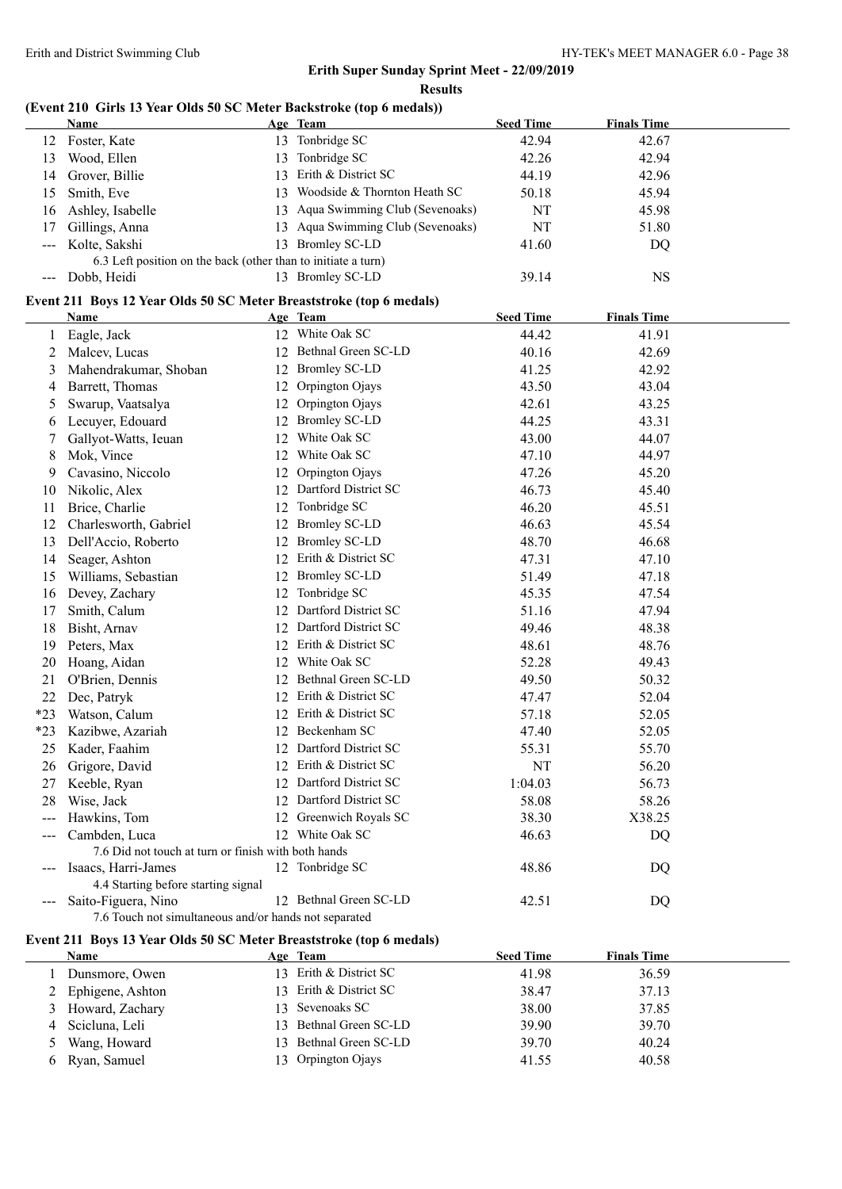**Erith Super Sunday Sprint Meet - 22/09/2019**

**Results**

### (Event 210 Girls 13 Year Olds 50 SC Meter Backstroke (top 6 medals))

| | Name | Age | Team | Seed Time | Finals Time |
|---|---|---|---|---|---|
| 12 | Foster, Kate | 13 | Tonbridge SC | 42.94 | 42.67 |
| 13 | Wood, Ellen | 13 | Tonbridge SC | 42.26 | 42.94 |
| 14 | Grover, Billie | 13 | Erith & District SC | 44.19 | 42.96 |
| 15 | Smith, Eve | 13 | Woodside & Thornton Heath SC | 50.18 | 45.94 |
| 16 | Ashley, Isabelle | 13 | Aqua Swimming Club (Sevenoaks) | NT | 45.98 |
| 17 | Gillings, Anna | 13 | Aqua Swimming Club (Sevenoaks) | NT | 51.80 |
| --- | Kolte, Sakshi | 13 | Bromley SC-LD | 41.60 | DQ |
| | 6.3 Left position on the back (other than to initiate a turn) | | | | |
| --- | Dobb, Heidi | 13 | Bromley SC-LD | 39.14 | NS |

### Event 211 Boys 12 Year Olds 50 SC Meter Breaststroke (top 6 medals)

| | Name | Age | Team | Seed Time | Finals Time |
|---|---|---|---|---|---|
| 1 | Eagle, Jack | 12 | White Oak SC | 44.42 | 41.91 |
| 2 | Malcev, Lucas | 12 | Bethnal Green SC-LD | 40.16 | 42.69 |
| 3 | Mahendrakumar, Shoban | 12 | Bromley SC-LD | 41.25 | 42.92 |
| 4 | Barrett, Thomas | 12 | Orpington Ojays | 43.50 | 43.04 |
| 5 | Swarup, Vaatsalya | 12 | Orpington Ojays | 42.61 | 43.25 |
| 6 | Lecuyer, Edouard | 12 | Bromley SC-LD | 44.25 | 43.31 |
| 7 | Gallyot-Watts, Ieuan | 12 | White Oak SC | 43.00 | 44.07 |
| 8 | Mok, Vince | 12 | White Oak SC | 47.10 | 44.97 |
| 9 | Cavasino, Niccolo | 12 | Orpington Ojays | 47.26 | 45.20 |
| 10 | Nikolic, Alex | 12 | Dartford District SC | 46.73 | 45.40 |
| 11 | Brice, Charlie | 12 | Tonbridge SC | 46.20 | 45.51 |
| 12 | Charlesworth, Gabriel | 12 | Bromley SC-LD | 46.63 | 45.54 |
| 13 | Dell'Accio, Roberto | 12 | Bromley SC-LD | 48.70 | 46.68 |
| 14 | Seager, Ashton | 12 | Erith & District SC | 47.31 | 47.10 |
| 15 | Williams, Sebastian | 12 | Bromley SC-LD | 51.49 | 47.18 |
| 16 | Devey, Zachary | 12 | Tonbridge SC | 45.35 | 47.54 |
| 17 | Smith, Calum | 12 | Dartford District SC | 51.16 | 47.94 |
| 18 | Bisht, Arnav | 12 | Dartford District SC | 49.46 | 48.38 |
| 19 | Peters, Max | 12 | Erith & District SC | 48.61 | 48.76 |
| 20 | Hoang, Aidan | 12 | White Oak SC | 52.28 | 49.43 |
| 21 | O'Brien, Dennis | 12 | Bethnal Green SC-LD | 49.50 | 50.32 |
| 22 | Dec, Patryk | 12 | Erith & District SC | 47.47 | 52.04 |
| *23 | Watson, Calum | 12 | Erith & District SC | 57.18 | 52.05 |
| *23 | Kazibwe, Azariah | 12 | Beckenham SC | 47.40 | 52.05 |
| 25 | Kader, Faahim | 12 | Dartford District SC | 55.31 | 55.70 |
| 26 | Grigore, David | 12 | Erith & District SC | NT | 56.20 |
| 27 | Keeble, Ryan | 12 | Dartford District SC | 1:04.03 | 56.73 |
| 28 | Wise, Jack | 12 | Dartford District SC | 58.08 | 58.26 |
| --- | Hawkins, Tom | 12 | Greenwich Royals SC | 38.30 | X38.25 |
| --- | Cambden, Luca | 12 | White Oak SC | 46.63 | DQ |
| | 7.6 Did not touch at turn or finish with both hands | | | | |
| --- | Isaacs, Harri-James | 12 | Tonbridge SC | 48.86 | DQ |
| | 4.4 Starting before starting signal | | | | |
| --- | Saito-Figuera, Nino | 12 | Bethnal Green SC-LD | 42.51 | DQ |
| | 7.6 Touch not simultaneous and/or hands not separated | | | | |

### Event 211 Boys 13 Year Olds 50 SC Meter Breaststroke (top 6 medals)

| | Name | Age | Team | Seed Time | Finals Time |
|---|---|---|---|---|---|
| 1 | Dunsmore, Owen | 13 | Erith & District SC | 41.98 | 36.59 |
| 2 | Ephigene, Ashton | 13 | Erith & District SC | 38.47 | 37.13 |
| 3 | Howard, Zachary | 13 | Sevenoaks SC | 38.00 | 37.85 |
| 4 | Scicluna, Leli | 13 | Bethnal Green SC-LD | 39.90 | 39.70 |
| 5 | Wang, Howard | 13 | Bethnal Green SC-LD | 39.70 | 40.24 |
| 6 | Ryan, Samuel | 13 | Orpington Ojays | 41.55 | 40.58 |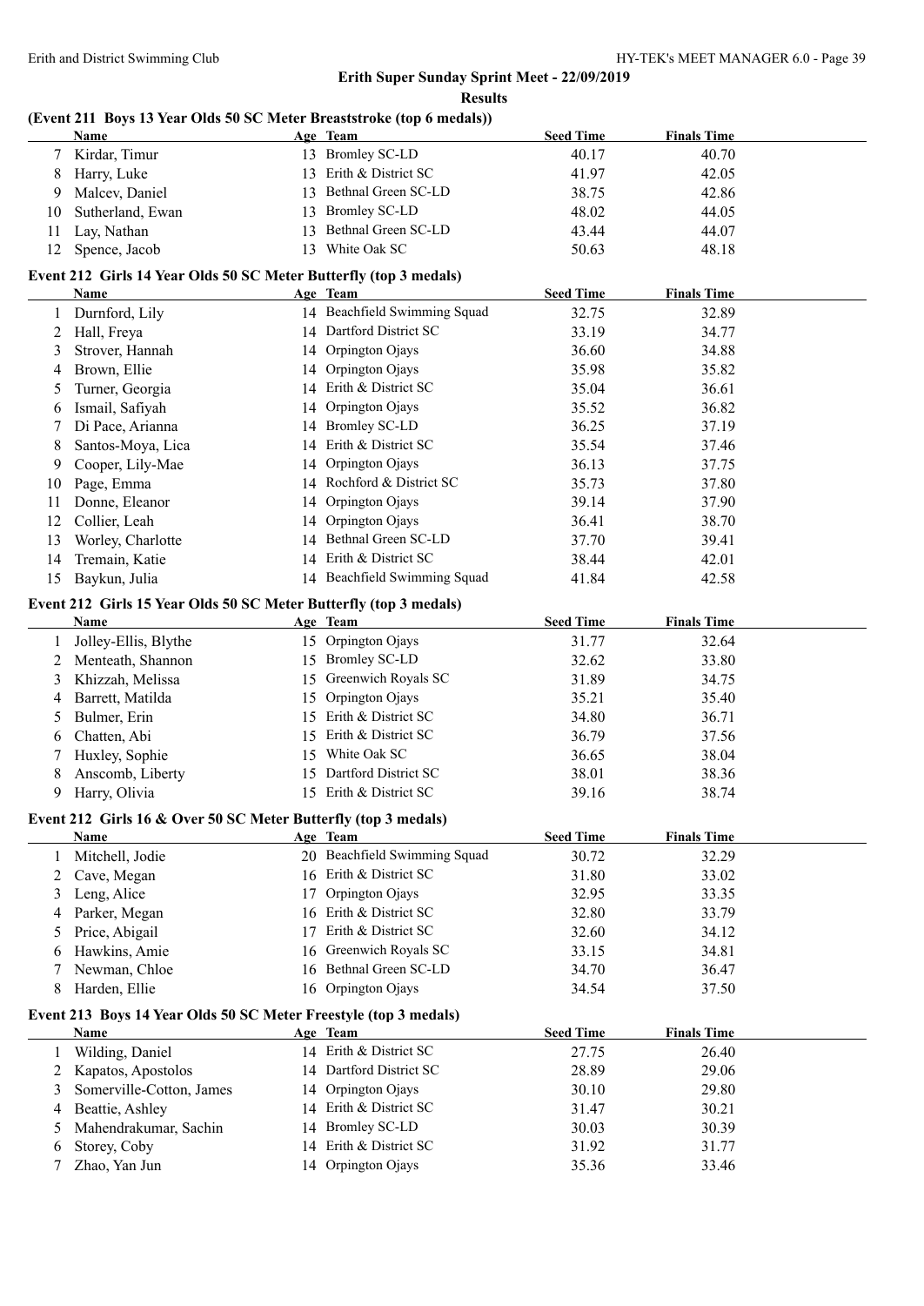## Erith Super Sunday Sprint Meet - 22/09/2019

### Results

### (Event 211 Boys 13 Year Olds 50 SC Meter Breaststroke (top 6 medals))

| | Name | Age | Team | Seed Time | Finals Time |
|---|---|---|---|---|---|
| 7 | Kirdar, Timur | 13 | Bromley SC-LD | 40.17 | 40.70 |
| 8 | Harry, Luke | 13 | Erith & District SC | 41.97 | 42.05 |
| 9 | Malcev, Daniel | 13 | Bethnal Green SC-LD | 38.75 | 42.86 |
| 10 | Sutherland, Ewan | 13 | Bromley SC-LD | 48.02 | 44.05 |
| 11 | Lay, Nathan | 13 | Bethnal Green SC-LD | 43.44 | 44.07 |
| 12 | Spence, Jacob | 13 | White Oak SC | 50.63 | 48.18 |

### Event 212 Girls 14 Year Olds 50 SC Meter Butterfly (top 3 medals)

| | Name | Age | Team | Seed Time | Finals Time |
|---|---|---|---|---|---|
| 1 | Durnford, Lily | 14 | Beachfield Swimming Squad | 32.75 | 32.89 |
| 2 | Hall, Freya | 14 | Dartford District SC | 33.19 | 34.77 |
| 3 | Strover, Hannah | 14 | Orpington Ojays | 36.60 | 34.88 |
| 4 | Brown, Ellie | 14 | Orpington Ojays | 35.98 | 35.82 |
| 5 | Turner, Georgia | 14 | Erith & District SC | 35.04 | 36.61 |
| 6 | Ismail, Safiyah | 14 | Orpington Ojays | 35.52 | 36.82 |
| 7 | Di Pace, Arianna | 14 | Bromley SC-LD | 36.25 | 37.19 |
| 8 | Santos-Moya, Lica | 14 | Erith & District SC | 35.54 | 37.46 |
| 9 | Cooper, Lily-Mae | 14 | Orpington Ojays | 36.13 | 37.75 |
| 10 | Page, Emma | 14 | Rochford & District SC | 35.73 | 37.80 |
| 11 | Donne, Eleanor | 14 | Orpington Ojays | 39.14 | 37.90 |
| 12 | Collier, Leah | 14 | Orpington Ojays | 36.41 | 38.70 |
| 13 | Worley, Charlotte | 14 | Bethnal Green SC-LD | 37.70 | 39.41 |
| 14 | Tremain, Katie | 14 | Erith & District SC | 38.44 | 42.01 |
| 15 | Baykun, Julia | 14 | Beachfield Swimming Squad | 41.84 | 42.58 |

### Event 212 Girls 15 Year Olds 50 SC Meter Butterfly (top 3 medals)

| | Name | Age | Team | Seed Time | Finals Time |
|---|---|---|---|---|---|
| 1 | Jolley-Ellis, Blythe | 15 | Orpington Ojays | 31.77 | 32.64 |
| 2 | Menteath, Shannon | 15 | Bromley SC-LD | 32.62 | 33.80 |
| 3 | Khizzah, Melissa | 15 | Greenwich Royals SC | 31.89 | 34.75 |
| 4 | Barrett, Matilda | 15 | Orpington Ojays | 35.21 | 35.40 |
| 5 | Bulmer, Erin | 15 | Erith & District SC | 34.80 | 36.71 |
| 6 | Chatten, Abi | 15 | Erith & District SC | 36.79 | 37.56 |
| 7 | Huxley, Sophie | 15 | White Oak SC | 36.65 | 38.04 |
| 8 | Anscomb, Liberty | 15 | Dartford District SC | 38.01 | 38.36 |
| 9 | Harry, Olivia | 15 | Erith & District SC | 39.16 | 38.74 |

### Event 212 Girls 16 & Over 50 SC Meter Butterfly (top 3 medals)

| | Name | Age | Team | Seed Time | Finals Time |
|---|---|---|---|---|---|
| 1 | Mitchell, Jodie | 20 | Beachfield Swimming Squad | 30.72 | 32.29 |
| 2 | Cave, Megan | 16 | Erith & District SC | 31.80 | 33.02 |
| 3 | Leng, Alice | 17 | Orpington Ojays | 32.95 | 33.35 |
| 4 | Parker, Megan | 16 | Erith & District SC | 32.80 | 33.79 |
| 5 | Price, Abigail | 17 | Erith & District SC | 32.60 | 34.12 |
| 6 | Hawkins, Amie | 16 | Greenwich Royals SC | 33.15 | 34.81 |
| 7 | Newman, Chloe | 16 | Bethnal Green SC-LD | 34.70 | 36.47 |
| 8 | Harden, Ellie | 16 | Orpington Ojays | 34.54 | 37.50 |

### Event 213 Boys 14 Year Olds 50 SC Meter Freestyle (top 3 medals)

| | Name | Age | Team | Seed Time | Finals Time |
|---|---|---|---|---|---|
| 1 | Wilding, Daniel | 14 | Erith & District SC | 27.75 | 26.40 |
| 2 | Kapatos, Apostolos | 14 | Dartford District SC | 28.89 | 29.06 |
| 3 | Somerville-Cotton, James | 14 | Orpington Ojays | 30.10 | 29.80 |
| 4 | Beattie, Ashley | 14 | Erith & District SC | 31.47 | 30.21 |
| 5 | Mahendrakumar, Sachin | 14 | Bromley SC-LD | 30.03 | 30.39 |
| 6 | Storey, Coby | 14 | Erith & District SC | 31.92 | 31.77 |
| 7 | Zhao, Yan Jun | 14 | Orpington Ojays | 35.36 | 33.46 |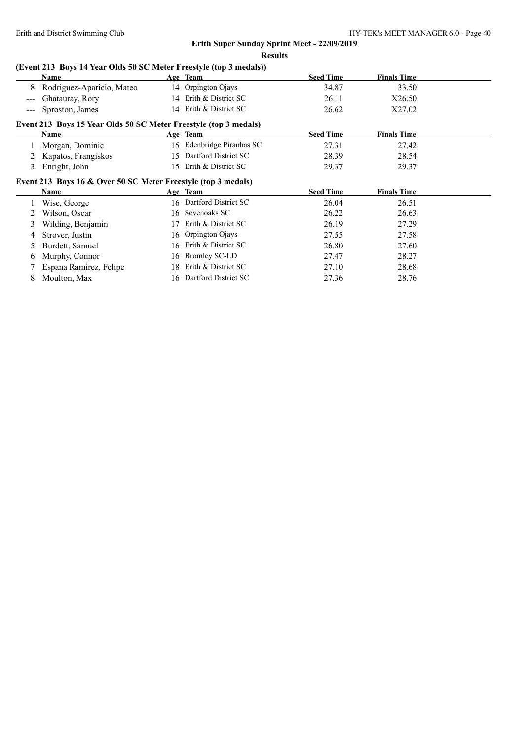**Erith Super Sunday Sprint Meet - 22/09/2019**

**Results**

### (Event 213 Boys 14 Year Olds 50 SC Meter Freestyle (top 3 medals))

| | Name | Age | Team | Seed Time | Finals Time |
|---|---|---|---|---|---|
| 8 | Rodriguez-Aparicio, Mateo | 14 | Orpington Ojays | 34.87 | 33.50 |
| --- | Ghatauray, Rory | 14 | Erith & District SC | 26.11 | X26.50 |
| --- | Sproston, James | 14 | Erith & District SC | 26.62 | X27.02 |

### Event 213 Boys 15 Year Olds 50 SC Meter Freestyle (top 3 medals)

| | Name | Age | Team | Seed Time | Finals Time |
|---|---|---|---|---|---|
| 1 | Morgan, Dominic | 15 | Edenbridge Piranhas SC | 27.31 | 27.42 |
| 2 | Kapatos, Frangiskos | 15 | Dartford District SC | 28.39 | 28.54 |
| 3 | Enright, John | 15 | Erith & District SC | 29.37 | 29.37 |

### Event 213 Boys 16 & Over 50 SC Meter Freestyle (top 3 medals)

| | Name | Age | Team | Seed Time | Finals Time |
|---|---|---|---|---|---|
| 1 | Wise, George | 16 | Dartford District SC | 26.04 | 26.51 |
| 2 | Wilson, Oscar | 16 | Sevenoaks SC | 26.22 | 26.63 |
| 3 | Wilding, Benjamin | 17 | Erith & District SC | 26.19 | 27.29 |
| 4 | Strover, Justin | 16 | Orpington Ojays | 27.55 | 27.58 |
| 5 | Burdett, Samuel | 16 | Erith & District SC | 26.80 | 27.60 |
| 6 | Murphy, Connor | 16 | Bromley SC-LD | 27.47 | 28.27 |
| 7 | Espana Ramirez, Felipe | 18 | Erith & District SC | 27.10 | 28.68 |
| 8 | Moulton, Max | 16 | Dartford District SC | 27.36 | 28.76 |